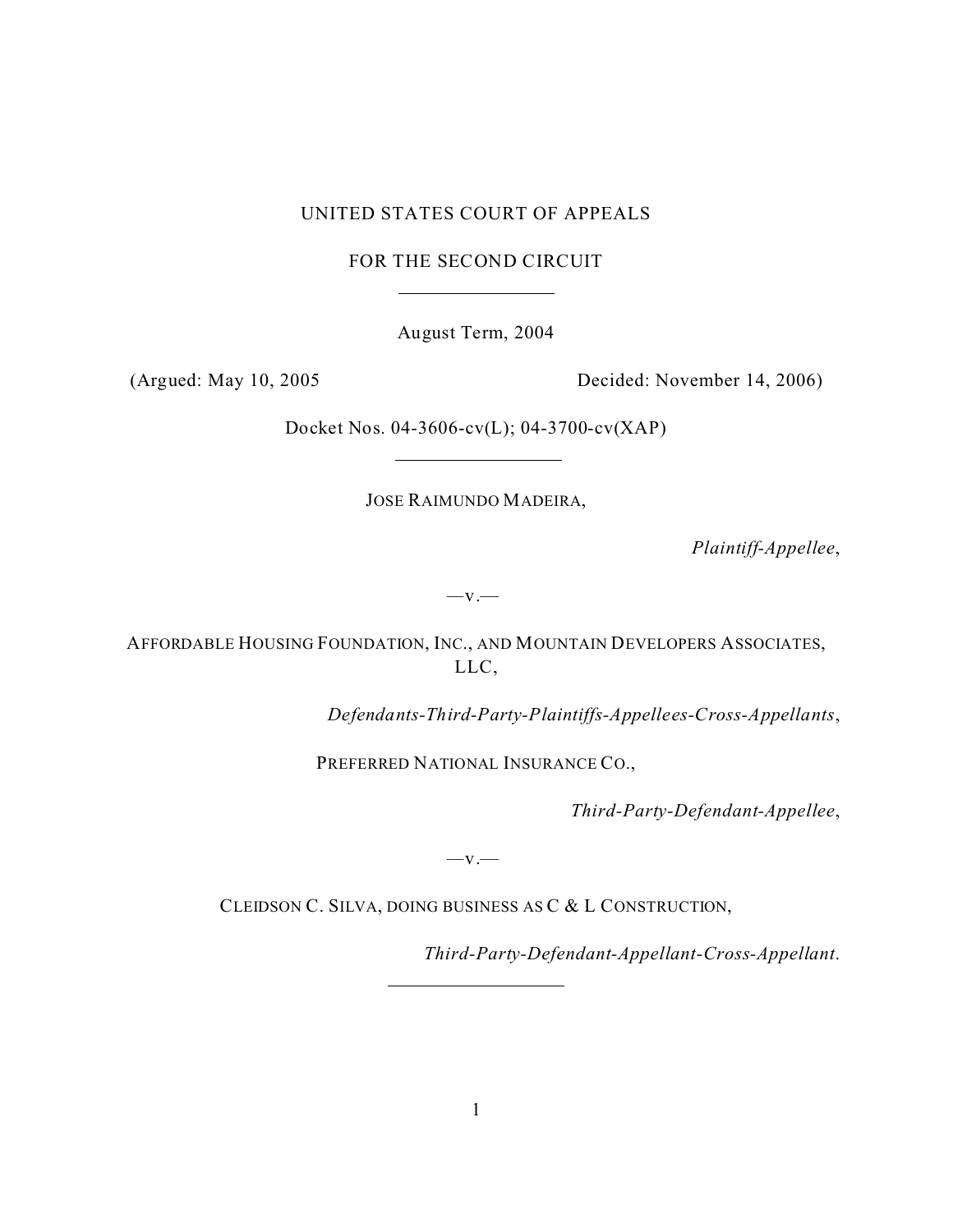UNITED STATES COURT OF APPEALS

FOR THE SECOND CIRCUIT

---

August Term, 2004

(Argued: May 10, 2005 Decided: November 14, 2006)

Docket Nos. 04-3606-cv(L); 04-3700-cv(XAP)

---

JOSE RAIMUNDO MADEIRA,

*Plaintiff-Appellee*,

—v.—

AFFORDABLE HOUSING FOUNDATION, INC., AND MOUNTAIN DEVELOPERS ASSOCIATES, LLC,

*Defendants-Third-Party-Plaintiffs-Appellees-Cross-Appellants*,

PREFERRED NATIONAL INSURANCE CO.,

*Third-Party-Defendant-Appellee*,

—v.—

CLEIDSON C. SILVA, DOING BUSINESS AS C & L CONSTRUCTION,

*Third-Party-Defendant-Appellant-Cross-Appellant.*

---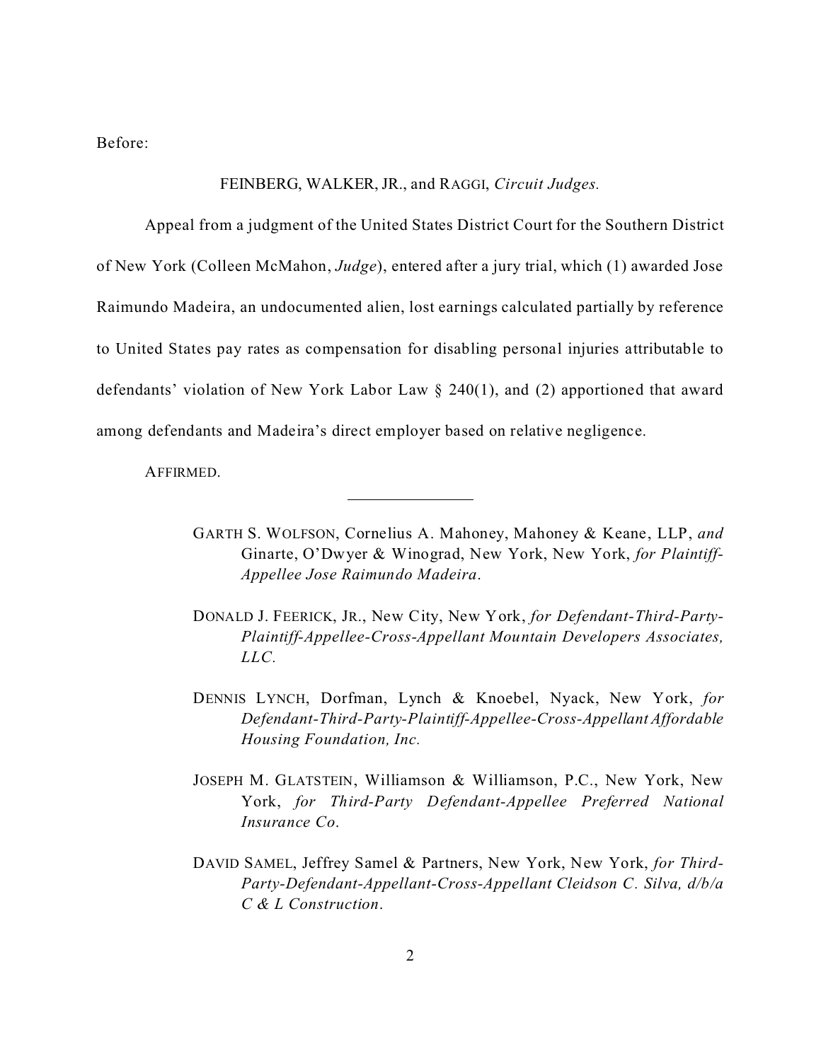Before:

FEINBERG, WALKER, JR., and RAGGI, *Circuit Judges.*

Appeal from a judgment of the United States District Court for the Southern District of New York (Colleen McMahon, *Judge*), entered after a jury trial, which (1) awarded Jose Raimundo Madeira, an undocumented alien, lost earnings calculated partially by reference to United States pay rates as compensation for disabling personal injuries attributable to defendants' violation of New York Labor Law § 240(1), and (2) apportioned that award among defendants and Madeira's direct employer based on relative negligence.

AFFIRMED.

---

GARTH S. WOLFSON, Cornelius A. Mahoney, Mahoney & Keane, LLP, *and* Ginarte, O'Dwyer & Winograd, New York, New York, *for Plaintiff-Appellee Jose Raimundo Madeira*.

DONALD J. FEERICK, JR., New City, New York, *for Defendant-Third-Party-Plaintiff-Appellee-Cross-Appellant Mountain Developers Associates, LLC.*

DENNIS LYNCH, Dorfman, Lynch & Knoebel, Nyack, New York, *for Defendant-Third-Party-Plaintiff-Appellee-Cross-Appellant Affordable Housing Foundation, Inc.*

JOSEPH M. GLATSTEIN, Williamson & Williamson, P.C., New York, New York, *for Third-Party Defendant-Appellee Preferred National Insurance Co.*

DAVID SAMEL, Jeffrey Samel & Partners, New York, New York, *for Third-Party-Defendant-Appellant-Cross-Appellant Cleidson C. Silva, d/b/a C & L Construction*.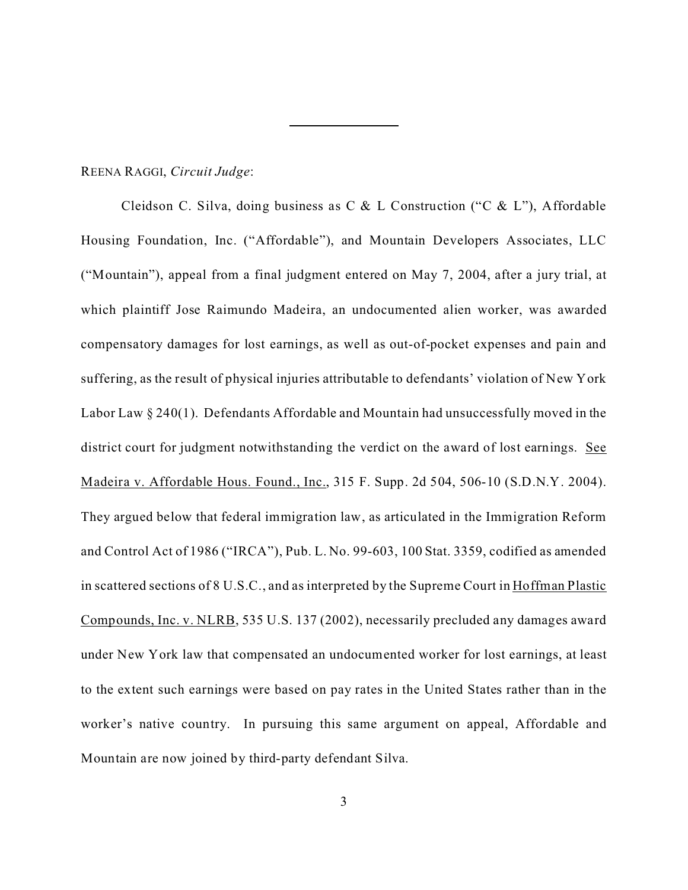REENA RAGGI, *Circuit Judge*:

Cleidson C. Silva, doing business as C & L Construction ("C & L"), Affordable Housing Foundation, Inc. ("Affordable"), and Mountain Developers Associates, LLC ("Mountain"), appeal from a final judgment entered on May 7, 2004, after a jury trial, at which plaintiff Jose Raimundo Madeira, an undocumented alien worker, was awarded compensatory damages for lost earnings, as well as out-of-pocket expenses and pain and suffering, as the result of physical injuries attributable to defendants' violation of New York Labor Law § 240(1). Defendants Affordable and Mountain had unsuccessfully moved in the district court for judgment notwithstanding the verdict on the award of lost earnings. See Madeira v. Affordable Hous. Found., Inc., 315 F. Supp. 2d 504, 506-10 (S.D.N.Y. 2004). They argued below that federal immigration law, as articulated in the Immigration Reform and Control Act of 1986 ("IRCA"), Pub. L. No. 99-603, 100 Stat. 3359, codified as amended in scattered sections of 8 U.S.C., and as interpreted by the Supreme Court in Hoffman Plastic Compounds, Inc. v. NLRB, 535 U.S. 137 (2002), necessarily precluded any damages award under New York law that compensated an undocumented worker for lost earnings, at least to the extent such earnings were based on pay rates in the United States rather than in the worker's native country. In pursuing this same argument on appeal, Affordable and Mountain are now joined by third-party defendant Silva.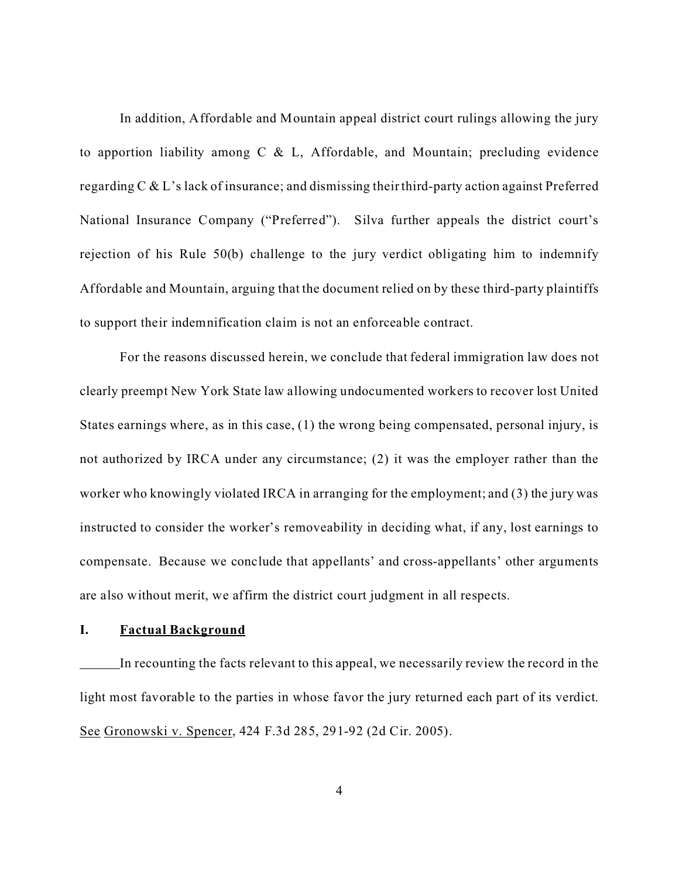In addition, Affordable and Mountain appeal district court rulings allowing the jury to apportion liability among C & L, Affordable, and Mountain; precluding evidence regarding C & L's lack of insurance; and dismissing their third-party action against Preferred National Insurance Company ("Preferred"). Silva further appeals the district court's rejection of his Rule 50(b) challenge to the jury verdict obligating him to indemnify Affordable and Mountain, arguing that the document relied on by these third-party plaintiffs to support their indemnification claim is not an enforceable contract.

For the reasons discussed herein, we conclude that federal immigration law does not clearly preempt New York State law allowing undocumented workers to recover lost United States earnings where, as in this case, (1) the wrong being compensated, personal injury, is not authorized by IRCA under any circumstance; (2) it was the employer rather than the worker who knowingly violated IRCA in arranging for the employment; and (3) the jury was instructed to consider the worker's removeability in deciding what, if any, lost earnings to compensate. Because we conclude that appellants' and cross-appellants' other arguments are also without merit, we affirm the district court judgment in all respects.

## I. Factual Background

In recounting the facts relevant to this appeal, we necessarily review the record in the light most favorable to the parties in whose favor the jury returned each part of its verdict. See Gronowski v. Spencer, 424 F.3d 285, 291-92 (2d Cir. 2005).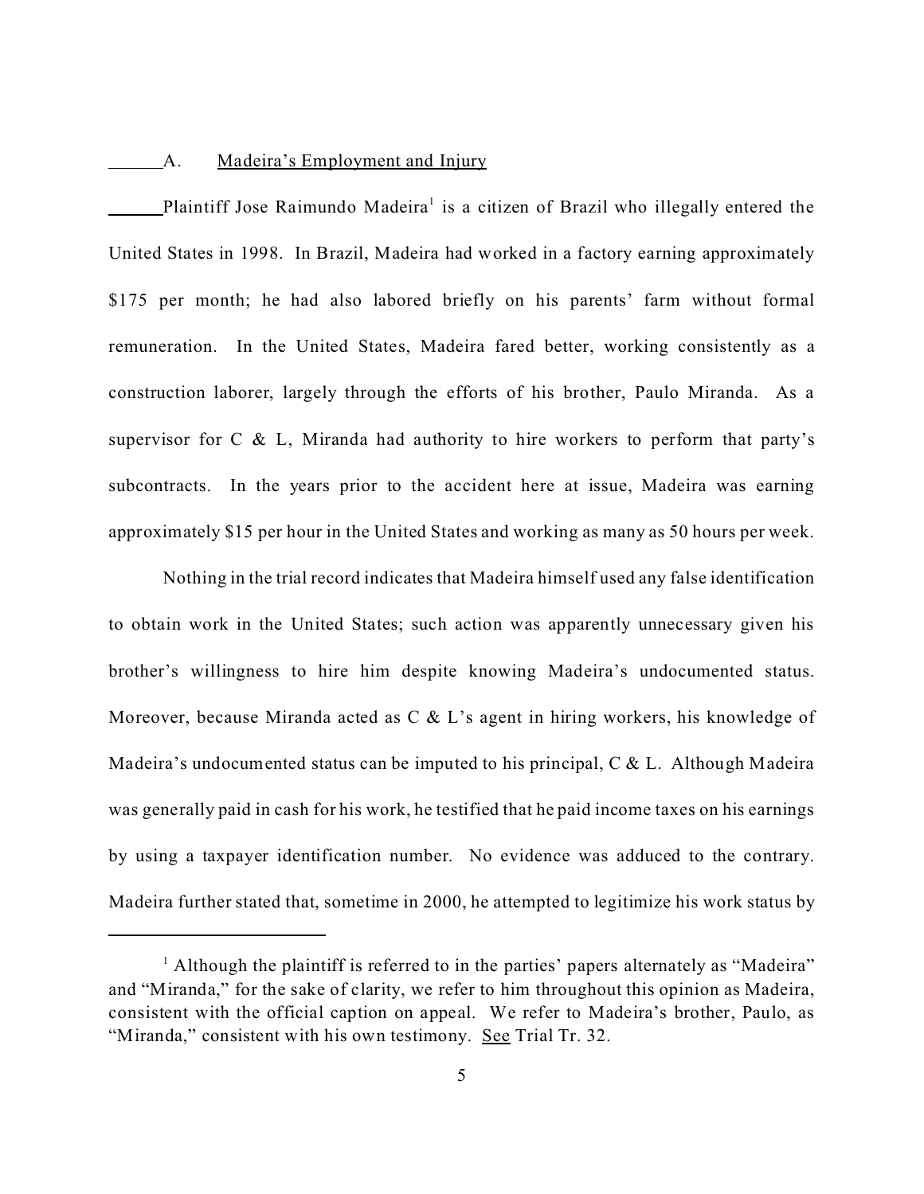### A. Madeira's Employment and Injury

Plaintiff Jose Raimundo Madeira[1] is a citizen of Brazil who illegally entered the United States in 1998. In Brazil, Madeira had worked in a factory earning approximately $175 per month; he had also labored briefly on his parents' farm without formal remuneration. In the United States, Madeira fared better, working consistently as a construction laborer, largely through the efforts of his brother, Paulo Miranda. As a supervisor for C & L, Miranda had authority to hire workers to perform that party's subcontracts. In the years prior to the accident here at issue, Madeira was earning approximately $15 per hour in the United States and working as many as 50 hours per week.

Nothing in the trial record indicates that Madeira himself used any false identification to obtain work in the United States; such action was apparently unnecessary given his brother's willingness to hire him despite knowing Madeira's undocumented status. Moreover, because Miranda acted as C & L's agent in hiring workers, his knowledge of Madeira's undocumented status can be imputed to his principal, C & L. Although Madeira was generally paid in cash for his work, he testified that he paid income taxes on his earnings by using a taxpayer identification number. No evidence was adduced to the contrary. Madeira further stated that, sometime in 2000, he attempted to legitimize his work status by

---

[1] Although the plaintiff is referred to in the parties' papers alternately as "Madeira" and "Miranda," for the sake of clarity, we refer to him throughout this opinion as Madeira, consistent with the official caption on appeal. We refer to Madeira's brother, Paulo, as "Miranda," consistent with his own testimony. See Trial Tr. 32.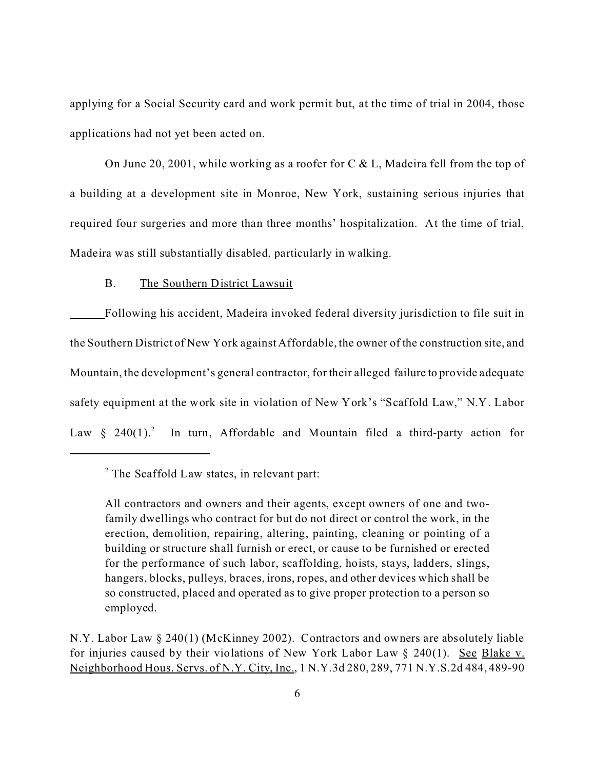applying for a Social Security card and work permit but, at the time of trial in 2004, those applications had not yet been acted on.

On June 20, 2001, while working as a roofer for C & L, Madeira fell from the top of a building at a development site in Monroe, New York, sustaining serious injuries that required four surgeries and more than three months' hospitalization. At the time of trial, Madeira was still substantially disabled, particularly in walking.

B. The Southern District Lawsuit

Following his accident, Madeira invoked federal diversity jurisdiction to file suit in the Southern District of New York against Affordable, the owner of the construction site, and Mountain, the development's general contractor, for their alleged failure to provide adequate safety equipment at the work site in violation of New York's "Scaffold Law," N.Y. Labor Law § 240(1).[2] In turn, Affordable and Mountain filed a third-party action for

---

[2] The Scaffold Law states, in relevant part:

> All contractors and owners and their agents, except owners of one and two-family dwellings who contract for but do not direct or control the work, in the erection, demolition, repairing, altering, painting, cleaning or pointing of a building or structure shall furnish or erect, or cause to be furnished or erected for the performance of such labor, scaffolding, hoists, stays, ladders, slings, hangers, blocks, pulleys, braces, irons, ropes, and other devices which shall be so constructed, placed and operated as to give proper protection to a person so employed.

N.Y. Labor Law § 240(1) (McKinney 2002). Contractors and owners are absolutely liable for injuries caused by their violations of New York Labor Law § 240(1). See Blake v. Neighborhood Hous. Servs. of N.Y. City, Inc., 1 N.Y.3d 280, 289, 771 N.Y.S.2d 484, 489-90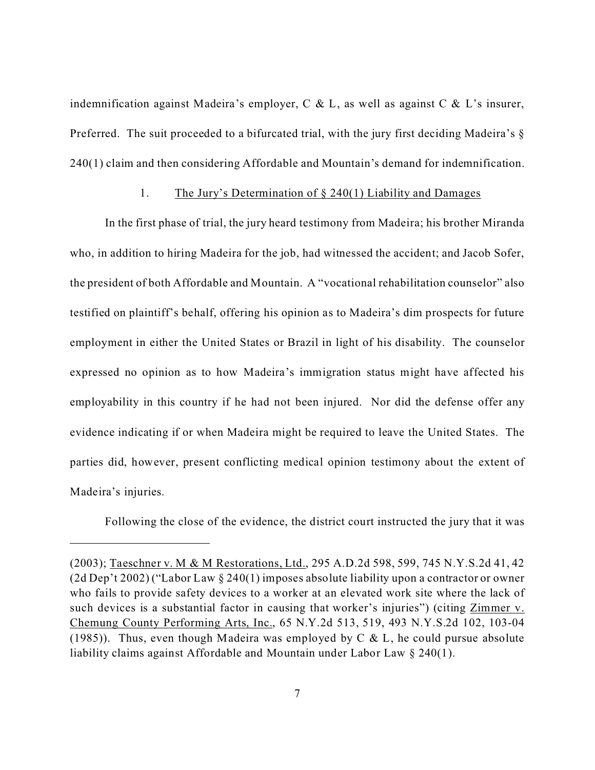indemnification against Madeira's employer, C & L, as well as against C & L's insurer, Preferred. The suit proceeded to a bifurcated trial, with the jury first deciding Madeira's § 240(1) claim and then considering Affordable and Mountain's demand for indemnification.

### 1. The Jury's Determination of § 240(1) Liability and Damages

In the first phase of trial, the jury heard testimony from Madeira; his brother Miranda who, in addition to hiring Madeira for the job, had witnessed the accident; and Jacob Sofer, the president of both Affordable and Mountain. A "vocational rehabilitation counselor" also testified on plaintiff's behalf, offering his opinion as to Madeira's dim prospects for future employment in either the United States or Brazil in light of his disability. The counselor expressed no opinion as to how Madeira's immigration status might have affected his employability in this country if he had not been injured. Nor did the defense offer any evidence indicating if or when Madeira might be required to leave the United States. The parties did, however, present conflicting medical opinion testimony about the extent of Madeira's injuries.

Following the close of the evidence, the district court instructed the jury that it was

---

(2003); Taeschner v. M & M Restorations, Ltd., 295 A.D.2d 598, 599, 745 N.Y.S.2d 41, 42 (2d Dep't 2002) ("Labor Law § 240(1) imposes absolute liability upon a contractor or owner who fails to provide safety devices to a worker at an elevated work site where the lack of such devices is a substantial factor in causing that worker's injuries") (citing Zimmer v. Chemung County Performing Arts, Inc., 65 N.Y.2d 513, 519, 493 N.Y.S.2d 102, 103-04 (1985)). Thus, even though Madeira was employed by C & L, he could pursue absolute liability claims against Affordable and Mountain under Labor Law § 240(1).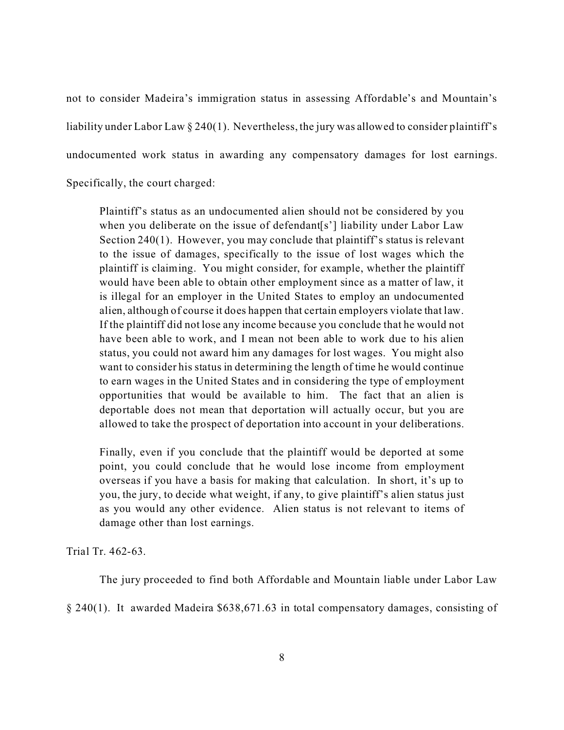not to consider Madeira's immigration status in assessing Affordable's and Mountain's liability under Labor Law § 240(1). Nevertheless, the jury was allowed to consider plaintiff's undocumented work status in awarding any compensatory damages for lost earnings. Specifically, the court charged:

> Plaintiff's status as an undocumented alien should not be considered by you when you deliberate on the issue of defendant[s'] liability under Labor Law Section 240(1). However, you may conclude that plaintiff's status is relevant to the issue of damages, specifically to the issue of lost wages which the plaintiff is claiming. You might consider, for example, whether the plaintiff would have been able to obtain other employment since as a matter of law, it is illegal for an employer in the United States to employ an undocumented alien, although of course it does happen that certain employers violate that law. If the plaintiff did not lose any income because you conclude that he would not have been able to work, and I mean not been able to work due to his alien status, you could not award him any damages for lost wages. You might also want to consider his status in determining the length of time he would continue to earn wages in the United States and in considering the type of employment opportunities that would be available to him. The fact that an alien is deportable does not mean that deportation will actually occur, but you are allowed to take the prospect of deportation into account in your deliberations.
>
> Finally, even if you conclude that the plaintiff would be deported at some point, you could conclude that he would lose income from employment overseas if you have a basis for making that calculation. In short, it's up to you, the jury, to decide what weight, if any, to give plaintiff's alien status just as you would any other evidence. Alien status is not relevant to items of damage other than lost earnings.

Trial Tr. 462-63.

The jury proceeded to find both Affordable and Mountain liable under Labor Law § 240(1). It awarded Madeira $638,671.63 in total compensatory damages, consisting of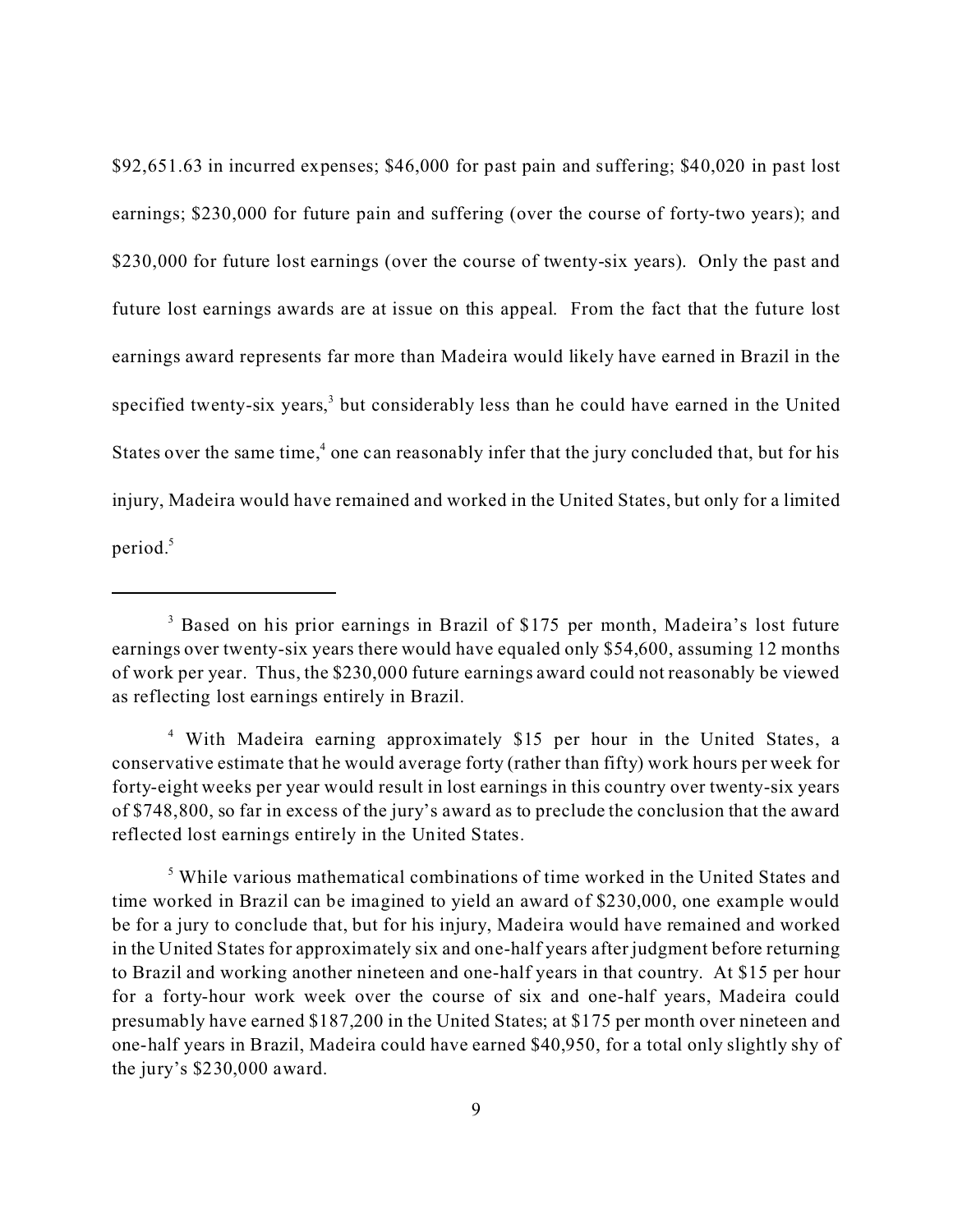$92,651.63 in incurred expenses; $46,000 for past pain and suffering; $40,020 in past lost earnings; $230,000 for future pain and suffering (over the course of forty-two years); and $230,000 for future lost earnings (over the course of twenty-six years). Only the past and future lost earnings awards are at issue on this appeal. From the fact that the future lost earnings award represents far more than Madeira would likely have earned in Brazil in the specified twenty-six years,[3] but considerably less than he could have earned in the United States over the same time,[4] one can reasonably infer that the jury concluded that, but for his injury, Madeira would have remained and worked in the United States, but only for a limited period.[5]

---

[3] Based on his prior earnings in Brazil of $175 per month, Madeira's lost future earnings over twenty-six years there would have equaled only $54,600, assuming 12 months of work per year. Thus, the $230,000 future earnings award could not reasonably be viewed as reflecting lost earnings entirely in Brazil.

[4] With Madeira earning approximately $15 per hour in the United States, a conservative estimate that he would average forty (rather than fifty) work hours per week for forty-eight weeks per year would result in lost earnings in this country over twenty-six years of $748,800, so far in excess of the jury's award as to preclude the conclusion that the award reflected lost earnings entirely in the United States.

[5] While various mathematical combinations of time worked in the United States and time worked in Brazil can be imagined to yield an award of $230,000, one example would be for a jury to conclude that, but for his injury, Madeira would have remained and worked in the United States for approximately six and one-half years after judgment before returning to Brazil and working another nineteen and one-half years in that country. At $15 per hour for a forty-hour work week over the course of six and one-half years, Madeira could presumably have earned $187,200 in the United States; at $175 per month over nineteen and one-half years in Brazil, Madeira could have earned $40,950, for a total only slightly shy of the jury's $230,000 award.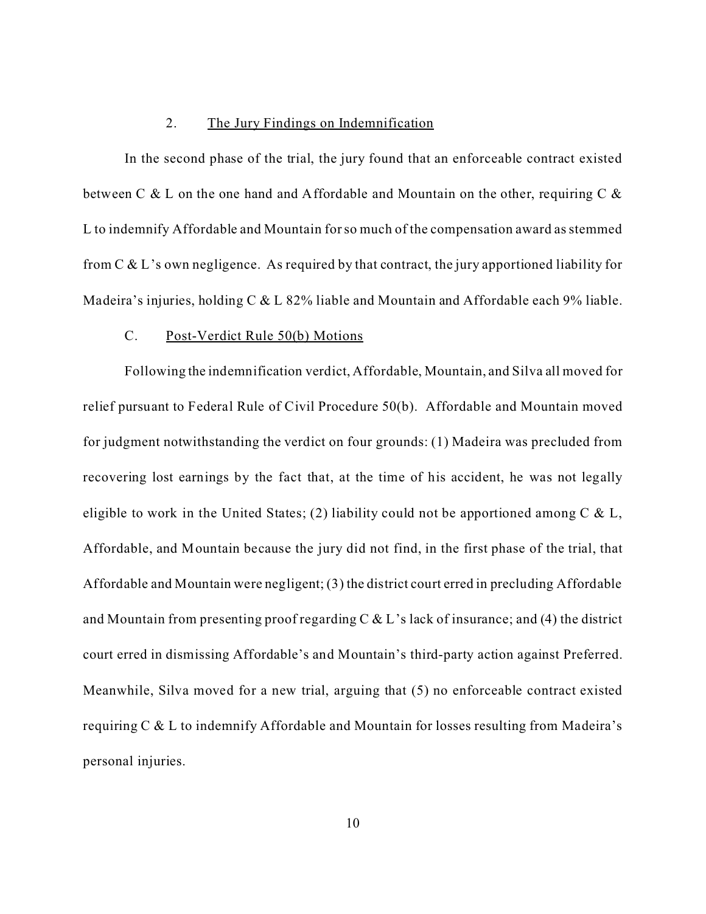### 2. The Jury Findings on Indemnification

In the second phase of the trial, the jury found that an enforceable contract existed between C & L on the one hand and Affordable and Mountain on the other, requiring C & L to indemnify Affordable and Mountain for so much of the compensation award as stemmed from C & L's own negligence. As required by that contract, the jury apportioned liability for Madeira's injuries, holding C & L 82% liable and Mountain and Affordable each 9% liable.

## C. Post-Verdict Rule 50(b) Motions

Following the indemnification verdict, Affordable, Mountain, and Silva all moved for relief pursuant to Federal Rule of Civil Procedure 50(b). Affordable and Mountain moved for judgment notwithstanding the verdict on four grounds: (1) Madeira was precluded from recovering lost earnings by the fact that, at the time of his accident, he was not legally eligible to work in the United States; (2) liability could not be apportioned among C & L, Affordable, and Mountain because the jury did not find, in the first phase of the trial, that Affordable and Mountain were negligent; (3) the district court erred in precluding Affordable and Mountain from presenting proof regarding C & L's lack of insurance; and (4) the district court erred in dismissing Affordable's and Mountain's third-party action against Preferred. Meanwhile, Silva moved for a new trial, arguing that (5) no enforceable contract existed requiring C & L to indemnify Affordable and Mountain for losses resulting from Madeira's personal injuries.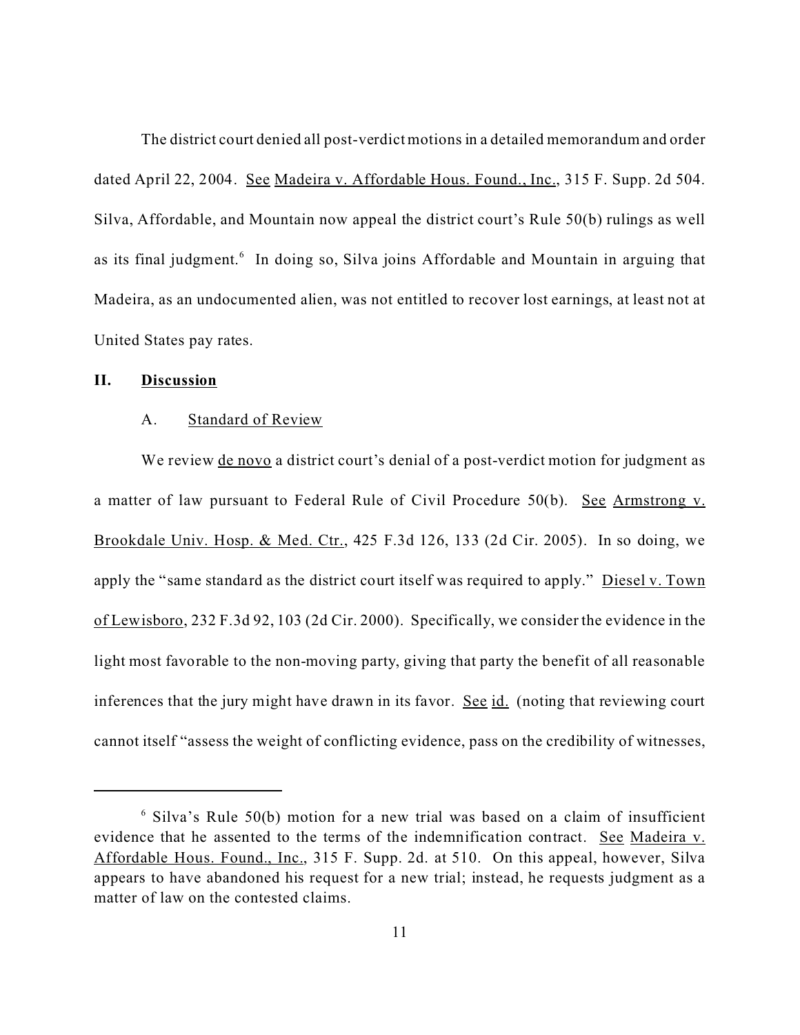The district court denied all post-verdict motions in a detailed memorandum and order dated April 22, 2004. See Madeira v. Affordable Hous. Found., Inc., 315 F. Supp. 2d 504. Silva, Affordable, and Mountain now appeal the district court's Rule 50(b) rulings as well as its final judgment.[6] In doing so, Silva joins Affordable and Mountain in arguing that Madeira, as an undocumented alien, was not entitled to recover lost earnings, at least not at United States pay rates.

## II. Discussion

### A. Standard of Review

We review de novo a district court's denial of a post-verdict motion for judgment as a matter of law pursuant to Federal Rule of Civil Procedure 50(b). See Armstrong v. Brookdale Univ. Hosp. & Med. Ctr., 425 F.3d 126, 133 (2d Cir. 2005). In so doing, we apply the "same standard as the district court itself was required to apply." Diesel v. Town of Lewisboro, 232 F.3d 92, 103 (2d Cir. 2000). Specifically, we consider the evidence in the light most favorable to the non-moving party, giving that party the benefit of all reasonable inferences that the jury might have drawn in its favor. See id. (noting that reviewing court cannot itself "assess the weight of conflicting evidence, pass on the credibility of witnesses,

---

[6] Silva's Rule 50(b) motion for a new trial was based on a claim of insufficient evidence that he assented to the terms of the indemnification contract. See Madeira v. Affordable Hous. Found., Inc., 315 F. Supp. 2d. at 510. On this appeal, however, Silva appears to have abandoned his request for a new trial; instead, he requests judgment as a matter of law on the contested claims.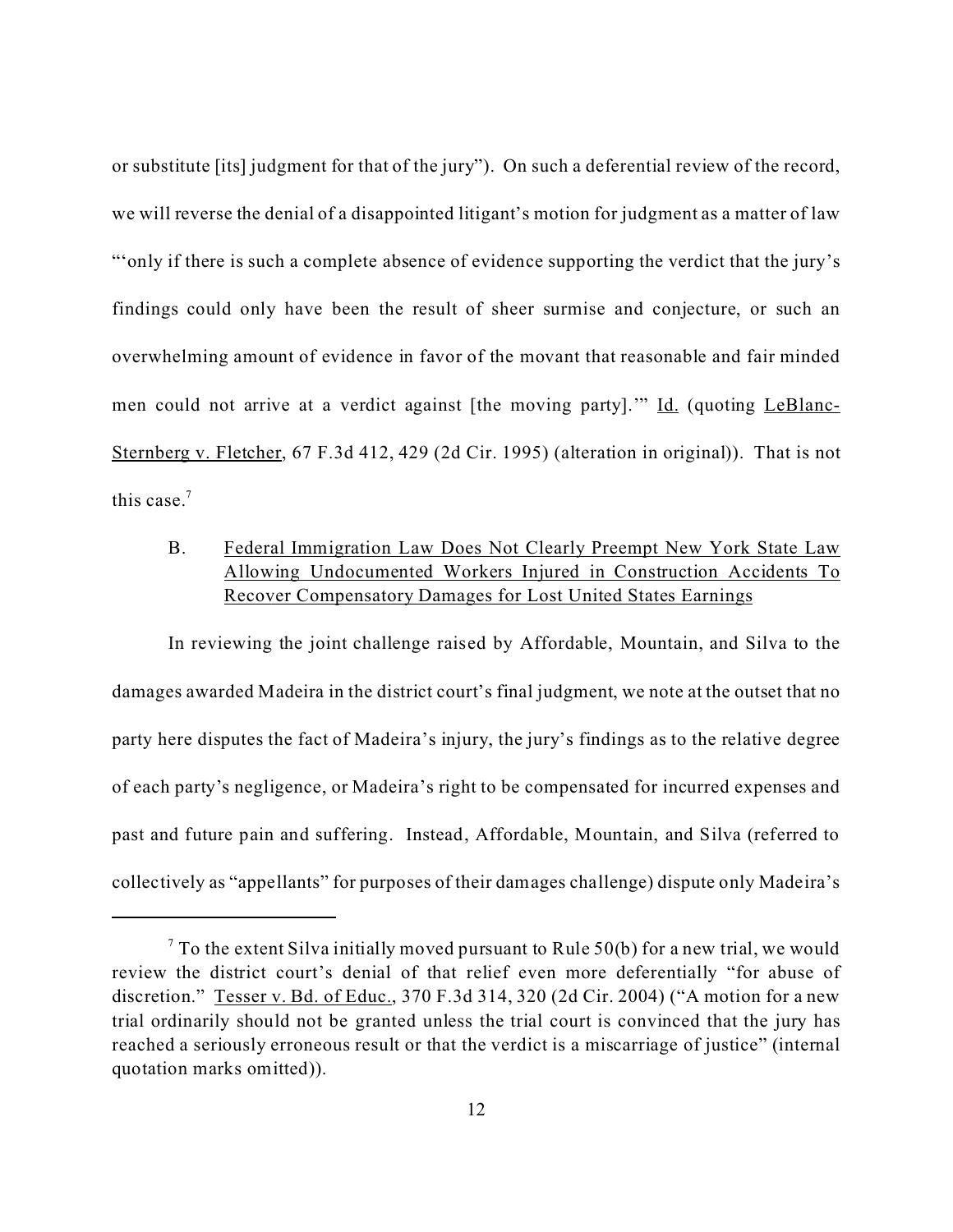or substitute [its] judgment for that of the jury"). On such a deferential review of the record, we will reverse the denial of a disappointed litigant's motion for judgment as a matter of law "'only if there is such a complete absence of evidence supporting the verdict that the jury's findings could only have been the result of sheer surmise and conjecture, or such an overwhelming amount of evidence in favor of the movant that reasonable and fair minded men could not arrive at a verdict against [the moving party].'" Id. (quoting LeBlanc-Sternberg v. Fletcher, 67 F.3d 412, 429 (2d Cir. 1995) (alteration in original)). That is not this case.[7]

B. Federal Immigration Law Does Not Clearly Preempt New York State Law Allowing Undocumented Workers Injured in Construction Accidents To Recover Compensatory Damages for Lost United States Earnings

In reviewing the joint challenge raised by Affordable, Mountain, and Silva to the damages awarded Madeira in the district court's final judgment, we note at the outset that no party here disputes the fact of Madeira's injury, the jury's findings as to the relative degree of each party's negligence, or Madeira's right to be compensated for incurred expenses and past and future pain and suffering. Instead, Affordable, Mountain, and Silva (referred to collectively as "appellants" for purposes of their damages challenge) dispute only Madeira's

---

[7] To the extent Silva initially moved pursuant to Rule 50(b) for a new trial, we would review the district court's denial of that relief even more deferentially "for abuse of discretion." Tesser v. Bd. of Educ., 370 F.3d 314, 320 (2d Cir. 2004) ("A motion for a new trial ordinarily should not be granted unless the trial court is convinced that the jury has reached a seriously erroneous result or that the verdict is a miscarriage of justice" (internal quotation marks omitted)).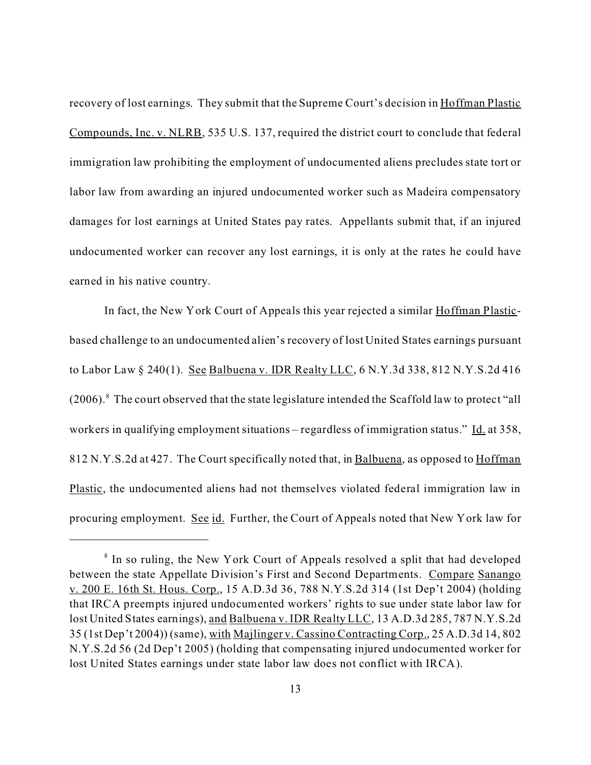recovery of lost earnings. They submit that the Supreme Court's decision in Hoffman Plastic Compounds, Inc. v. NLRB, 535 U.S. 137, required the district court to conclude that federal immigration law prohibiting the employment of undocumented aliens precludes state tort or labor law from awarding an injured undocumented worker such as Madeira compensatory damages for lost earnings at United States pay rates. Appellants submit that, if an injured undocumented worker can recover any lost earnings, it is only at the rates he could have earned in his native country.

In fact, the New York Court of Appeals this year rejected a similar Hoffman Plastic-based challenge to an undocumented alien's recovery of lost United States earnings pursuant to Labor Law § 240(1). See Balbuena v. IDR Realty LLC, 6 N.Y.3d 338, 812 N.Y.S.2d 416 (2006).[8] The court observed that the state legislature intended the Scaffold law to protect "all workers in qualifying employment situations – regardless of immigration status." Id. at 358, 812 N.Y.S.2d at 427. The Court specifically noted that, in Balbuena, as opposed to Hoffman Plastic, the undocumented aliens had not themselves violated federal immigration law in procuring employment. See id. Further, the Court of Appeals noted that New York law for

---

[8] In so ruling, the New York Court of Appeals resolved a split that had developed between the state Appellate Division's First and Second Departments. Compare Sanango v. 200 E. 16th St. Hous. Corp., 15 A.D.3d 36, 788 N.Y.S.2d 314 (1st Dep't 2004) (holding that IRCA preempts injured undocumented workers' rights to sue under state labor law for lost United States earnings), and Balbuena v. IDR Realty LLC, 13 A.D.3d 285, 787 N.Y.S.2d 35 (1st Dep't 2004)) (same), with Majlinger v. Cassino Contracting Corp., 25 A.D.3d 14, 802 N.Y.S.2d 56 (2d Dep't 2005) (holding that compensating injured undocumented worker for lost United States earnings under state labor law does not conflict with IRCA).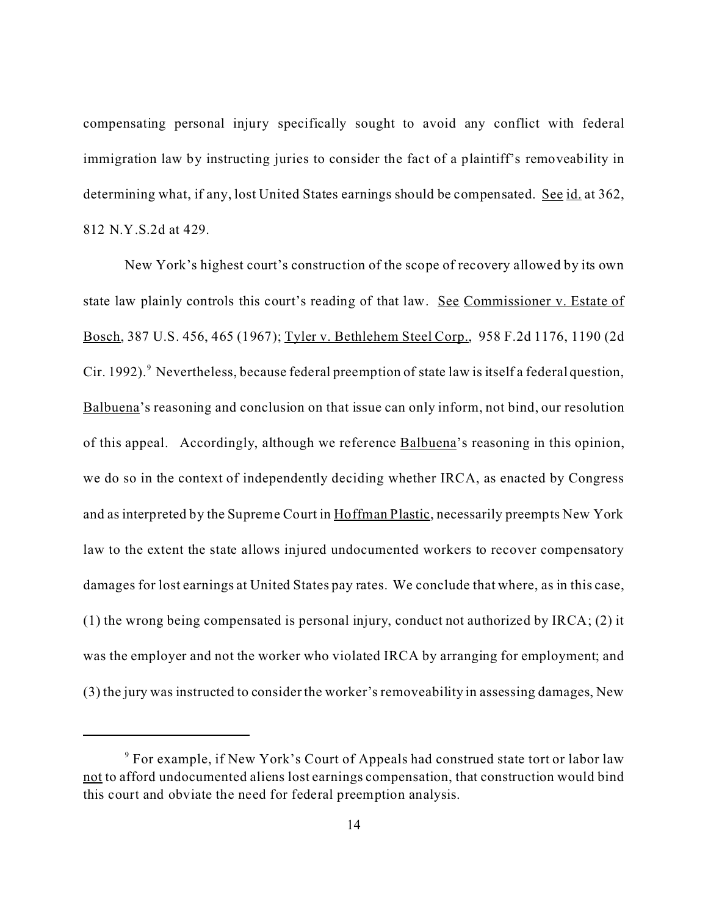compensating personal injury specifically sought to avoid any conflict with federal immigration law by instructing juries to consider the fact of a plaintiff's removeability in determining what, if any, lost United States earnings should be compensated. See id. at 362, 812 N.Y.S.2d at 429.

New York's highest court's construction of the scope of recovery allowed by its own state law plainly controls this court's reading of that law. See Commissioner v. Estate of Bosch, 387 U.S. 456, 465 (1967); Tyler v. Bethlehem Steel Corp., 958 F.2d 1176, 1190 (2d Cir. 1992).[9] Nevertheless, because federal preemption of state law is itself a federal question, Balbuena's reasoning and conclusion on that issue can only inform, not bind, our resolution of this appeal. Accordingly, although we reference Balbuena's reasoning in this opinion, we do so in the context of independently deciding whether IRCA, as enacted by Congress and as interpreted by the Supreme Court in Hoffman Plastic, necessarily preempts New York law to the extent the state allows injured undocumented workers to recover compensatory damages for lost earnings at United States pay rates. We conclude that where, as in this case, (1) the wrong being compensated is personal injury, conduct not authorized by IRCA; (2) it was the employer and not the worker who violated IRCA by arranging for employment; and (3) the jury was instructed to consider the worker's removeability in assessing damages, New

[9] For example, if New York's Court of Appeals had construed state tort or labor law not to afford undocumented aliens lost earnings compensation, that construction would bind this court and obviate the need for federal preemption analysis.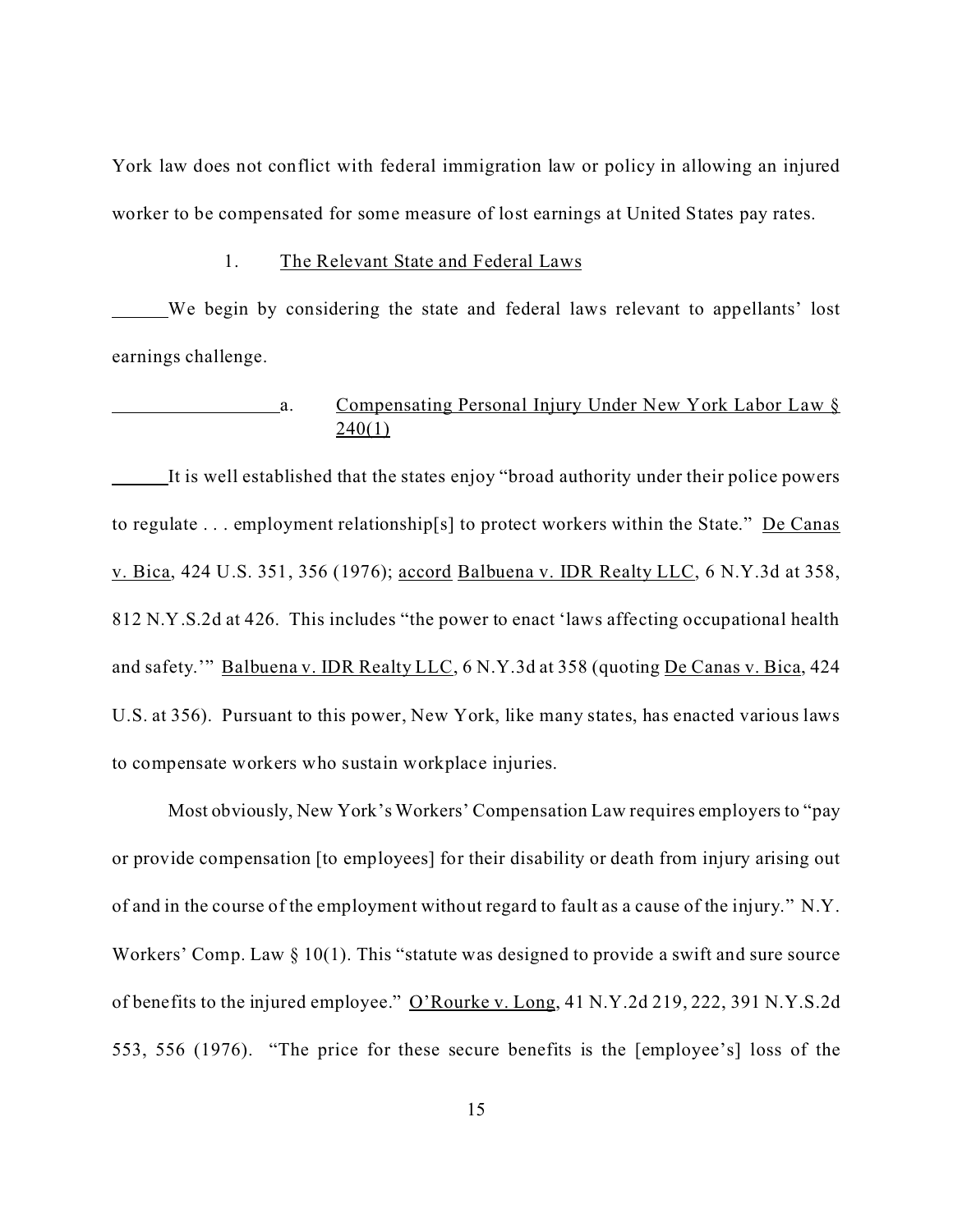York law does not conflict with federal immigration law or policy in allowing an injured worker to be compensated for some measure of lost earnings at United States pay rates.

### 1. The Relevant State and Federal Laws

We begin by considering the state and federal laws relevant to appellants' lost earnings challenge.

#### a. Compensating Personal Injury Under New York Labor Law § 240(1)

It is well established that the states enjoy "broad authority under their police powers to regulate . . . employment relationship[s] to protect workers within the State." De Canas v. Bica, 424 U.S. 351, 356 (1976); accord Balbuena v. IDR Realty LLC, 6 N.Y.3d at 358, 812 N.Y.S.2d at 426. This includes "the power to enact 'laws affecting occupational health and safety.'" Balbuena v. IDR Realty LLC, 6 N.Y.3d at 358 (quoting De Canas v. Bica, 424 U.S. at 356). Pursuant to this power, New York, like many states, has enacted various laws to compensate workers who sustain workplace injuries.

Most obviously, New York's Workers' Compensation Law requires employers to "pay or provide compensation [to employees] for their disability or death from injury arising out of and in the course of the employment without regard to fault as a cause of the injury." N.Y. Workers' Comp. Law § 10(1). This "statute was designed to provide a swift and sure source of benefits to the injured employee." O'Rourke v. Long, 41 N.Y.2d 219, 222, 391 N.Y.S.2d 553, 556 (1976). "The price for these secure benefits is the [employee's] loss of the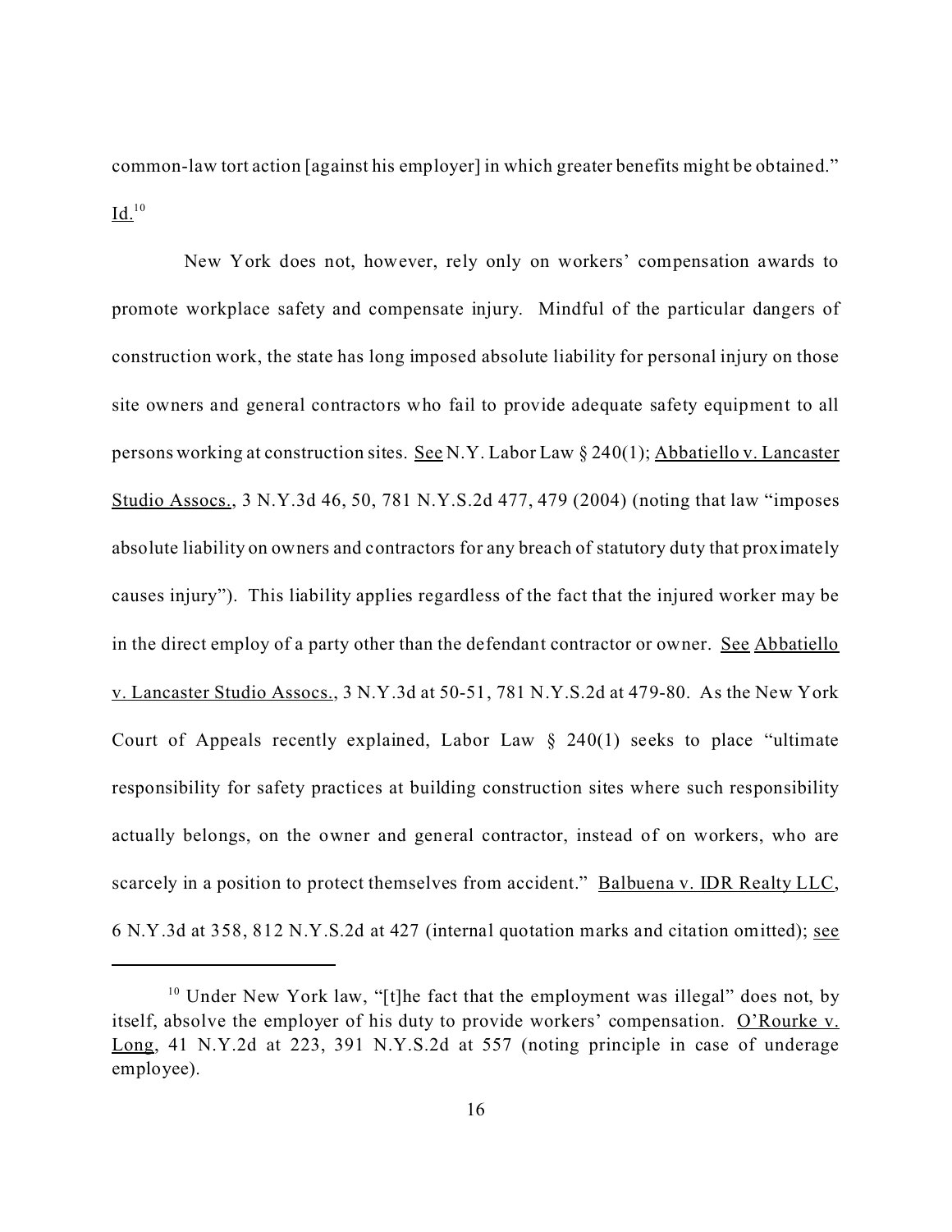common-law tort action [against his employer] in which greater benefits might be obtained." Id.[10]

New York does not, however, rely only on workers' compensation awards to promote workplace safety and compensate injury. Mindful of the particular dangers of construction work, the state has long imposed absolute liability for personal injury on those site owners and general contractors who fail to provide adequate safety equipment to all persons working at construction sites. See N.Y. Labor Law § 240(1); Abbatiello v. Lancaster Studio Assocs., 3 N.Y.3d 46, 50, 781 N.Y.S.2d 477, 479 (2004) (noting that law "imposes absolute liability on owners and contractors for any breach of statutory duty that proximately causes injury"). This liability applies regardless of the fact that the injured worker may be in the direct employ of a party other than the defendant contractor or owner. See Abbatiello v. Lancaster Studio Assocs., 3 N.Y.3d at 50-51, 781 N.Y.S.2d at 479-80. As the New York Court of Appeals recently explained, Labor Law § 240(1) seeks to place "ultimate responsibility for safety practices at building construction sites where such responsibility actually belongs, on the owner and general contractor, instead of on workers, who are scarcely in a position to protect themselves from accident." Balbuena v. IDR Realty LLC, 6 N.Y.3d at 358, 812 N.Y.S.2d at 427 (internal quotation marks and citation omitted); see

[10] Under New York law, "[t]he fact that the employment was illegal" does not, by itself, absolve the employer of his duty to provide workers' compensation. O'Rourke v. Long, 41 N.Y.2d at 223, 391 N.Y.S.2d at 557 (noting principle in case of underage employee).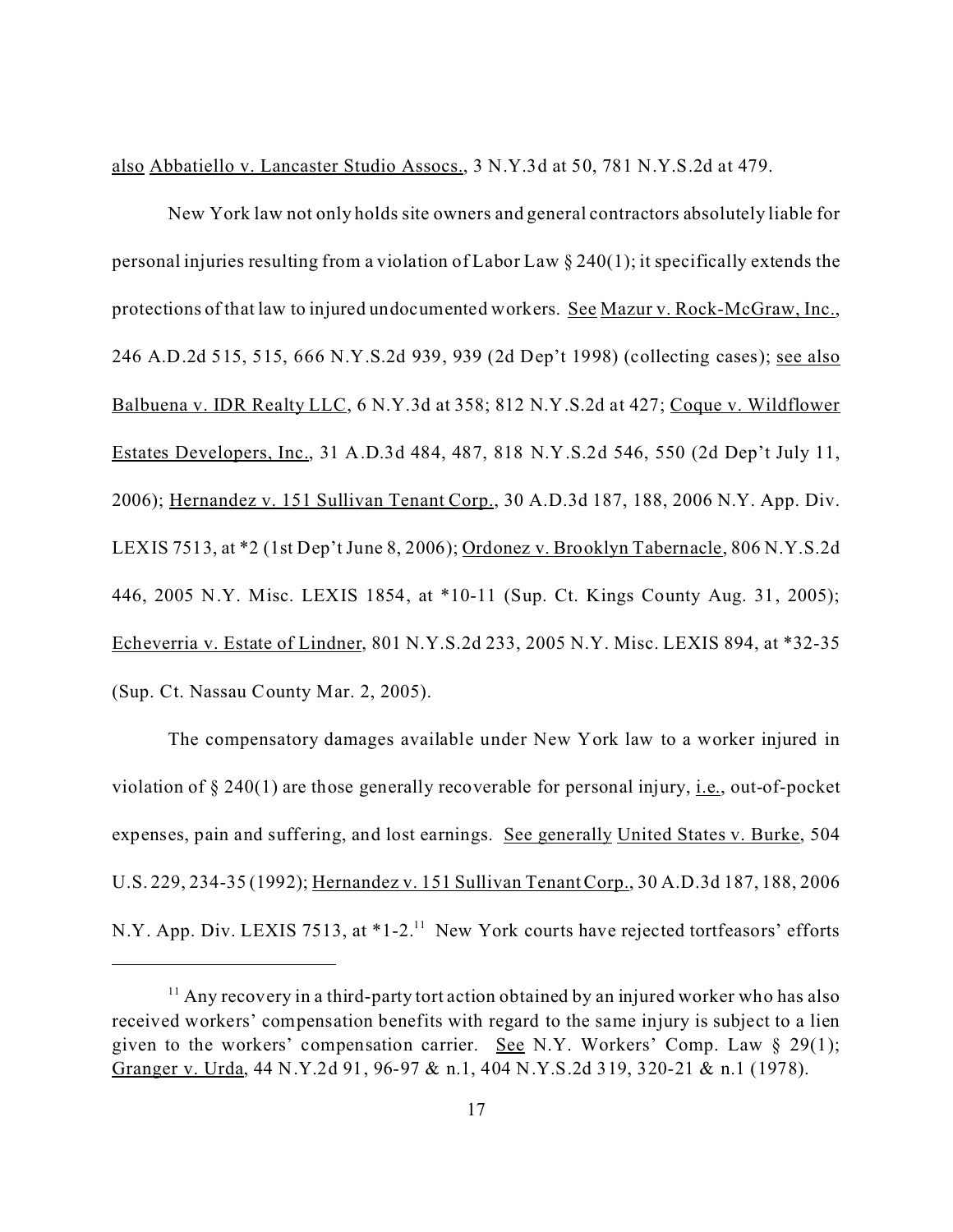also Abbatiello v. Lancaster Studio Assocs., 3 N.Y.3d at 50, 781 N.Y.S.2d at 479.

New York law not only holds site owners and general contractors absolutely liable for personal injuries resulting from a violation of Labor Law § 240(1); it specifically extends the protections of that law to injured undocumented workers. See Mazur v. Rock-McGraw, Inc., 246 A.D.2d 515, 515, 666 N.Y.S.2d 939, 939 (2d Dep't 1998) (collecting cases); see also Balbuena v. IDR Realty LLC, 6 N.Y.3d at 358; 812 N.Y.S.2d at 427; Coque v. Wildflower Estates Developers, Inc., 31 A.D.3d 484, 487, 818 N.Y.S.2d 546, 550 (2d Dep't July 11, 2006); Hernandez v. 151 Sullivan Tenant Corp., 30 A.D.3d 187, 188, 2006 N.Y. App. Div. LEXIS 7513, at *2 (1st Dep't June 8, 2006); Ordonez v. Brooklyn Tabernacle, 806 N.Y.S.2d 446, 2005 N.Y. Misc. LEXIS 1854, at *10-11 (Sup. Ct. Kings County Aug. 31, 2005); Echeverria v. Estate of Lindner, 801 N.Y.S.2d 233, 2005 N.Y. Misc. LEXIS 894, at *32-35 (Sup. Ct. Nassau County Mar. 2, 2005).

The compensatory damages available under New York law to a worker injured in violation of § 240(1) are those generally recoverable for personal injury, i.e., out-of-pocket expenses, pain and suffering, and lost earnings. See generally United States v. Burke, 504 U.S. 229, 234-35 (1992); Hernandez v. 151 Sullivan Tenant Corp., 30 A.D.3d 187, 188, 2006 N.Y. App. Div. LEXIS 7513, at *1-2.[11] New York courts have rejected tortfeasors' efforts

[11] Any recovery in a third-party tort action obtained by an injured worker who has also received workers' compensation benefits with regard to the same injury is subject to a lien given to the workers' compensation carrier. See N.Y. Workers' Comp. Law § 29(1); Granger v. Urda, 44 N.Y.2d 91, 96-97 & n.1, 404 N.Y.S.2d 319, 320-21 & n.1 (1978).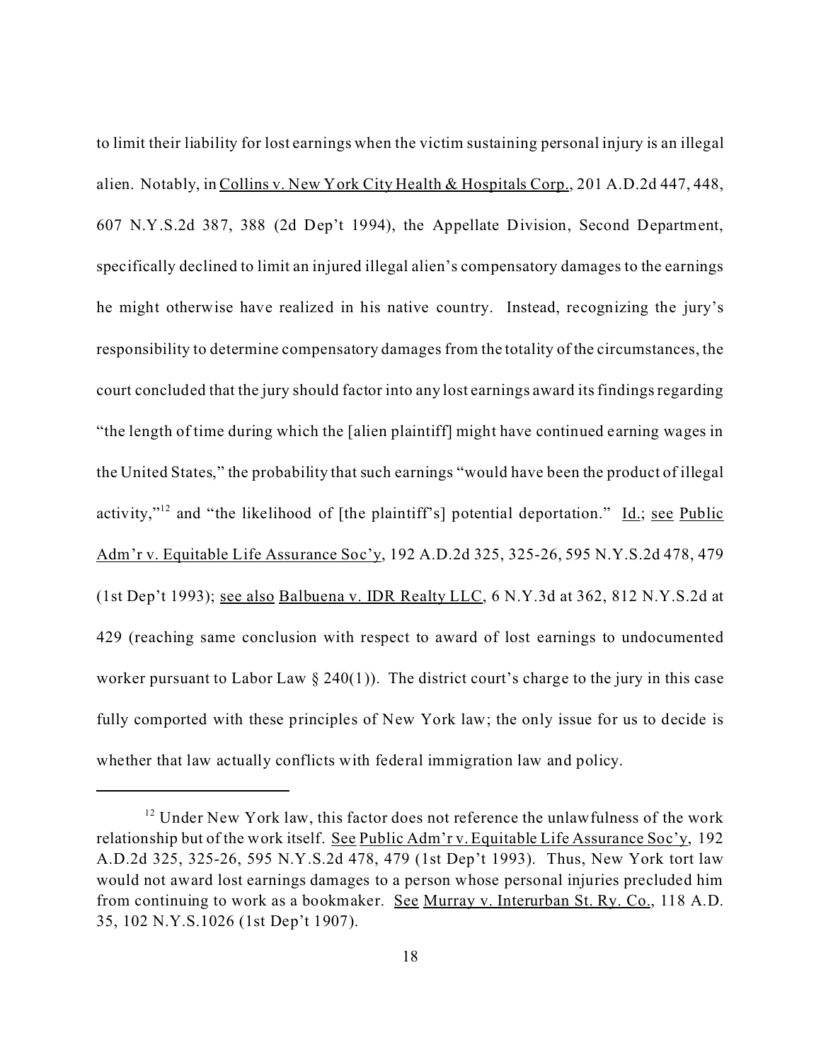to limit their liability for lost earnings when the victim sustaining personal injury is an illegal alien. Notably, in Collins v. New York City Health & Hospitals Corp., 201 A.D.2d 447, 448, 607 N.Y.S.2d 387, 388 (2d Dep't 1994), the Appellate Division, Second Department, specifically declined to limit an injured illegal alien's compensatory damages to the earnings he might otherwise have realized in his native country. Instead, recognizing the jury's responsibility to determine compensatory damages from the totality of the circumstances, the court concluded that the jury should factor into any lost earnings award its findings regarding "the length of time during which the [alien plaintiff] might have continued earning wages in the United States," the probability that such earnings "would have been the product of illegal activity,"[12] and "the likelihood of [the plaintiff's] potential deportation." Id.; see Public Adm'r v. Equitable Life Assurance Soc'y, 192 A.D.2d 325, 325-26, 595 N.Y.S.2d 478, 479 (1st Dep't 1993); see also Balbuena v. IDR Realty LLC, 6 N.Y.3d at 362, 812 N.Y.S.2d at 429 (reaching same conclusion with respect to award of lost earnings to undocumented worker pursuant to Labor Law § 240(1)). The district court's charge to the jury in this case fully comported with these principles of New York law; the only issue for us to decide is whether that law actually conflicts with federal immigration law and policy.

---

[12] Under New York law, this factor does not reference the unlawfulness of the work relationship but of the work itself. See Public Adm'r v. Equitable Life Assurance Soc'y, 192 A.D.2d 325, 325-26, 595 N.Y.S.2d 478, 479 (1st Dep't 1993). Thus, New York tort law would not award lost earnings damages to a person whose personal injuries precluded him from continuing to work as a bookmaker. See Murray v. Interurban St. Ry. Co., 118 A.D. 35, 102 N.Y.S.1026 (1st Dep't 1907).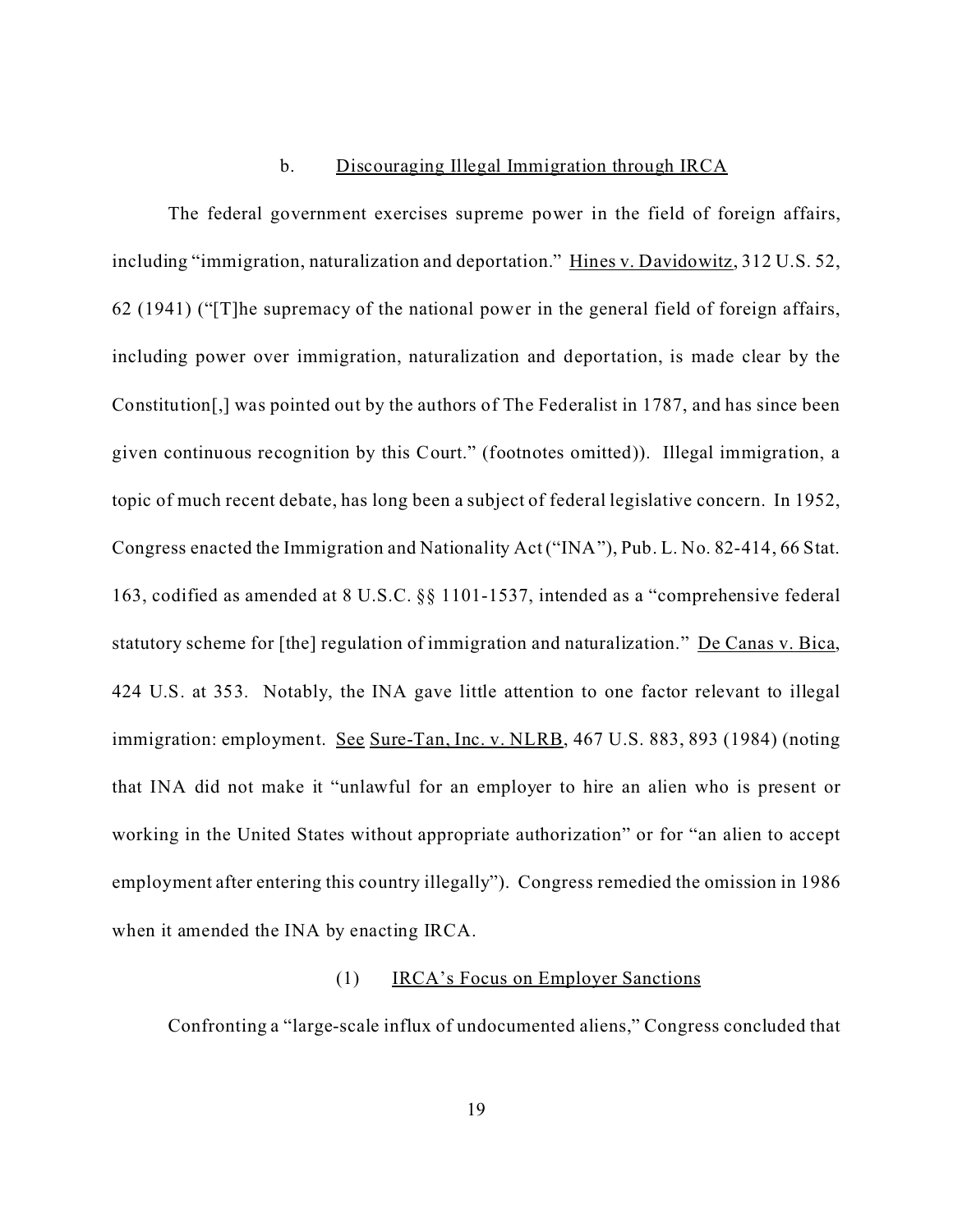### b. Discouraging Illegal Immigration through IRCA

The federal government exercises supreme power in the field of foreign affairs, including "immigration, naturalization and deportation." Hines v. Davidowitz, 312 U.S. 52, 62 (1941) ("[T]he supremacy of the national power in the general field of foreign affairs, including power over immigration, naturalization and deportation, is made clear by the Constitution[,] was pointed out by the authors of The Federalist in 1787, and has since been given continuous recognition by this Court." (footnotes omitted)). Illegal immigration, a topic of much recent debate, has long been a subject of federal legislative concern. In 1952, Congress enacted the Immigration and Nationality Act ("INA"), Pub. L. No. 82-414, 66 Stat. 163, codified as amended at 8 U.S.C. §§ 1101-1537, intended as a "comprehensive federal statutory scheme for [the] regulation of immigration and naturalization." De Canas v. Bica, 424 U.S. at 353. Notably, the INA gave little attention to one factor relevant to illegal immigration: employment. See Sure-Tan, Inc. v. NLRB, 467 U.S. 883, 893 (1984) (noting that INA did not make it "unlawful for an employer to hire an alien who is present or working in the United States without appropriate authorization" or for "an alien to accept employment after entering this country illegally"). Congress remedied the omission in 1986 when it amended the INA by enacting IRCA.

#### (1) IRCA's Focus on Employer Sanctions

Confronting a "large-scale influx of undocumented aliens," Congress concluded that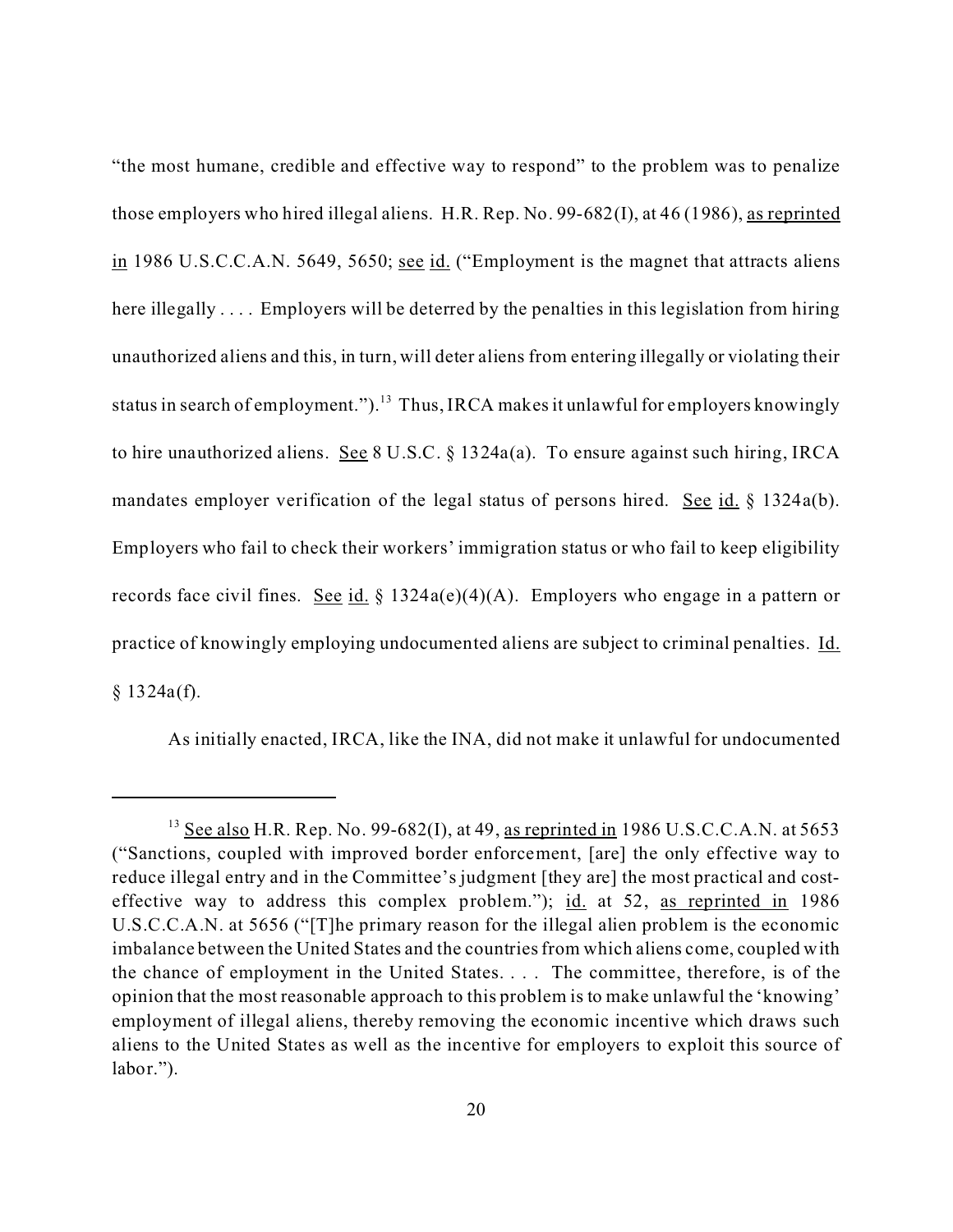"the most humane, credible and effective way to respond" to the problem was to penalize those employers who hired illegal aliens. H.R. Rep. No. 99-682(I), at 46 (1986), as reprinted in 1986 U.S.C.C.A.N. 5649, 5650; see id. ("Employment is the magnet that attracts aliens here illegally . . . . Employers will be deterred by the penalties in this legislation from hiring unauthorized aliens and this, in turn, will deter aliens from entering illegally or violating their status in search of employment.").[13] Thus, IRCA makes it unlawful for employers knowingly to hire unauthorized aliens. See 8 U.S.C. § 1324a(a). To ensure against such hiring, IRCA mandates employer verification of the legal status of persons hired. See id. § 1324a(b). Employers who fail to check their workers' immigration status or who fail to keep eligibility records face civil fines. See id. § 1324a(e)(4)(A). Employers who engage in a pattern or practice of knowingly employing undocumented aliens are subject to criminal penalties. Id. § 1324a(f).

As initially enacted, IRCA, like the INA, did not make it unlawful for undocumented

---

[13] See also H.R. Rep. No. 99-682(I), at 49, as reprinted in 1986 U.S.C.C.A.N. at 5653 ("Sanctions, coupled with improved border enforcement, [are] the only effective way to reduce illegal entry and in the Committee's judgment [they are] the most practical and cost-effective way to address this complex problem."); id. at 52, as reprinted in 1986 U.S.C.C.A.N. at 5656 ("[T]he primary reason for the illegal alien problem is the economic imbalance between the United States and the countries from which aliens come, coupled with the chance of employment in the United States. . . . The committee, therefore, is of the opinion that the most reasonable approach to this problem is to make unlawful the 'knowing' employment of illegal aliens, thereby removing the economic incentive which draws such aliens to the United States as well as the incentive for employers to exploit this source of labor.").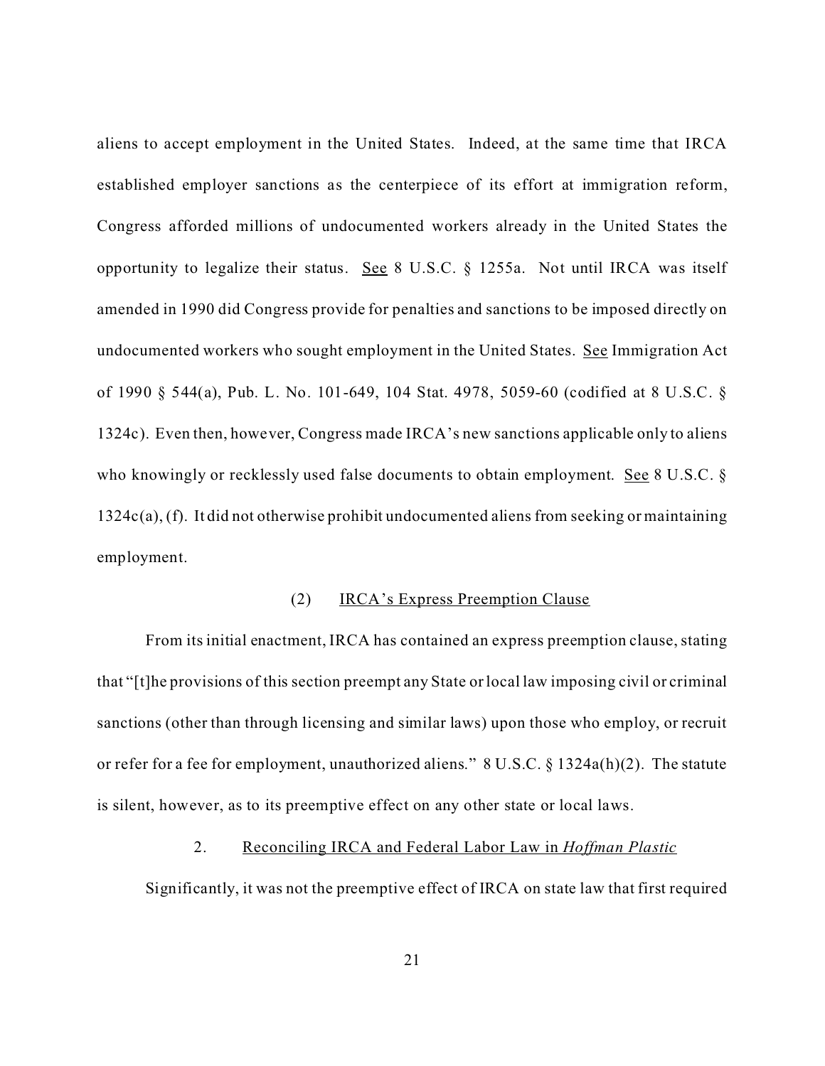aliens to accept employment in the United States. Indeed, at the same time that IRCA established employer sanctions as the centerpiece of its effort at immigration reform, Congress afforded millions of undocumented workers already in the United States the opportunity to legalize their status. See 8 U.S.C. § 1255a. Not until IRCA was itself amended in 1990 did Congress provide for penalties and sanctions to be imposed directly on undocumented workers who sought employment in the United States. See Immigration Act of 1990 § 544(a), Pub. L. No. 101-649, 104 Stat. 4978, 5059-60 (codified at 8 U.S.C. § 1324c). Even then, however, Congress made IRCA's new sanctions applicable only to aliens who knowingly or recklessly used false documents to obtain employment. See 8 U.S.C. § 1324c(a), (f). It did not otherwise prohibit undocumented aliens from seeking or maintaining employment.

(2) IRCA's Express Preemption Clause

From its initial enactment, IRCA has contained an express preemption clause, stating that "[t]he provisions of this section preempt any State or local law imposing civil or criminal sanctions (other than through licensing and similar laws) upon those who employ, or recruit or refer for a fee for employment, unauthorized aliens." 8 U.S.C. § 1324a(h)(2). The statute is silent, however, as to its preemptive effect on any other state or local laws.

2. Reconciling IRCA and Federal Labor Law in *Hoffman Plastic*

Significantly, it was not the preemptive effect of IRCA on state law that first required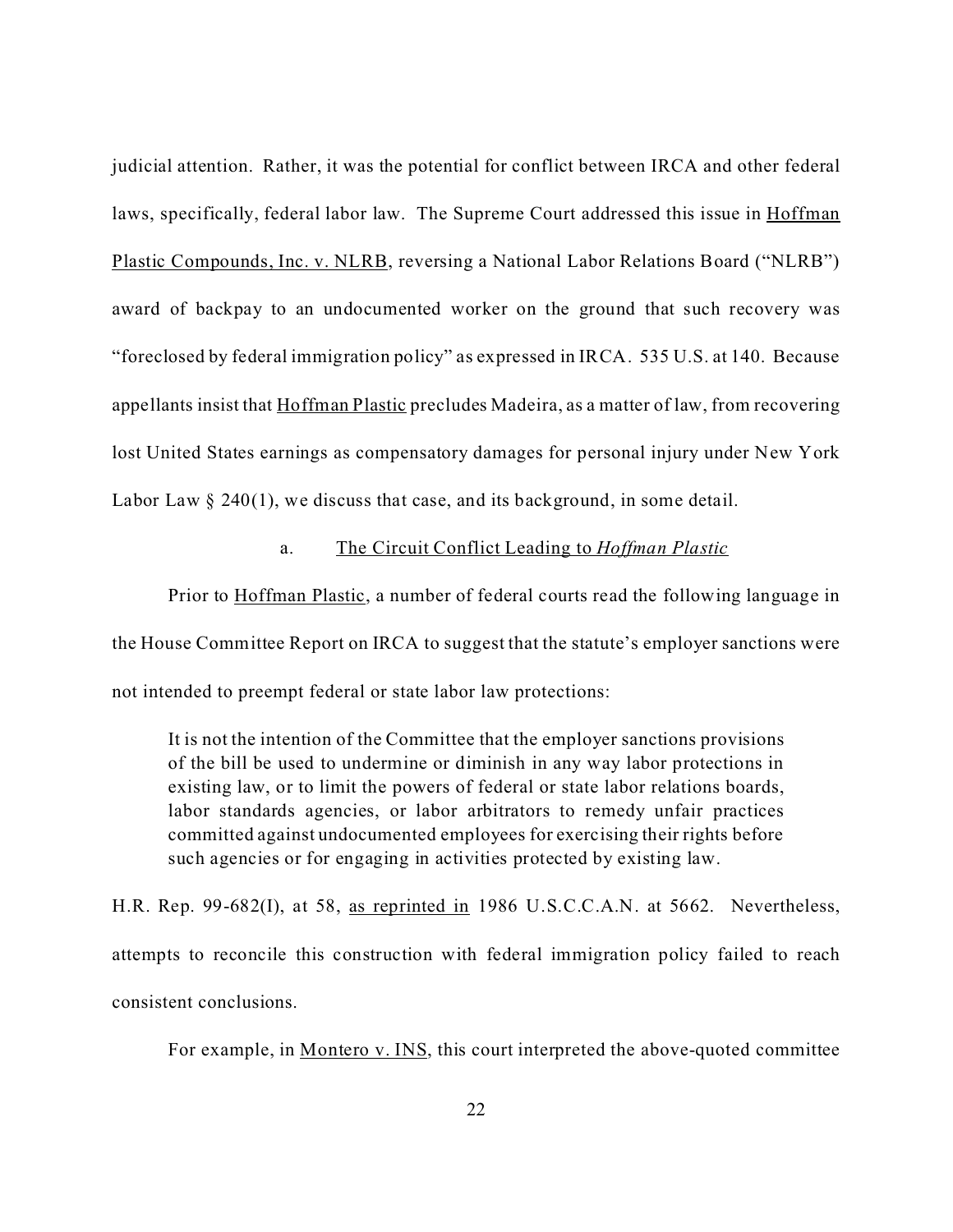judicial attention. Rather, it was the potential for conflict between IRCA and other federal laws, specifically, federal labor law. The Supreme Court addressed this issue in Hoffman Plastic Compounds, Inc. v. NLRB, reversing a National Labor Relations Board ("NLRB") award of backpay to an undocumented worker on the ground that such recovery was "foreclosed by federal immigration policy" as expressed in IRCA. 535 U.S. at 140. Because appellants insist that Hoffman Plastic precludes Madeira, as a matter of law, from recovering lost United States earnings as compensatory damages for personal injury under New York Labor Law § 240(1), we discuss that case, and its background, in some detail.

a. The Circuit Conflict Leading to *Hoffman Plastic*

Prior to Hoffman Plastic, a number of federal courts read the following language in the House Committee Report on IRCA to suggest that the statute's employer sanctions were not intended to preempt federal or state labor law protections:

> It is not the intention of the Committee that the employer sanctions provisions of the bill be used to undermine or diminish in any way labor protections in existing law, or to limit the powers of federal or state labor relations boards, labor standards agencies, or labor arbitrators to remedy unfair practices committed against undocumented employees for exercising their rights before such agencies or for engaging in activities protected by existing law.

H.R. Rep. 99-682(I), at 58, as reprinted in 1986 U.S.C.C.A.N. at 5662. Nevertheless, attempts to reconcile this construction with federal immigration policy failed to reach consistent conclusions.

For example, in Montero v. INS, this court interpreted the above-quoted committee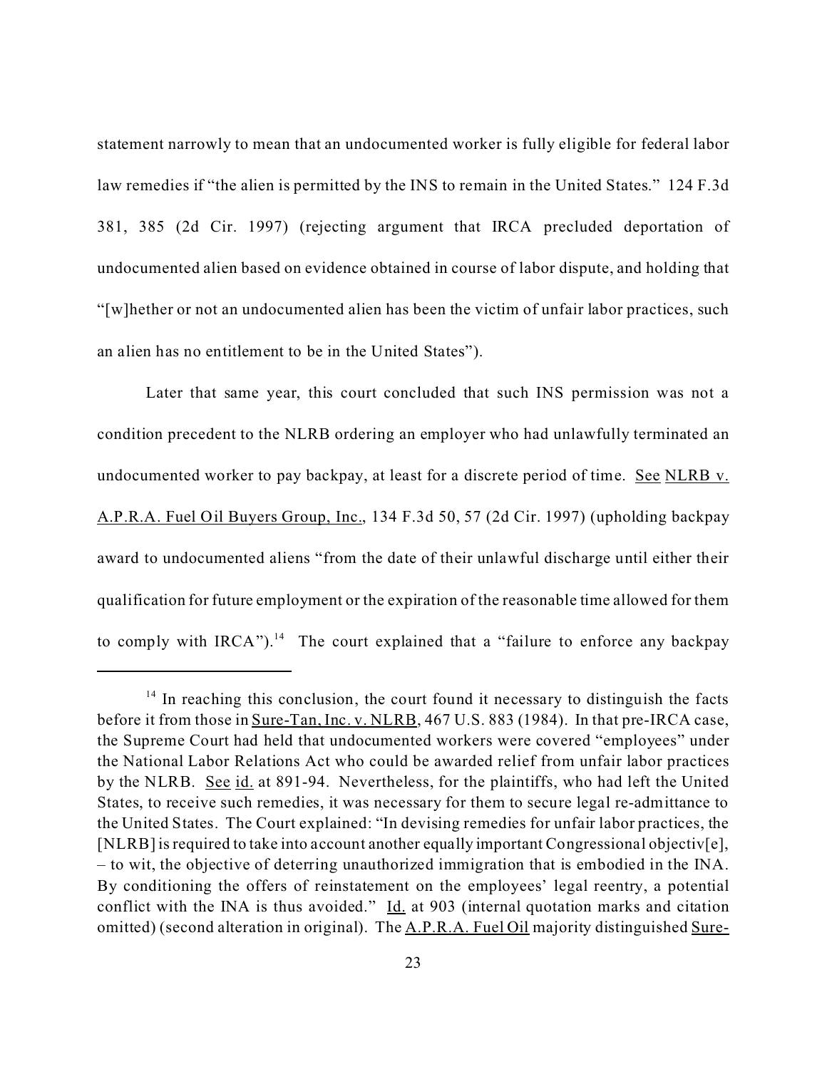statement narrowly to mean that an undocumented worker is fully eligible for federal labor law remedies if "the alien is permitted by the INS to remain in the United States." 124 F.3d 381, 385 (2d Cir. 1997) (rejecting argument that IRCA precluded deportation of undocumented alien based on evidence obtained in course of labor dispute, and holding that "[w]hether or not an undocumented alien has been the victim of unfair labor practices, such an alien has no entitlement to be in the United States").

Later that same year, this court concluded that such INS permission was not a condition precedent to the NLRB ordering an employer who had unlawfully terminated an undocumented worker to pay backpay, at least for a discrete period of time. See NLRB v. A.P.R.A. Fuel Oil Buyers Group, Inc., 134 F.3d 50, 57 (2d Cir. 1997) (upholding backpay award to undocumented aliens "from the date of their unlawful discharge until either their qualification for future employment or the expiration of the reasonable time allowed for them to comply with IRCA").[14] The court explained that a "failure to enforce any backpay

---

[14] In reaching this conclusion, the court found it necessary to distinguish the facts before it from those in Sure-Tan, Inc. v. NLRB, 467 U.S. 883 (1984). In that pre-IRCA case, the Supreme Court had held that undocumented workers were covered "employees" under the National Labor Relations Act who could be awarded relief from unfair labor practices by the NLRB. See id. at 891-94. Nevertheless, for the plaintiffs, who had left the United States, to receive such remedies, it was necessary for them to secure legal re-admittance to the United States. The Court explained: "In devising remedies for unfair labor practices, the [NLRB] is required to take into account another equally important Congressional objectiv[e], – to wit, the objective of deterring unauthorized immigration that is embodied in the INA. By conditioning the offers of reinstatement on the employees' legal reentry, a potential conflict with the INA is thus avoided." Id. at 903 (internal quotation marks and citation omitted) (second alteration in original). The A.P.R.A. Fuel Oil majority distinguished Sure-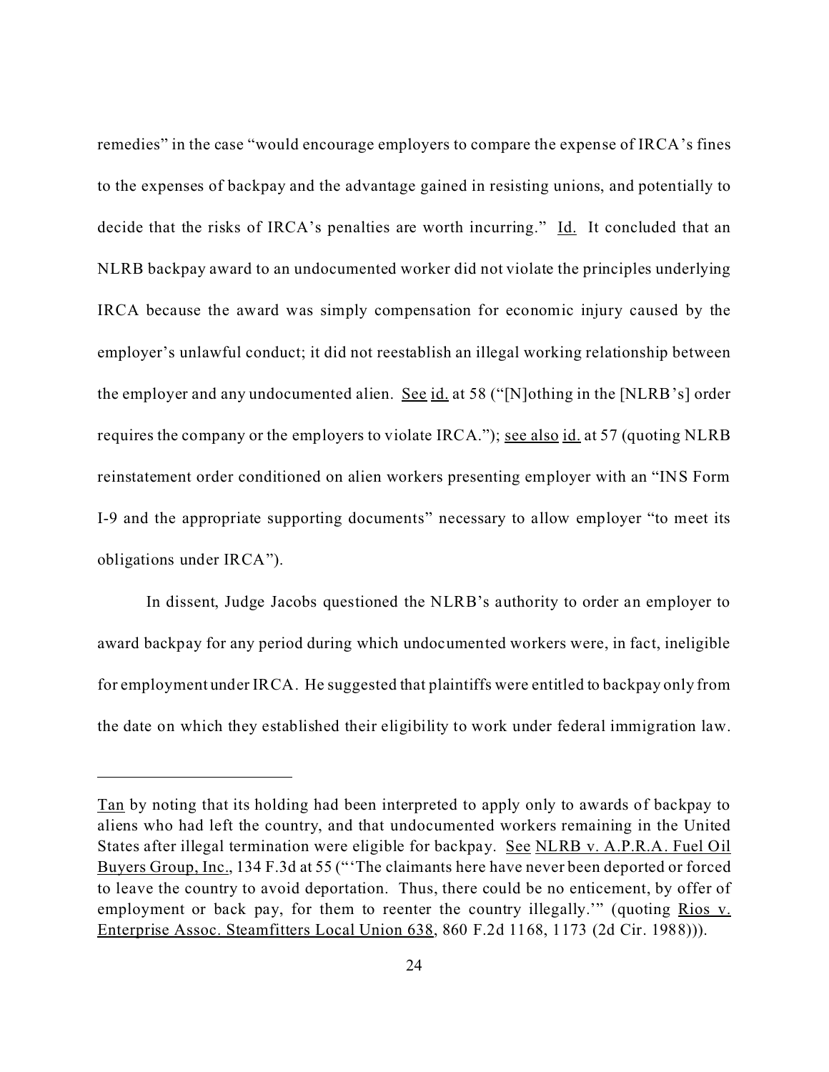remedies" in the case "would encourage employers to compare the expense of IRCA's fines to the expenses of backpay and the advantage gained in resisting unions, and potentially to decide that the risks of IRCA's penalties are worth incurring." Id. It concluded that an NLRB backpay award to an undocumented worker did not violate the principles underlying IRCA because the award was simply compensation for economic injury caused by the employer's unlawful conduct; it did not reestablish an illegal working relationship between the employer and any undocumented alien. See id. at 58 ("[N]othing in the [NLRB's] order requires the company or the employers to violate IRCA."); see also id. at 57 (quoting NLRB reinstatement order conditioned on alien workers presenting employer with an "INS Form I-9 and the appropriate supporting documents" necessary to allow employer "to meet its obligations under IRCA").

In dissent, Judge Jacobs questioned the NLRB's authority to order an employer to award backpay for any period during which undocumented workers were, in fact, ineligible for employment under IRCA. He suggested that plaintiffs were entitled to backpay only from the date on which they established their eligibility to work under federal immigration law.

---

Tan by noting that its holding had been interpreted to apply only to awards of backpay to aliens who had left the country, and that undocumented workers remaining in the United States after illegal termination were eligible for backpay. See NLRB v. A.P.R.A. Fuel Oil Buyers Group, Inc., 134 F.3d at 55 ("'The claimants here have never been deported or forced to leave the country to avoid deportation. Thus, there could be no enticement, by offer of employment or back pay, for them to reenter the country illegally.'" (quoting Rios v. Enterprise Assoc. Steamfitters Local Union 638, 860 F.2d 1168, 1173 (2d Cir. 1988))).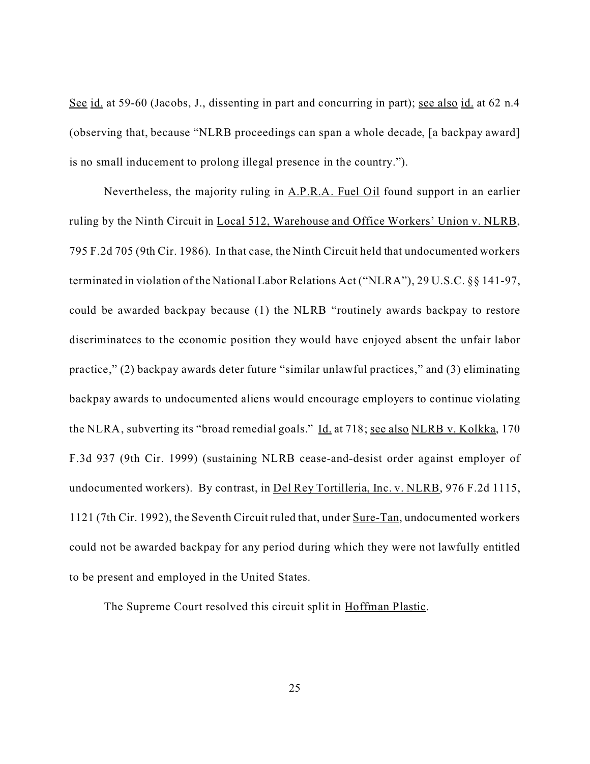See id. at 59-60 (Jacobs, J., dissenting in part and concurring in part); see also id. at 62 n.4 (observing that, because "NLRB proceedings can span a whole decade, [a backpay award] is no small inducement to prolong illegal presence in the country.").

Nevertheless, the majority ruling in A.P.R.A. Fuel Oil found support in an earlier ruling by the Ninth Circuit in Local 512, Warehouse and Office Workers' Union v. NLRB, 795 F.2d 705 (9th Cir. 1986). In that case, the Ninth Circuit held that undocumented workers terminated in violation of the National Labor Relations Act ("NLRA"), 29 U.S.C. §§ 141-97, could be awarded backpay because (1) the NLRB "routinely awards backpay to restore discriminatees to the economic position they would have enjoyed absent the unfair labor practice," (2) backpay awards deter future "similar unlawful practices," and (3) eliminating backpay awards to undocumented aliens would encourage employers to continue violating the NLRA, subverting its "broad remedial goals." Id. at 718; see also NLRB v. Kolkka, 170 F.3d 937 (9th Cir. 1999) (sustaining NLRB cease-and-desist order against employer of undocumented workers). By contrast, in Del Rey Tortilleria, Inc. v. NLRB, 976 F.2d 1115, 1121 (7th Cir. 1992), the Seventh Circuit ruled that, under Sure-Tan, undocumented workers could not be awarded backpay for any period during which they were not lawfully entitled to be present and employed in the United States.

The Supreme Court resolved this circuit split in Hoffman Plastic.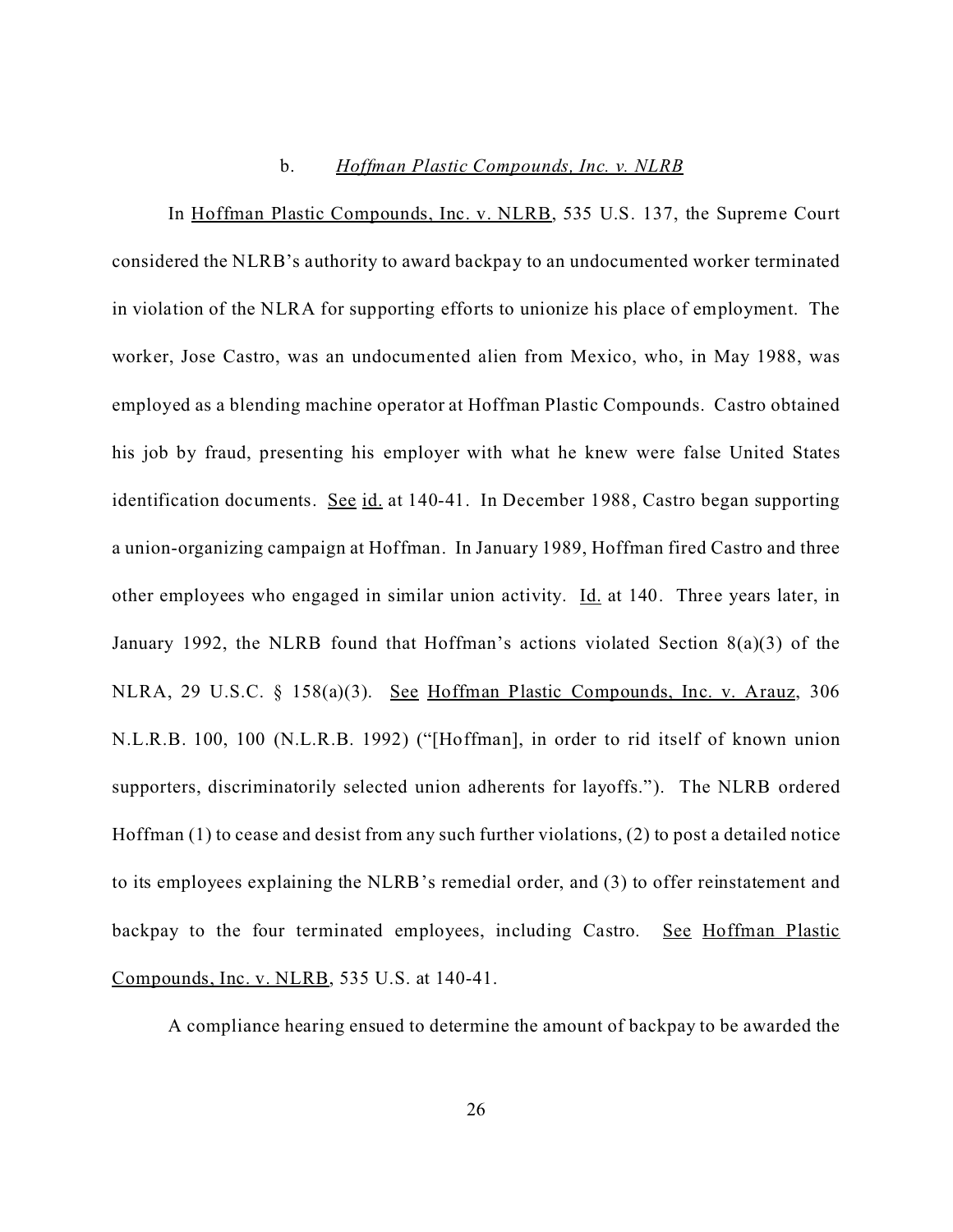### b. *Hoffman Plastic Compounds, Inc. v. NLRB*

In Hoffman Plastic Compounds, Inc. v. NLRB, 535 U.S. 137, the Supreme Court considered the NLRB's authority to award backpay to an undocumented worker terminated in violation of the NLRA for supporting efforts to unionize his place of employment. The worker, Jose Castro, was an undocumented alien from Mexico, who, in May 1988, was employed as a blending machine operator at Hoffman Plastic Compounds. Castro obtained his job by fraud, presenting his employer with what he knew were false United States identification documents. See id. at 140-41. In December 1988, Castro began supporting a union-organizing campaign at Hoffman. In January 1989, Hoffman fired Castro and three other employees who engaged in similar union activity. Id. at 140. Three years later, in January 1992, the NLRB found that Hoffman's actions violated Section 8(a)(3) of the NLRA, 29 U.S.C. § 158(a)(3). See Hoffman Plastic Compounds, Inc. v. Arauz, 306 N.L.R.B. 100, 100 (N.L.R.B. 1992) ("[Hoffman], in order to rid itself of known union supporters, discriminatorily selected union adherents for layoffs."). The NLRB ordered Hoffman (1) to cease and desist from any such further violations, (2) to post a detailed notice to its employees explaining the NLRB's remedial order, and (3) to offer reinstatement and backpay to the four terminated employees, including Castro. See Hoffman Plastic Compounds, Inc. v. NLRB, 535 U.S. at 140-41.

A compliance hearing ensued to determine the amount of backpay to be awarded the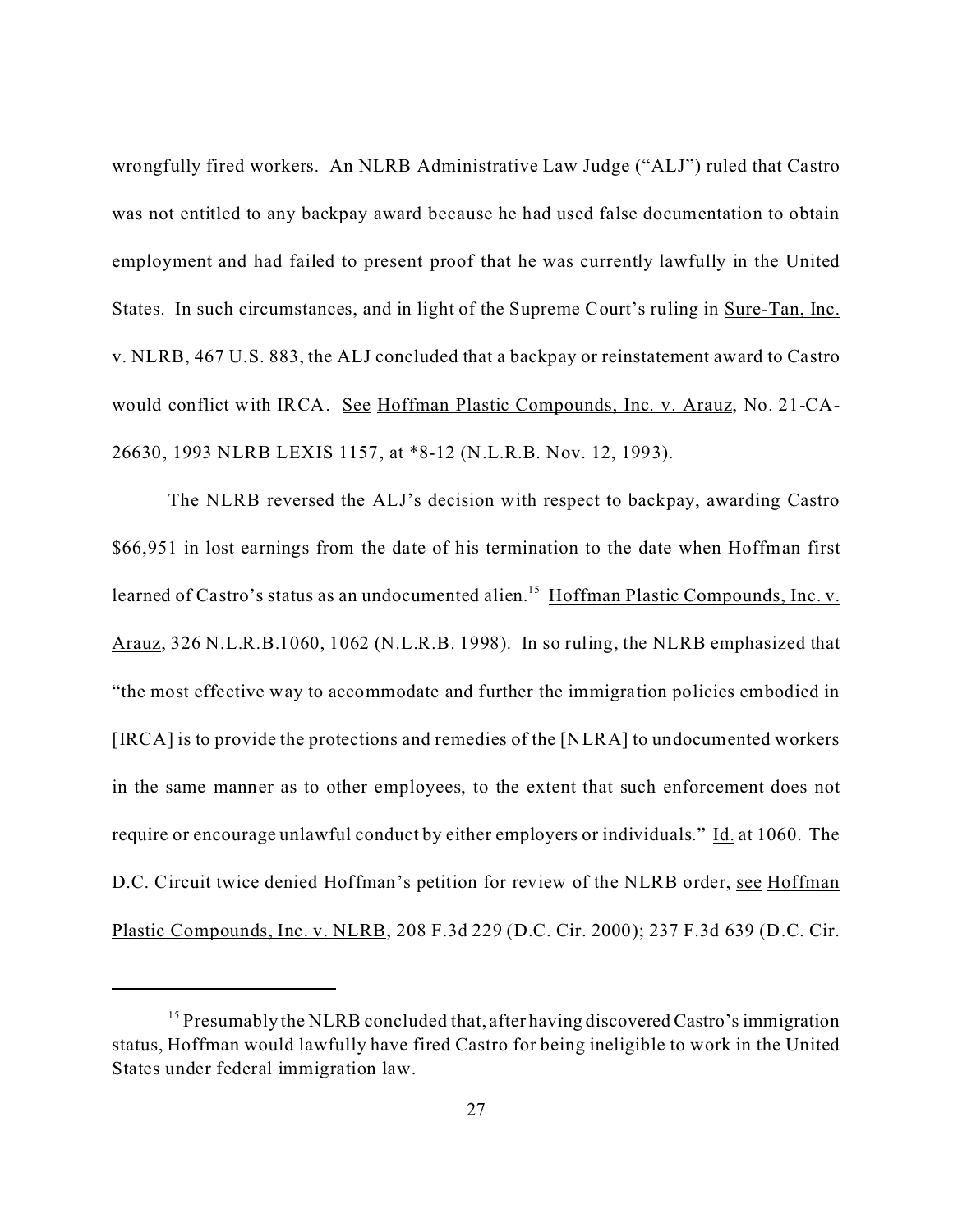wrongfully fired workers. An NLRB Administrative Law Judge ("ALJ") ruled that Castro was not entitled to any backpay award because he had used false documentation to obtain employment and had failed to present proof that he was currently lawfully in the United States. In such circumstances, and in light of the Supreme Court's ruling in Sure-Tan, Inc. v. NLRB, 467 U.S. 883, the ALJ concluded that a backpay or reinstatement award to Castro would conflict with IRCA. See Hoffman Plastic Compounds, Inc. v. Arauz, No. 21-CA-26630, 1993 NLRB LEXIS 1157, at *8-12 (N.L.R.B. Nov. 12, 1993).

The NLRB reversed the ALJ's decision with respect to backpay, awarding Castro $66,951 in lost earnings from the date of his termination to the date when Hoffman first learned of Castro's status as an undocumented alien.[15] Hoffman Plastic Compounds, Inc. v. Arauz, 326 N.L.R.B.1060, 1062 (N.L.R.B. 1998). In so ruling, the NLRB emphasized that "the most effective way to accommodate and further the immigration policies embodied in [IRCA] is to provide the protections and remedies of the [NLRA] to undocumented workers in the same manner as to other employees, to the extent that such enforcement does not require or encourage unlawful conduct by either employers or individuals." Id. at 1060. The D.C. Circuit twice denied Hoffman's petition for review of the NLRB order, see Hoffman Plastic Compounds, Inc. v. NLRB, 208 F.3d 229 (D.C. Cir. 2000); 237 F.3d 639 (D.C. Cir.

---

[15] Presumably the NLRB concluded that, after having discovered Castro's immigration status, Hoffman would lawfully have fired Castro for being ineligible to work in the United States under federal immigration law.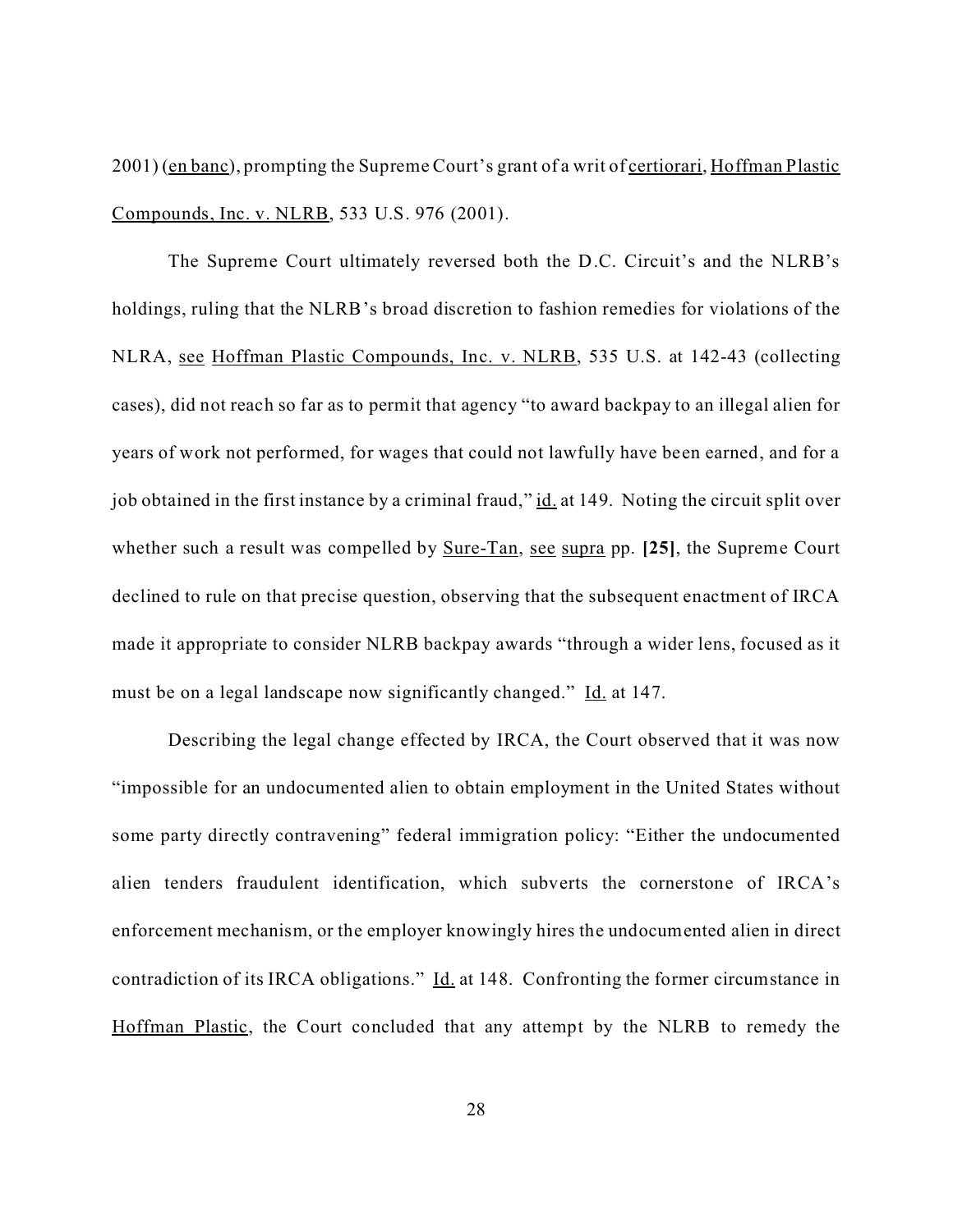2001) (en banc), prompting the Supreme Court's grant of a writ of certiorari, Hoffman Plastic Compounds, Inc. v. NLRB, 533 U.S. 976 (2001).

The Supreme Court ultimately reversed both the D.C. Circuit's and the NLRB's holdings, ruling that the NLRB's broad discretion to fashion remedies for violations of the NLRA, see Hoffman Plastic Compounds, Inc. v. NLRB, 535 U.S. at 142-43 (collecting cases), did not reach so far as to permit that agency "to award backpay to an illegal alien for years of work not performed, for wages that could not lawfully have been earned, and for a job obtained in the first instance by a criminal fraud," id. at 149. Noting the circuit split over whether such a result was compelled by Sure-Tan, see supra pp. **[25]**, the Supreme Court declined to rule on that precise question, observing that the subsequent enactment of IRCA made it appropriate to consider NLRB backpay awards "through a wider lens, focused as it must be on a legal landscape now significantly changed." Id. at 147.

Describing the legal change effected by IRCA, the Court observed that it was now "impossible for an undocumented alien to obtain employment in the United States without some party directly contravening" federal immigration policy: "Either the undocumented alien tenders fraudulent identification, which subverts the cornerstone of IRCA's enforcement mechanism, or the employer knowingly hires the undocumented alien in direct contradiction of its IRCA obligations." Id. at 148. Confronting the former circumstance in Hoffman Plastic, the Court concluded that any attempt by the NLRB to remedy the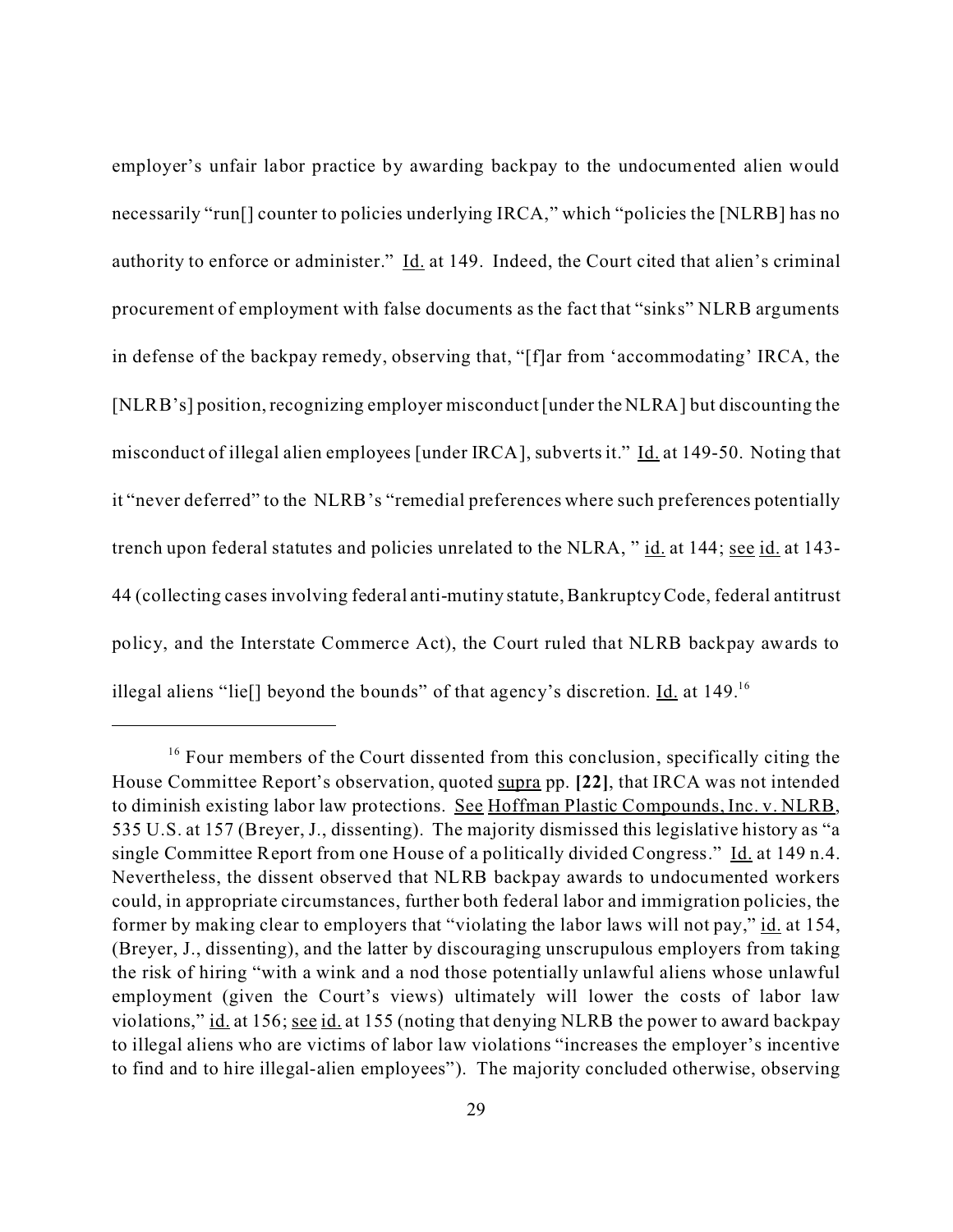employer's unfair labor practice by awarding backpay to the undocumented alien would necessarily "run[] counter to policies underlying IRCA," which "policies the [NLRB] has no authority to enforce or administer." Id. at 149. Indeed, the Court cited that alien's criminal procurement of employment with false documents as the fact that "sinks" NLRB arguments in defense of the backpay remedy, observing that, "[f]ar from 'accommodating' IRCA, the [NLRB's] position, recognizing employer misconduct [under the NLRA] but discounting the misconduct of illegal alien employees [under IRCA], subverts it." Id. at 149-50. Noting that it "never deferred" to the NLRB's "remedial preferences where such preferences potentially trench upon federal statutes and policies unrelated to the NLRA, " id. at 144; see id. at 143-44 (collecting cases involving federal anti-mutiny statute, Bankruptcy Code, federal antitrust policy, and the Interstate Commerce Act), the Court ruled that NLRB backpay awards to illegal aliens "lie[] beyond the bounds" of that agency's discretion. Id. at 149.[16]

---

[16] Four members of the Court dissented from this conclusion, specifically citing the House Committee Report's observation, quoted supra pp. **[22]**, that IRCA was not intended to diminish existing labor law protections. See Hoffman Plastic Compounds, Inc. v. NLRB, 535 U.S. at 157 (Breyer, J., dissenting). The majority dismissed this legislative history as "a single Committee Report from one House of a politically divided Congress." Id. at 149 n.4. Nevertheless, the dissent observed that NLRB backpay awards to undocumented workers could, in appropriate circumstances, further both federal labor and immigration policies, the former by making clear to employers that "violating the labor laws will not pay," id. at 154, (Breyer, J., dissenting), and the latter by discouraging unscrupulous employers from taking the risk of hiring "with a wink and a nod those potentially unlawful aliens whose unlawful employment (given the Court's views) ultimately will lower the costs of labor law violations," id. at 156; see id. at 155 (noting that denying NLRB the power to award backpay to illegal aliens who are victims of labor law violations "increases the employer's incentive to find and to hire illegal-alien employees"). The majority concluded otherwise, observing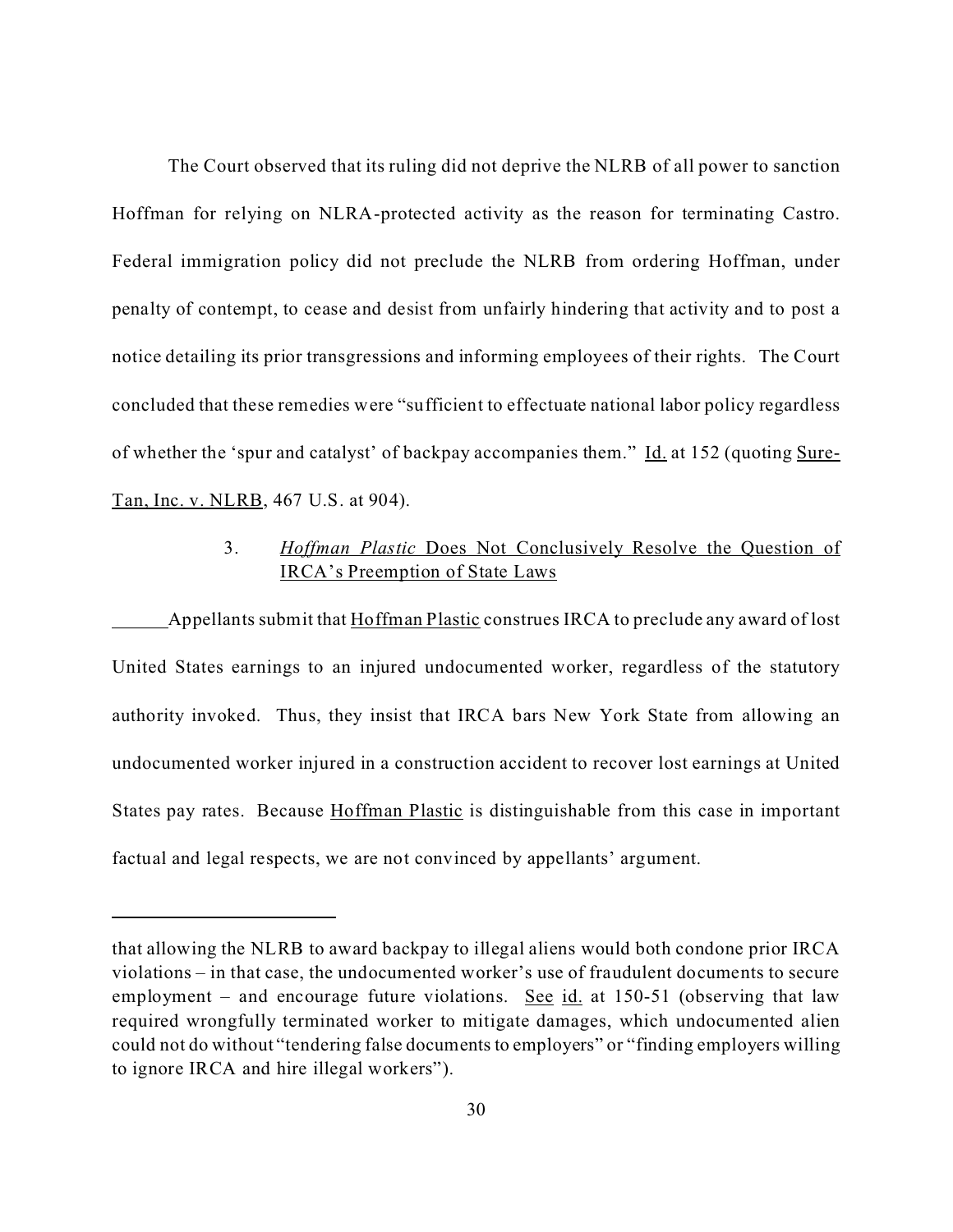The Court observed that its ruling did not deprive the NLRB of all power to sanction Hoffman for relying on NLRA-protected activity as the reason for terminating Castro. Federal immigration policy did not preclude the NLRB from ordering Hoffman, under penalty of contempt, to cease and desist from unfairly hindering that activity and to post a notice detailing its prior transgressions and informing employees of their rights. The Court concluded that these remedies were "sufficient to effectuate national labor policy regardless of whether the 'spur and catalyst' of backpay accompanies them." Id. at 152 (quoting Sure-Tan, Inc. v. NLRB, 467 U.S. at 904).

### 3. *Hoffman Plastic* Does Not Conclusively Resolve the Question of IRCA's Preemption of State Laws

Appellants submit that Hoffman Plastic construes IRCA to preclude any award of lost United States earnings to an injured undocumented worker, regardless of the statutory authority invoked. Thus, they insist that IRCA bars New York State from allowing an undocumented worker injured in a construction accident to recover lost earnings at United States pay rates. Because Hoffman Plastic is distinguishable from this case in important factual and legal respects, we are not convinced by appellants' argument.

---

that allowing the NLRB to award backpay to illegal aliens would both condone prior IRCA violations – in that case, the undocumented worker's use of fraudulent documents to secure employment – and encourage future violations. See id. at 150-51 (observing that law required wrongfully terminated worker to mitigate damages, which undocumented alien could not do without "tendering false documents to employers" or "finding employers willing to ignore IRCA and hire illegal workers").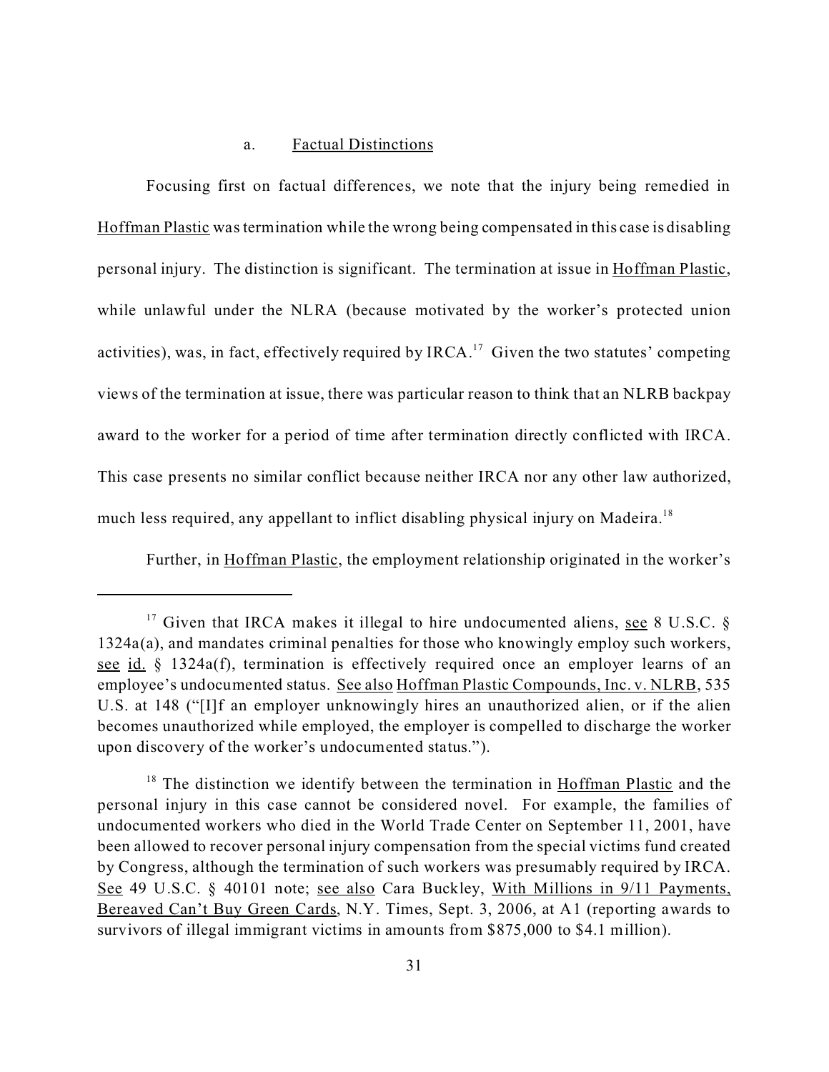### a. Factual Distinctions

Focusing first on factual differences, we note that the injury being remedied in Hoffman Plastic was termination while the wrong being compensated in this case is disabling personal injury. The distinction is significant. The termination at issue in Hoffman Plastic, while unlawful under the NLRA (because motivated by the worker's protected union activities), was, in fact, effectively required by IRCA.[17] Given the two statutes' competing views of the termination at issue, there was particular reason to think that an NLRB backpay award to the worker for a period of time after termination directly conflicted with IRCA. This case presents no similar conflict because neither IRCA nor any other law authorized, much less required, any appellant to inflict disabling physical injury on Madeira.[18]

Further, in Hoffman Plastic, the employment relationship originated in the worker's

---

[17] Given that IRCA makes it illegal to hire undocumented aliens, see 8 U.S.C. § 1324a(a), and mandates criminal penalties for those who knowingly employ such workers, see id. § 1324a(f), termination is effectively required once an employer learns of an employee's undocumented status. See also Hoffman Plastic Compounds, Inc. v. NLRB, 535 U.S. at 148 ("[I]f an employer unknowingly hires an unauthorized alien, or if the alien becomes unauthorized while employed, the employer is compelled to discharge the worker upon discovery of the worker's undocumented status.").

[18] The distinction we identify between the termination in Hoffman Plastic and the personal injury in this case cannot be considered novel. For example, the families of undocumented workers who died in the World Trade Center on September 11, 2001, have been allowed to recover personal injury compensation from the special victims fund created by Congress, although the termination of such workers was presumably required by IRCA. See 49 U.S.C. § 40101 note; see also Cara Buckley, With Millions in 9/11 Payments, Bereaved Can't Buy Green Cards, N.Y. Times, Sept. 3, 2006, at A1 (reporting awards to survivors of illegal immigrant victims in amounts from $875,000 to $4.1 million).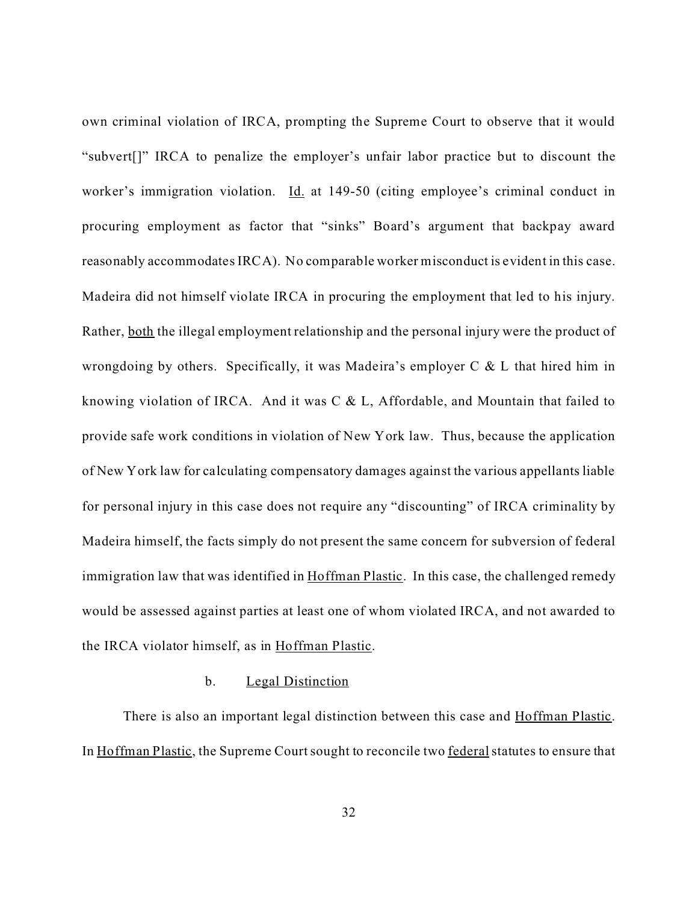own criminal violation of IRCA, prompting the Supreme Court to observe that it would "subvert[]" IRCA to penalize the employer's unfair labor practice but to discount the worker's immigration violation. Id. at 149-50 (citing employee's criminal conduct in procuring employment as factor that "sinks" Board's argument that backpay award reasonably accommodates IRCA). No comparable worker misconduct is evident in this case. Madeira did not himself violate IRCA in procuring the employment that led to his injury. Rather, both the illegal employment relationship and the personal injury were the product of wrongdoing by others. Specifically, it was Madeira's employer C & L that hired him in knowing violation of IRCA. And it was C & L, Affordable, and Mountain that failed to provide safe work conditions in violation of New York law. Thus, because the application of New York law for calculating compensatory damages against the various appellants liable for personal injury in this case does not require any "discounting" of IRCA criminality by Madeira himself, the facts simply do not present the same concern for subversion of federal immigration law that was identified in Hoffman Plastic. In this case, the challenged remedy would be assessed against parties at least one of whom violated IRCA, and not awarded to the IRCA violator himself, as in Hoffman Plastic.

b. Legal Distinction

There is also an important legal distinction between this case and Hoffman Plastic. In Hoffman Plastic, the Supreme Court sought to reconcile two federal statutes to ensure that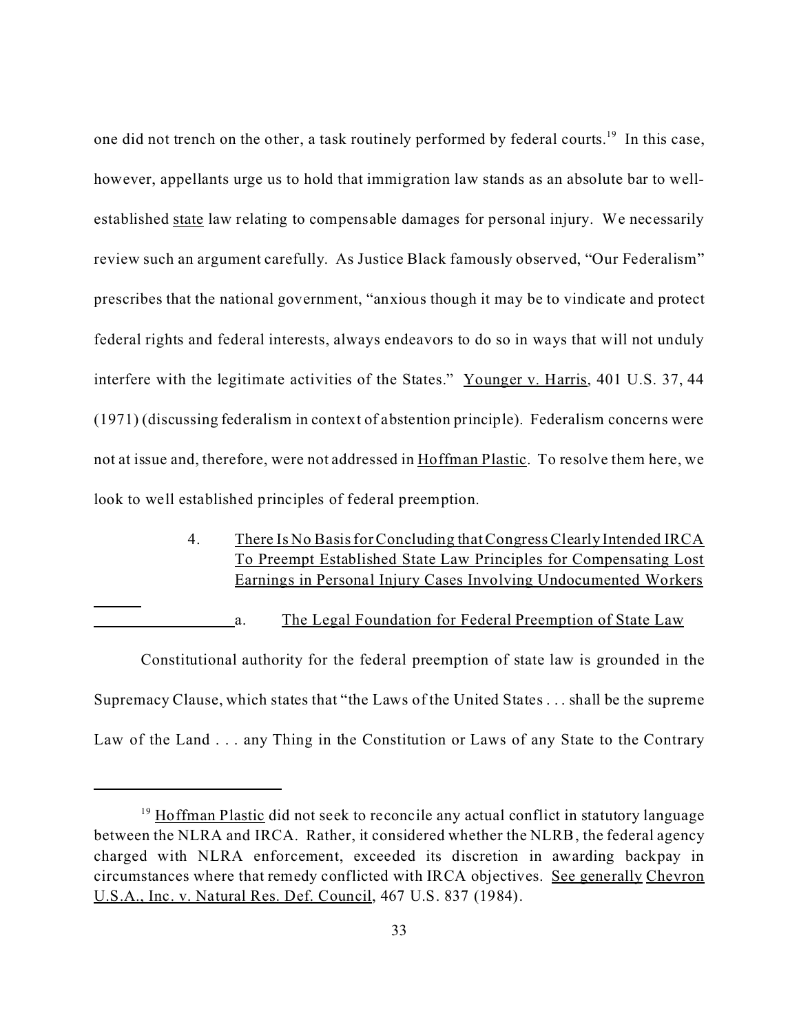one did not trench on the other, a task routinely performed by federal courts.[19] In this case, however, appellants urge us to hold that immigration law stands as an absolute bar to well-established state law relating to compensable damages for personal injury. We necessarily review such an argument carefully. As Justice Black famously observed, "Our Federalism" prescribes that the national government, "anxious though it may be to vindicate and protect federal rights and federal interests, always endeavors to do so in ways that will not unduly interfere with the legitimate activities of the States." Younger v. Harris, 401 U.S. 37, 44 (1971) (discussing federalism in context of abstention principle). Federalism concerns were not at issue and, therefore, were not addressed in Hoffman Plastic. To resolve them here, we look to well established principles of federal preemption.

### 4. There Is No Basis for Concluding that Congress Clearly Intended IRCA To Preempt Established State Law Principles for Compensating Lost Earnings in Personal Injury Cases Involving Undocumented Workers

#### a. The Legal Foundation for Federal Preemption of State Law

Constitutional authority for the federal preemption of state law is grounded in the Supremacy Clause, which states that "the Laws of the United States . . . shall be the supreme Law of the Land . . . any Thing in the Constitution or Laws of any State to the Contrary

---

[19] Hoffman Plastic did not seek to reconcile any actual conflict in statutory language between the NLRA and IRCA. Rather, it considered whether the NLRB, the federal agency charged with NLRA enforcement, exceeded its discretion in awarding backpay in circumstances where that remedy conflicted with IRCA objectives. See generally Chevron U.S.A., Inc. v. Natural Res. Def. Council, 467 U.S. 837 (1984).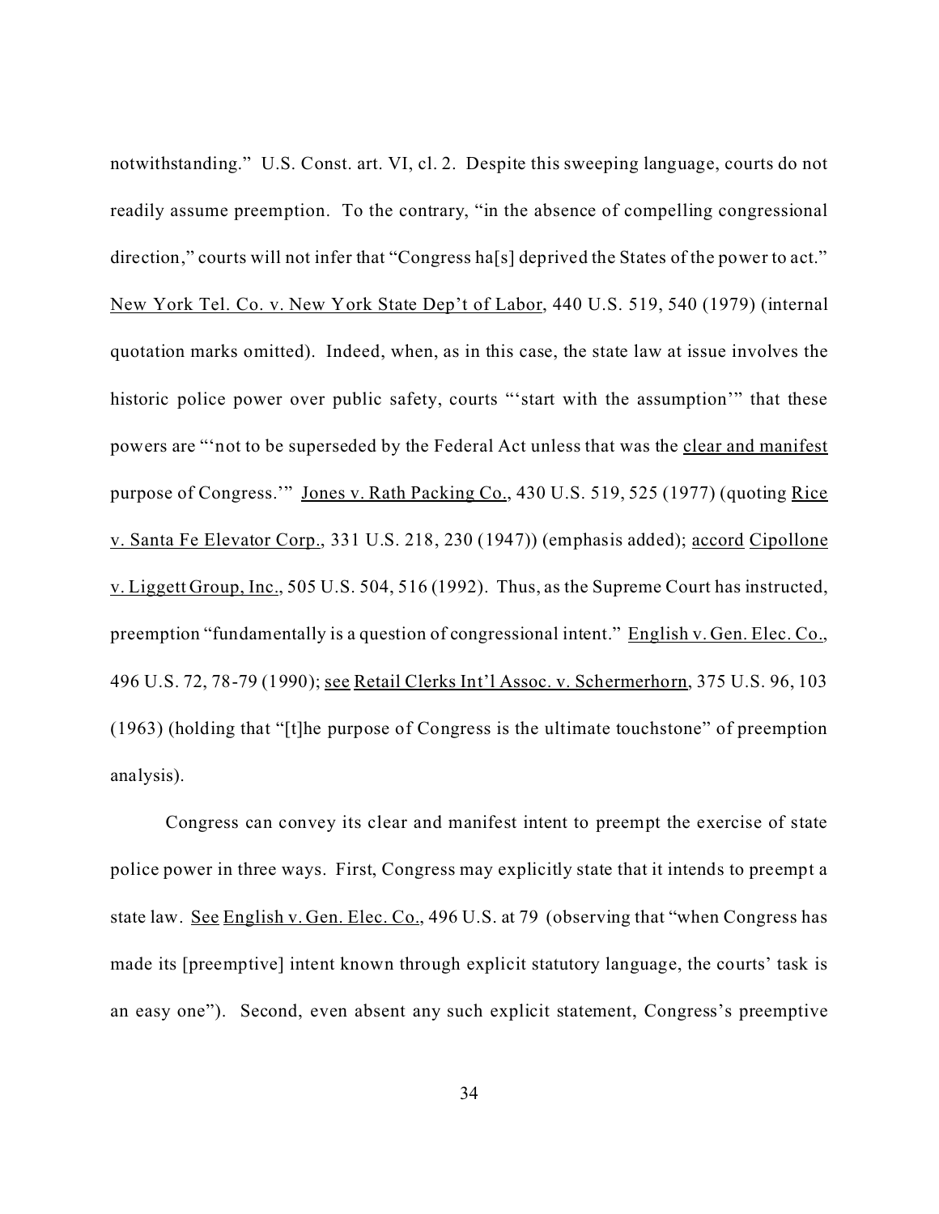notwithstanding." U.S. Const. art. VI, cl. 2. Despite this sweeping language, courts do not readily assume preemption. To the contrary, "in the absence of compelling congressional direction," courts will not infer that "Congress ha[s] deprived the States of the power to act." New York Tel. Co. v. New York State Dep't of Labor, 440 U.S. 519, 540 (1979) (internal quotation marks omitted). Indeed, when, as in this case, the state law at issue involves the historic police power over public safety, courts "'start with the assumption'" that these powers are "'not to be superseded by the Federal Act unless that was the clear and manifest purpose of Congress.'" Jones v. Rath Packing Co., 430 U.S. 519, 525 (1977) (quoting Rice v. Santa Fe Elevator Corp., 331 U.S. 218, 230 (1947)) (emphasis added); accord Cipollone v. Liggett Group, Inc., 505 U.S. 504, 516 (1992). Thus, as the Supreme Court has instructed, preemption "fundamentally is a question of congressional intent." English v. Gen. Elec. Co., 496 U.S. 72, 78-79 (1990); see Retail Clerks Int'l Assoc. v. Schermerhorn, 375 U.S. 96, 103 (1963) (holding that "[t]he purpose of Congress is the ultimate touchstone" of preemption analysis).

Congress can convey its clear and manifest intent to preempt the exercise of state police power in three ways. First, Congress may explicitly state that it intends to preempt a state law. See English v. Gen. Elec. Co., 496 U.S. at 79 (observing that "when Congress has made its [preemptive] intent known through explicit statutory language, the courts' task is an easy one"). Second, even absent any such explicit statement, Congress's preemptive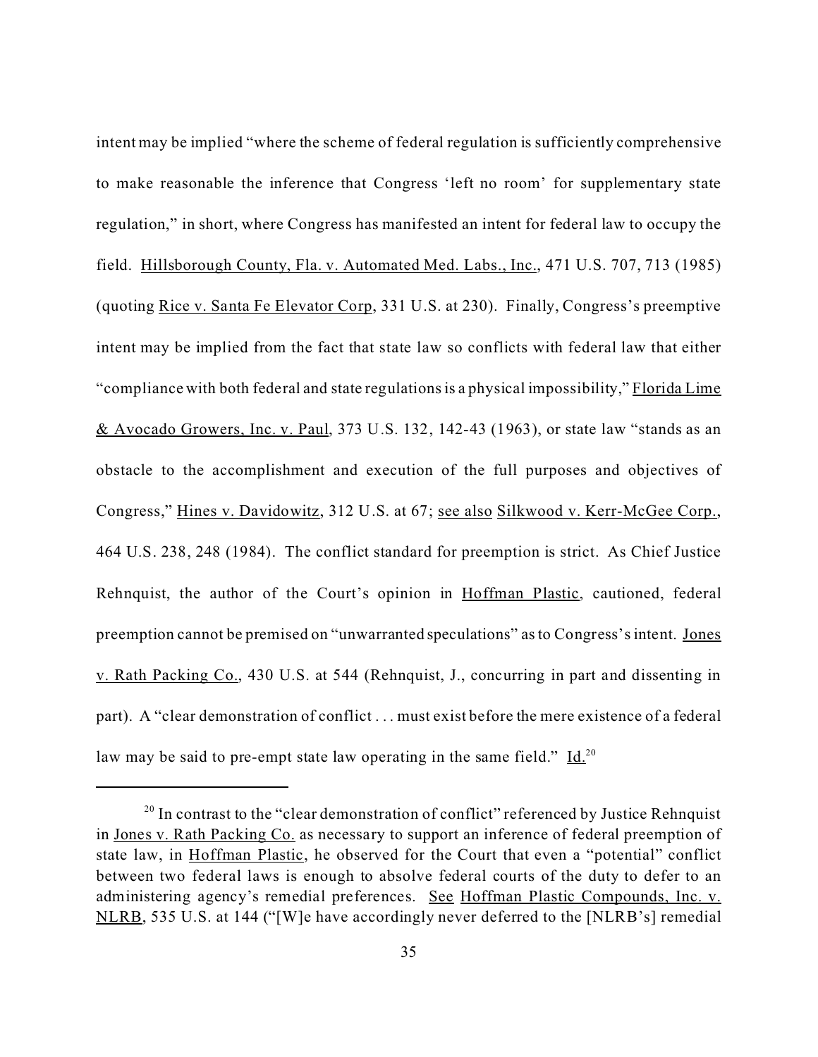intent may be implied "where the scheme of federal regulation is sufficiently comprehensive to make reasonable the inference that Congress 'left no room' for supplementary state regulation," in short, where Congress has manifested an intent for federal law to occupy the field. Hillsborough County, Fla. v. Automated Med. Labs., Inc., 471 U.S. 707, 713 (1985) (quoting Rice v. Santa Fe Elevator Corp, 331 U.S. at 230). Finally, Congress's preemptive intent may be implied from the fact that state law so conflicts with federal law that either "compliance with both federal and state regulations is a physical impossibility," Florida Lime & Avocado Growers, Inc. v. Paul, 373 U.S. 132, 142-43 (1963), or state law "stands as an obstacle to the accomplishment and execution of the full purposes and objectives of Congress," Hines v. Davidowitz, 312 U.S. at 67; see also Silkwood v. Kerr-McGee Corp., 464 U.S. 238, 248 (1984). The conflict standard for preemption is strict. As Chief Justice Rehnquist, the author of the Court's opinion in Hoffman Plastic, cautioned, federal preemption cannot be premised on "unwarranted speculations" as to Congress's intent. Jones v. Rath Packing Co., 430 U.S. at 544 (Rehnquist, J., concurring in part and dissenting in part). A "clear demonstration of conflict . . . must exist before the mere existence of a federal law may be said to pre-empt state law operating in the same field." Id.[20]

---

[20] In contrast to the "clear demonstration of conflict" referenced by Justice Rehnquist in Jones v. Rath Packing Co. as necessary to support an inference of federal preemption of state law, in Hoffman Plastic, he observed for the Court that even a "potential" conflict between two federal laws is enough to absolve federal courts of the duty to defer to an administering agency's remedial preferences. See Hoffman Plastic Compounds, Inc. v. NLRB, 535 U.S. at 144 ("[W]e have accordingly never deferred to the [NLRB's] remedial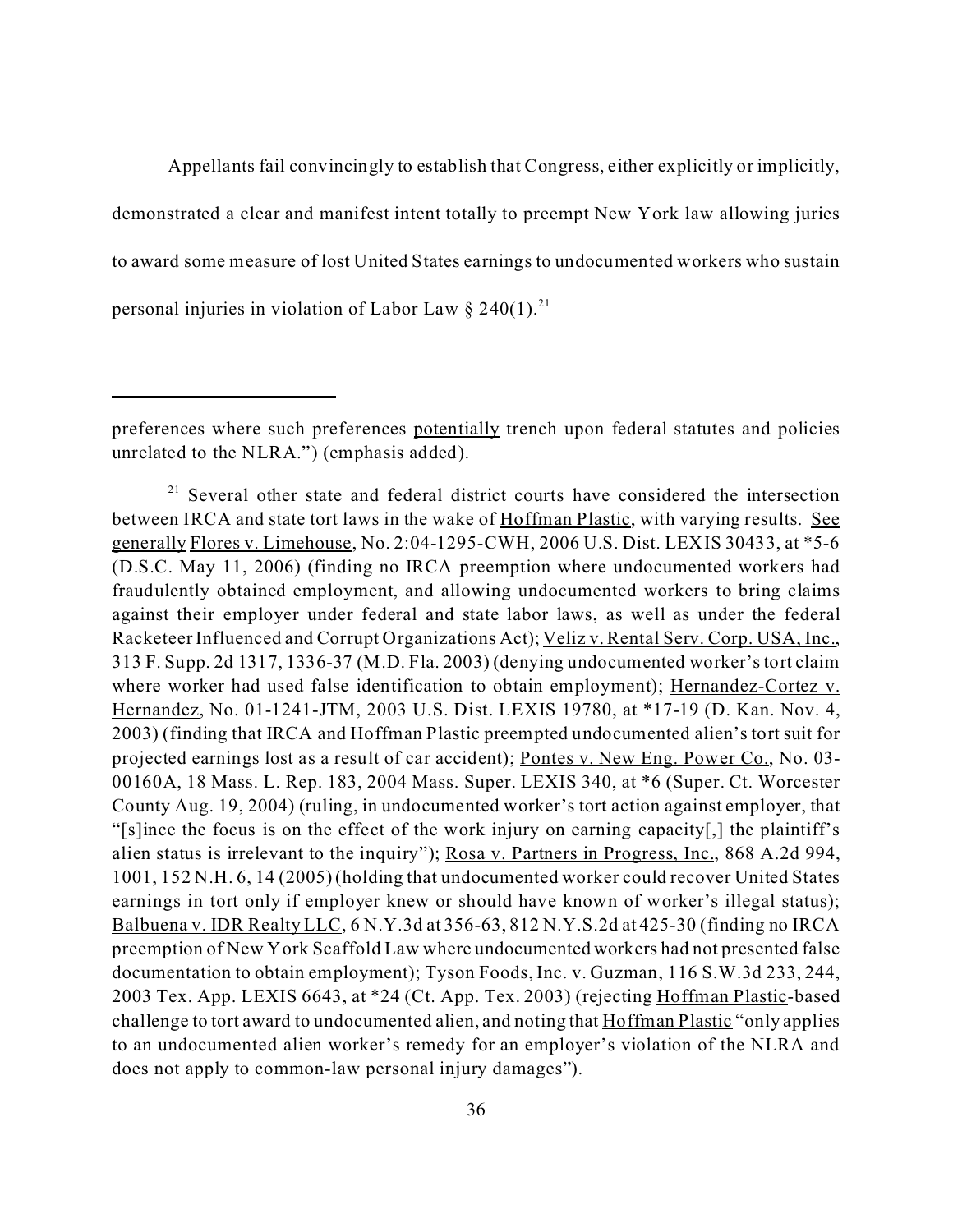Appellants fail convincingly to establish that Congress, either explicitly or implicitly, demonstrated a clear and manifest intent totally to preempt New York law allowing juries to award some measure of lost United States earnings to undocumented workers who sustain personal injuries in violation of Labor Law § 240(1).[21]

---

preferences where such preferences potentially trench upon federal statutes and policies unrelated to the NLRA.") (emphasis added).

[21] Several other state and federal district courts have considered the intersection between IRCA and state tort laws in the wake of Hoffman Plastic, with varying results. See generally Flores v. Limehouse, No. 2:04-1295-CWH, 2006 U.S. Dist. LEXIS 30433, at *5-6 (D.S.C. May 11, 2006) (finding no IRCA preemption where undocumented workers had fraudulently obtained employment, and allowing undocumented workers to bring claims against their employer under federal and state labor laws, as well as under the federal Racketeer Influenced and Corrupt Organizations Act); Veliz v. Rental Serv. Corp. USA, Inc., 313 F. Supp. 2d 1317, 1336-37 (M.D. Fla. 2003) (denying undocumented worker's tort claim where worker had used false identification to obtain employment); Hernandez-Cortez v. Hernandez, No. 01-1241-JTM, 2003 U.S. Dist. LEXIS 19780, at *17-19 (D. Kan. Nov. 4, 2003) (finding that IRCA and Hoffman Plastic preempted undocumented alien's tort suit for projected earnings lost as a result of car accident); Pontes v. New Eng. Power Co., No. 03-00160A, 18 Mass. L. Rep. 183, 2004 Mass. Super. LEXIS 340, at *6 (Super. Ct. Worcester County Aug. 19, 2004) (ruling, in undocumented worker's tort action against employer, that "[s]ince the focus is on the effect of the work injury on earning capacity[,] the plaintiff's alien status is irrelevant to the inquiry"); Rosa v. Partners in Progress, Inc., 868 A.2d 994, 1001, 152 N.H. 6, 14 (2005) (holding that undocumented worker could recover United States earnings in tort only if employer knew or should have known of worker's illegal status); Balbuena v. IDR Realty LLC, 6 N.Y.3d at 356-63, 812 N.Y.S.2d at 425-30 (finding no IRCA preemption of New York Scaffold Law where undocumented workers had not presented false documentation to obtain employment); Tyson Foods, Inc. v. Guzman, 116 S.W.3d 233, 244, 2003 Tex. App. LEXIS 6643, at *24 (Ct. App. Tex. 2003) (rejecting Hoffman Plastic-based challenge to tort award to undocumented alien, and noting that Hoffman Plastic "only applies to an undocumented alien worker's remedy for an employer's violation of the NLRA and does not apply to common-law personal injury damages").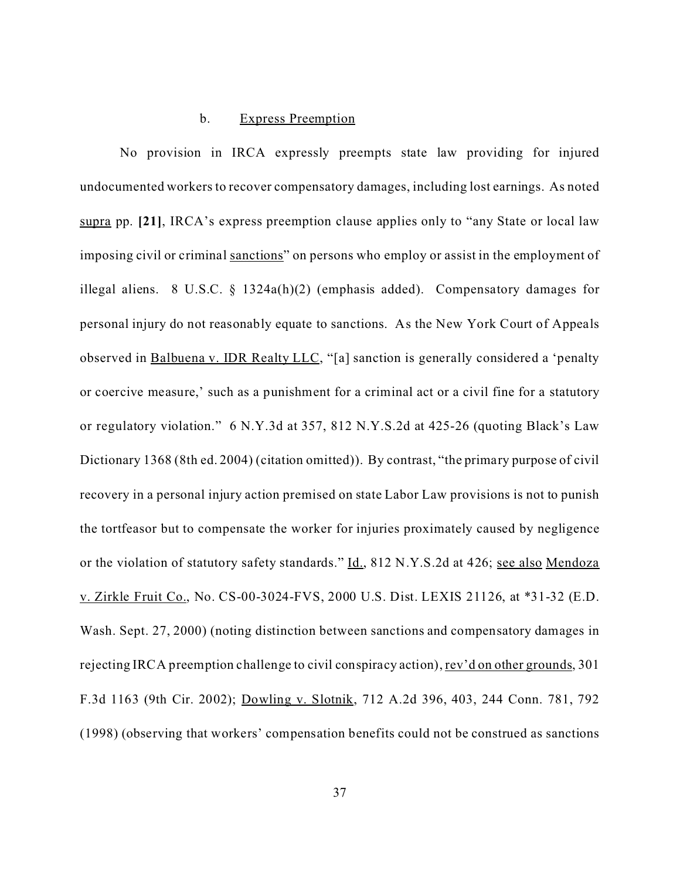### b. Express Preemption

No provision in IRCA expressly preempts state law providing for injured undocumented workers to recover compensatory damages, including lost earnings. As noted supra pp. **[21]**, IRCA's express preemption clause applies only to "any State or local law imposing civil or criminal sanctions" on persons who employ or assist in the employment of illegal aliens. 8 U.S.C. § 1324a(h)(2) (emphasis added). Compensatory damages for personal injury do not reasonably equate to sanctions. As the New York Court of Appeals observed in Balbuena v. IDR Realty LLC, "[a] sanction is generally considered a 'penalty or coercive measure,' such as a punishment for a criminal act or a civil fine for a statutory or regulatory violation." 6 N.Y.3d at 357, 812 N.Y.S.2d at 425-26 (quoting Black's Law Dictionary 1368 (8th ed. 2004) (citation omitted)). By contrast, "the primary purpose of civil recovery in a personal injury action premised on state Labor Law provisions is not to punish the tortfeasor but to compensate the worker for injuries proximately caused by negligence or the violation of statutory safety standards." Id., 812 N.Y.S.2d at 426; see also Mendoza v. Zirkle Fruit Co., No. CS-00-3024-FVS, 2000 U.S. Dist. LEXIS 21126, at *31-32 (E.D. Wash. Sept. 27, 2000) (noting distinction between sanctions and compensatory damages in rejecting IRCA preemption challenge to civil conspiracy action), rev'd on other grounds, 301 F.3d 1163 (9th Cir. 2002); Dowling v. Slotnik, 712 A.2d 396, 403, 244 Conn. 781, 792 (1998) (observing that workers' compensation benefits could not be construed as sanctions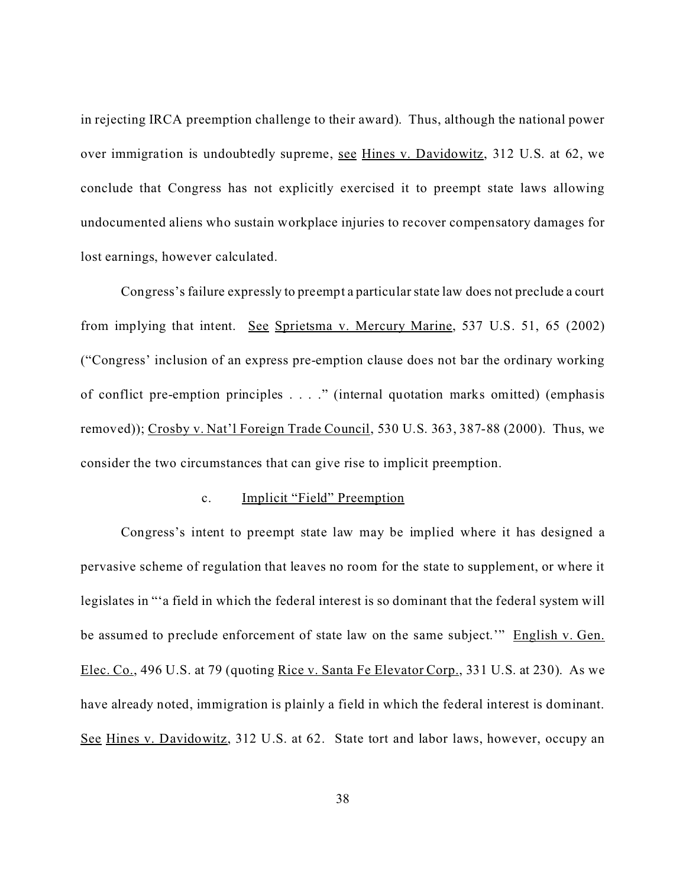in rejecting IRCA preemption challenge to their award). Thus, although the national power over immigration is undoubtedly supreme, see Hines v. Davidowitz, 312 U.S. at 62, we conclude that Congress has not explicitly exercised it to preempt state laws allowing undocumented aliens who sustain workplace injuries to recover compensatory damages for lost earnings, however calculated.

Congress's failure expressly to preempt a particular state law does not preclude a court from implying that intent. See Sprietsma v. Mercury Marine, 537 U.S. 51, 65 (2002) ("Congress' inclusion of an express pre-emption clause does not bar the ordinary working of conflict pre-emption principles . . . ." (internal quotation marks omitted) (emphasis removed)); Crosby v. Nat'l Foreign Trade Council, 530 U.S. 363, 387-88 (2000). Thus, we consider the two circumstances that can give rise to implicit preemption.

c. Implicit "Field" Preemption

Congress's intent to preempt state law may be implied where it has designed a pervasive scheme of regulation that leaves no room for the state to supplement, or where it legislates in "'a field in which the federal interest is so dominant that the federal system will be assumed to preclude enforcement of state law on the same subject.'" English v. Gen. Elec. Co., 496 U.S. at 79 (quoting Rice v. Santa Fe Elevator Corp., 331 U.S. at 230). As we have already noted, immigration is plainly a field in which the federal interest is dominant. See Hines v. Davidowitz, 312 U.S. at 62. State tort and labor laws, however, occupy an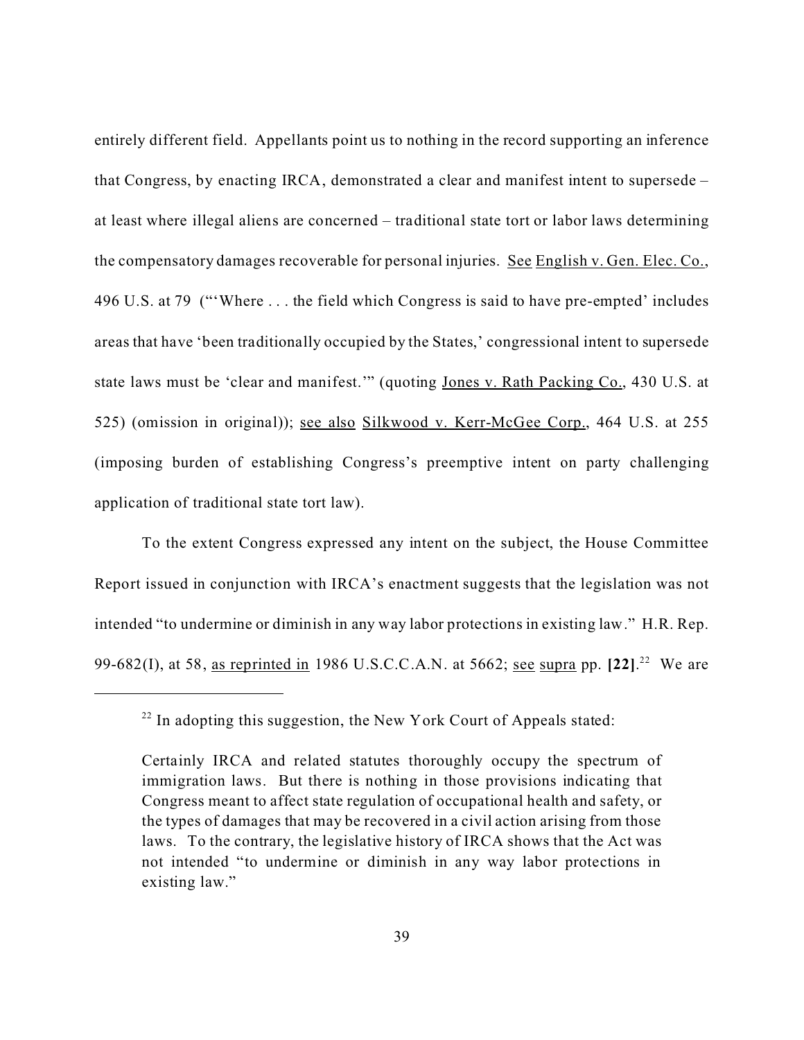entirely different field. Appellants point us to nothing in the record supporting an inference that Congress, by enacting IRCA, demonstrated a clear and manifest intent to supersede – at least where illegal aliens are concerned – traditional state tort or labor laws determining the compensatory damages recoverable for personal injuries. See English v. Gen. Elec. Co., 496 U.S. at 79 ("'Where . . . the field which Congress is said to have pre-empted' includes areas that have 'been traditionally occupied by the States,' congressional intent to supersede state laws must be 'clear and manifest.'" (quoting Jones v. Rath Packing Co., 430 U.S. at 525) (omission in original)); see also Silkwood v. Kerr-McGee Corp., 464 U.S. at 255 (imposing burden of establishing Congress's preemptive intent on party challenging application of traditional state tort law).

To the extent Congress expressed any intent on the subject, the House Committee Report issued in conjunction with IRCA's enactment suggests that the legislation was not intended "to undermine or diminish in any way labor protections in existing law." H.R. Rep. 99-682(I), at 58, as reprinted in 1986 U.S.C.C.A.N. at 5662; see supra pp. **[22]**.[22] We are

---

[22] In adopting this suggestion, the New York Court of Appeals stated:

> Certainly IRCA and related statutes thoroughly occupy the spectrum of immigration laws. But there is nothing in those provisions indicating that Congress meant to affect state regulation of occupational health and safety, or the types of damages that may be recovered in a civil action arising from those laws. To the contrary, the legislative history of IRCA shows that the Act was not intended "to undermine or diminish in any way labor protections in existing law."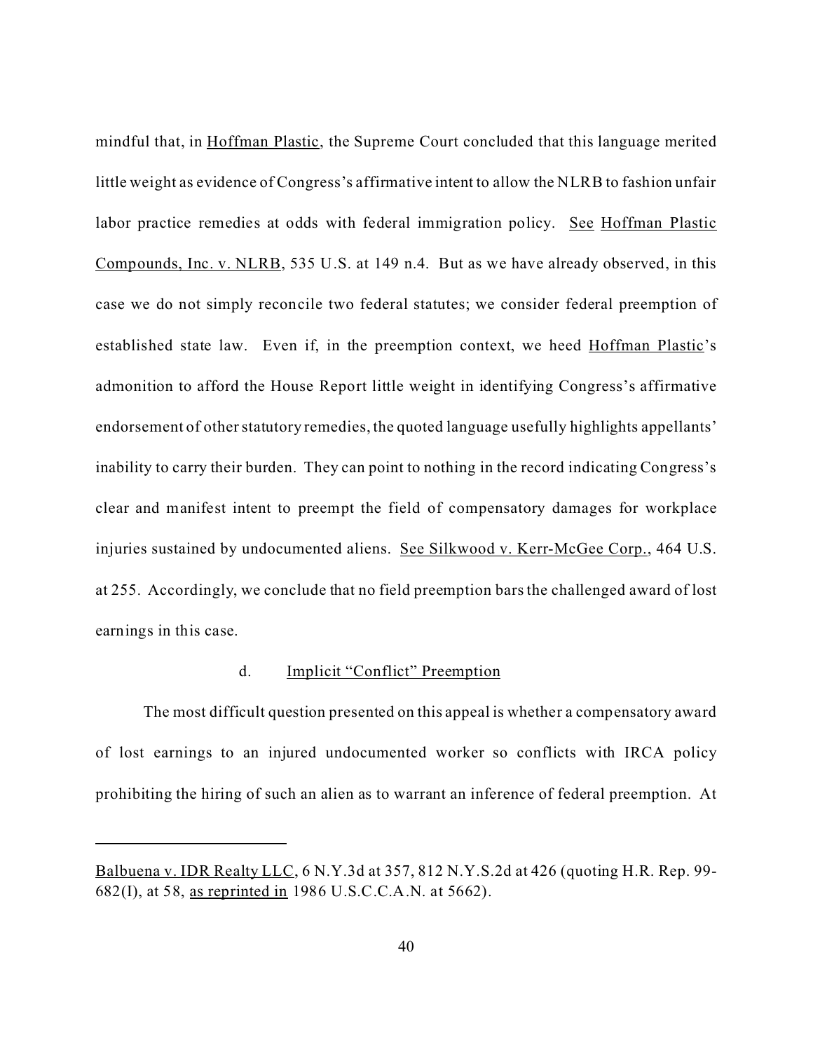mindful that, in Hoffman Plastic, the Supreme Court concluded that this language merited little weight as evidence of Congress's affirmative intent to allow the NLRB to fashion unfair labor practice remedies at odds with federal immigration policy. See Hoffman Plastic Compounds, Inc. v. NLRB, 535 U.S. at 149 n.4. But as we have already observed, in this case we do not simply reconcile two federal statutes; we consider federal preemption of established state law. Even if, in the preemption context, we heed Hoffman Plastic's admonition to afford the House Report little weight in identifying Congress's affirmative endorsement of other statutory remedies, the quoted language usefully highlights appellants' inability to carry their burden. They can point to nothing in the record indicating Congress's clear and manifest intent to preempt the field of compensatory damages for workplace injuries sustained by undocumented aliens. See Silkwood v. Kerr-McGee Corp., 464 U.S. at 255. Accordingly, we conclude that no field preemption bars the challenged award of lost earnings in this case.

#### d. Implicit "Conflict" Preemption

The most difficult question presented on this appeal is whether a compensatory award of lost earnings to an injured undocumented worker so conflicts with IRCA policy prohibiting the hiring of such an alien as to warrant an inference of federal preemption. At

---

Balbuena v. IDR Realty LLC, 6 N.Y.3d at 357, 812 N.Y.S.2d at 426 (quoting H.R. Rep. 99-682(I), at 58, as reprinted in 1986 U.S.C.C.A.N. at 5662).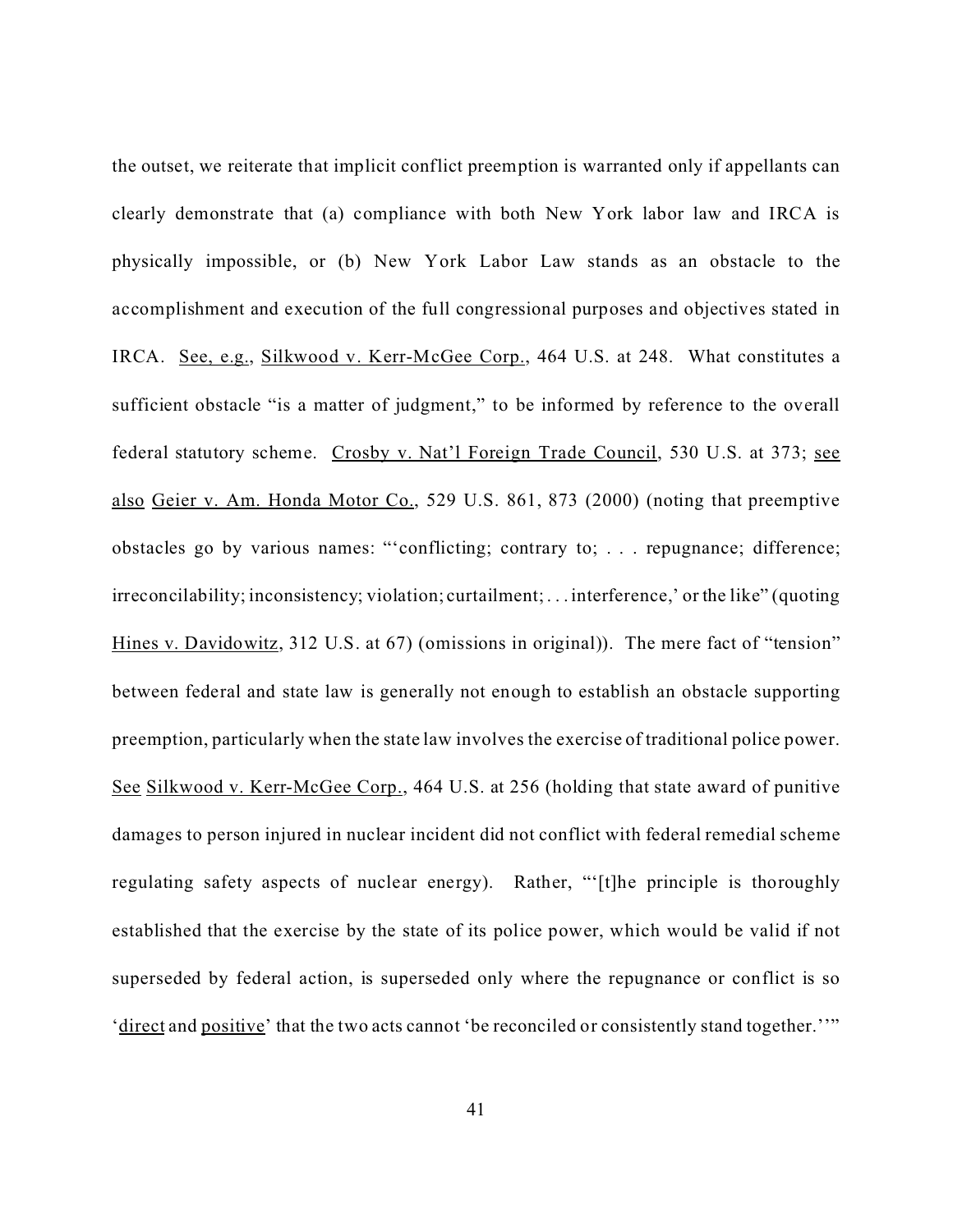the outset, we reiterate that implicit conflict preemption is warranted only if appellants can clearly demonstrate that (a) compliance with both New York labor law and IRCA is physically impossible, or (b) New York Labor Law stands as an obstacle to the accomplishment and execution of the full congressional purposes and objectives stated in IRCA. See, e.g., Silkwood v. Kerr-McGee Corp., 464 U.S. at 248. What constitutes a sufficient obstacle "is a matter of judgment," to be informed by reference to the overall federal statutory scheme. Crosby v. Nat'l Foreign Trade Council, 530 U.S. at 373; see also Geier v. Am. Honda Motor Co., 529 U.S. 861, 873 (2000) (noting that preemptive obstacles go by various names: "'conflicting; contrary to; . . . repugnance; difference; irreconcilability; inconsistency; violation; curtailment; . . . interference,' or the like" (quoting Hines v. Davidowitz, 312 U.S. at 67) (omissions in original)). The mere fact of "tension" between federal and state law is generally not enough to establish an obstacle supporting preemption, particularly when the state law involves the exercise of traditional police power. See Silkwood v. Kerr-McGee Corp., 464 U.S. at 256 (holding that state award of punitive damages to person injured in nuclear incident did not conflict with federal remedial scheme regulating safety aspects of nuclear energy). Rather, "'[t]he principle is thoroughly established that the exercise by the state of its police power, which would be valid if not superseded by federal action, is superseded only where the repugnance or conflict is so 'direct and positive' that the two acts cannot 'be reconciled or consistently stand together.''"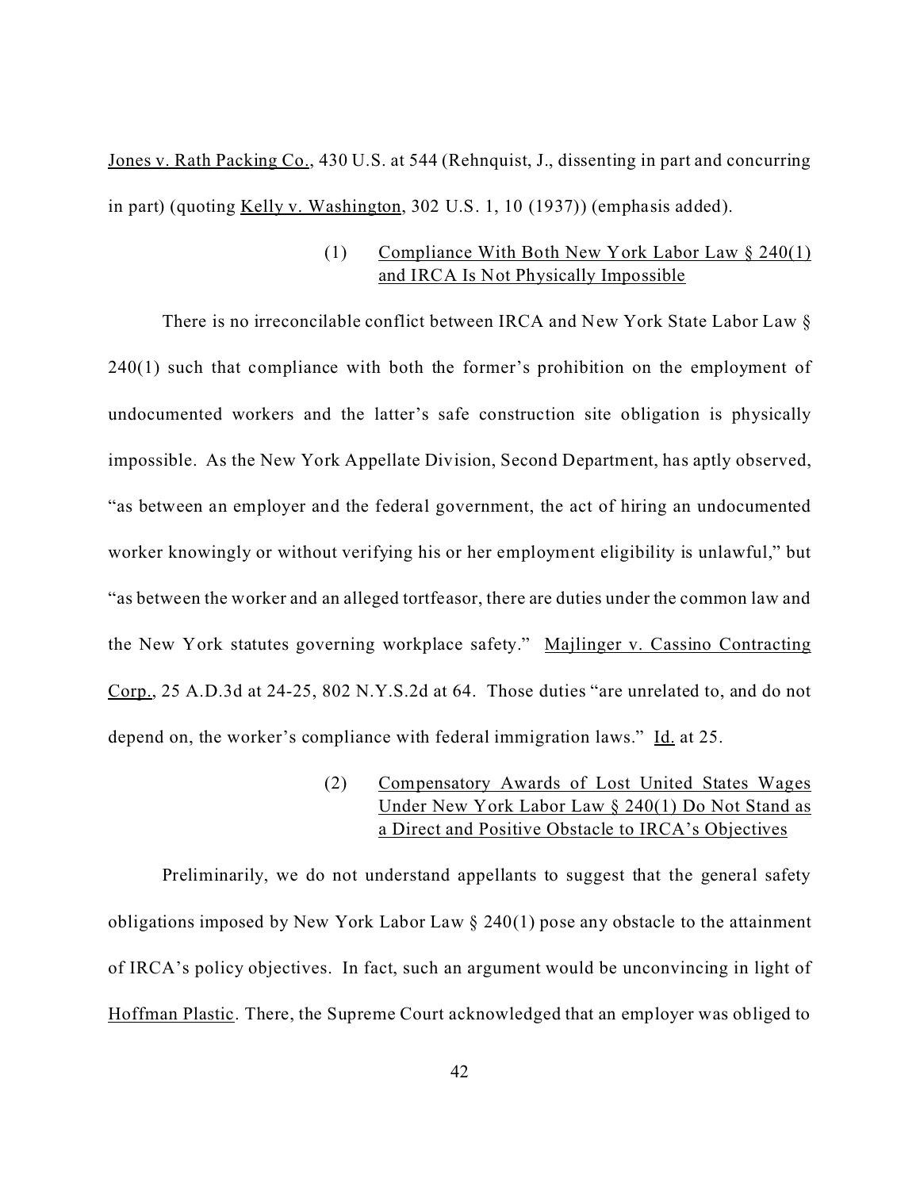Jones v. Rath Packing Co., 430 U.S. at 544 (Rehnquist, J., dissenting in part and concurring in part) (quoting Kelly v. Washington, 302 U.S. 1, 10 (1937)) (emphasis added).

#### (1) Compliance With Both New York Labor Law § 240(1) and IRCA Is Not Physically Impossible

There is no irreconcilable conflict between IRCA and New York State Labor Law § 240(1) such that compliance with both the former's prohibition on the employment of undocumented workers and the latter's safe construction site obligation is physically impossible. As the New York Appellate Division, Second Department, has aptly observed, "as between an employer and the federal government, the act of hiring an undocumented worker knowingly or without verifying his or her employment eligibility is unlawful," but "as between the worker and an alleged tortfeasor, there are duties under the common law and the New York statutes governing workplace safety." Majlinger v. Cassino Contracting Corp., 25 A.D.3d at 24-25, 802 N.Y.S.2d at 64. Those duties "are unrelated to, and do not depend on, the worker's compliance with federal immigration laws." Id. at 25.

#### (2) Compensatory Awards of Lost United States Wages Under New York Labor Law § 240(1) Do Not Stand as a Direct and Positive Obstacle to IRCA's Objectives

Preliminarily, we do not understand appellants to suggest that the general safety obligations imposed by New York Labor Law § 240(1) pose any obstacle to the attainment of IRCA's policy objectives. In fact, such an argument would be unconvincing in light of Hoffman Plastic. There, the Supreme Court acknowledged that an employer was obliged to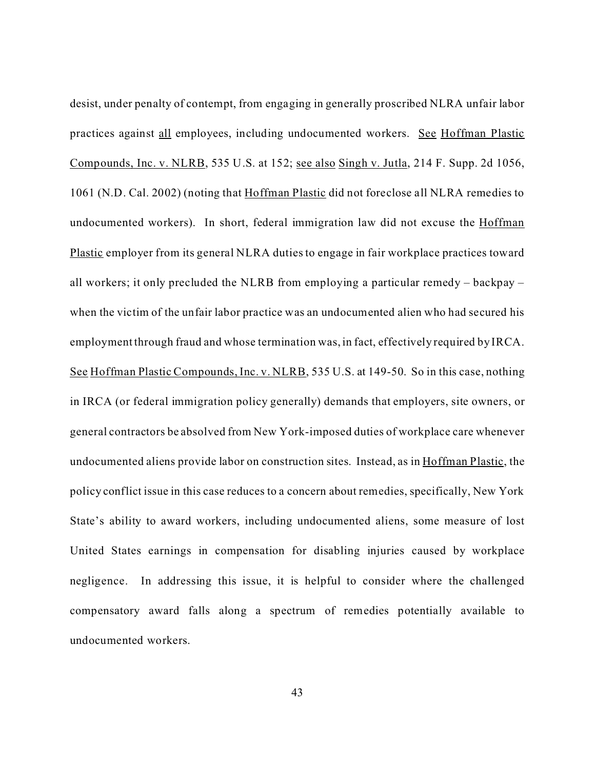desist, under penalty of contempt, from engaging in generally proscribed NLRA unfair labor practices against <u>all</u> employees, including undocumented workers. <u>See</u> <u>Hoffman Plastic Compounds, Inc. v. NLRB</u>, 535 U.S. at 152; <u>see also</u> <u>Singh v. Jutla</u>, 214 F. Supp. 2d 1056, 1061 (N.D. Cal. 2002) (noting that <u>Hoffman Plastic</u> did not foreclose all NLRA remedies to undocumented workers). In short, federal immigration law did not excuse the <u>Hoffman Plastic</u> employer from its general NLRA duties to engage in fair workplace practices toward all workers; it only precluded the NLRB from employing a particular remedy – backpay – when the victim of the unfair labor practice was an undocumented alien who had secured his employment through fraud and whose termination was, in fact, effectively required by IRCA. <u>See</u> <u>Hoffman Plastic Compounds, Inc. v. NLRB</u>, 535 U.S. at 149-50. So in this case, nothing in IRCA (or federal immigration policy generally) demands that employers, site owners, or general contractors be absolved from New York-imposed duties of workplace care whenever undocumented aliens provide labor on construction sites. Instead, as in <u>Hoffman Plastic</u>, the policy conflict issue in this case reduces to a concern about remedies, specifically, New York State's ability to award workers, including undocumented aliens, some measure of lost United States earnings in compensation for disabling injuries caused by workplace negligence. In addressing this issue, it is helpful to consider where the challenged compensatory award falls along a spectrum of remedies potentially available to undocumented workers.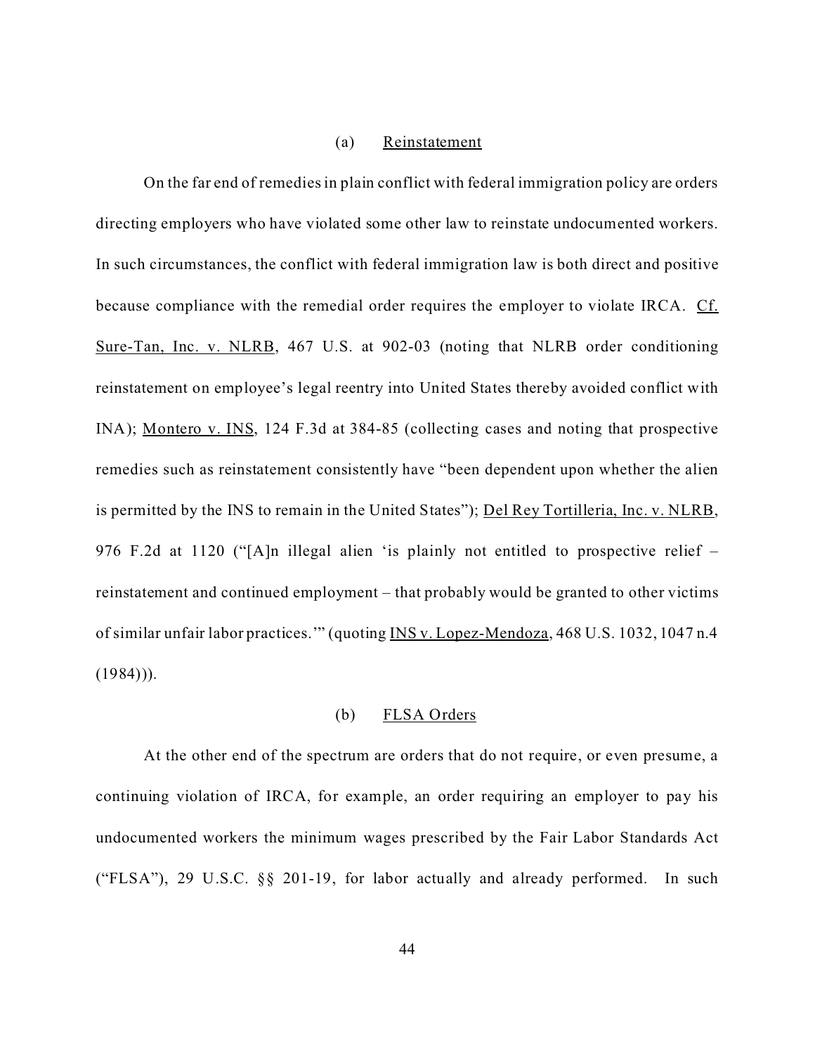### (a) Reinstatement

On the far end of remedies in plain conflict with federal immigration policy are orders directing employers who have violated some other law to reinstate undocumented workers. In such circumstances, the conflict with federal immigration law is both direct and positive because compliance with the remedial order requires the employer to violate IRCA. Cf. Sure-Tan, Inc. v. NLRB, 467 U.S. at 902-03 (noting that NLRB order conditioning reinstatement on employee's legal reentry into United States thereby avoided conflict with INA); Montero v. INS, 124 F.3d at 384-85 (collecting cases and noting that prospective remedies such as reinstatement consistently have "been dependent upon whether the alien is permitted by the INS to remain in the United States"); Del Rey Tortilleria, Inc. v. NLRB, 976 F.2d at 1120 ("[A]n illegal alien 'is plainly not entitled to prospective relief – reinstatement and continued employment – that probably would be granted to other victims of similar unfair labor practices.'" (quoting INS v. Lopez-Mendoza, 468 U.S. 1032, 1047 n.4 (1984))).

### (b) FLSA Orders

At the other end of the spectrum are orders that do not require, or even presume, a continuing violation of IRCA, for example, an order requiring an employer to pay his undocumented workers the minimum wages prescribed by the Fair Labor Standards Act ("FLSA"), 29 U.S.C. §§ 201-19, for labor actually and already performed. In such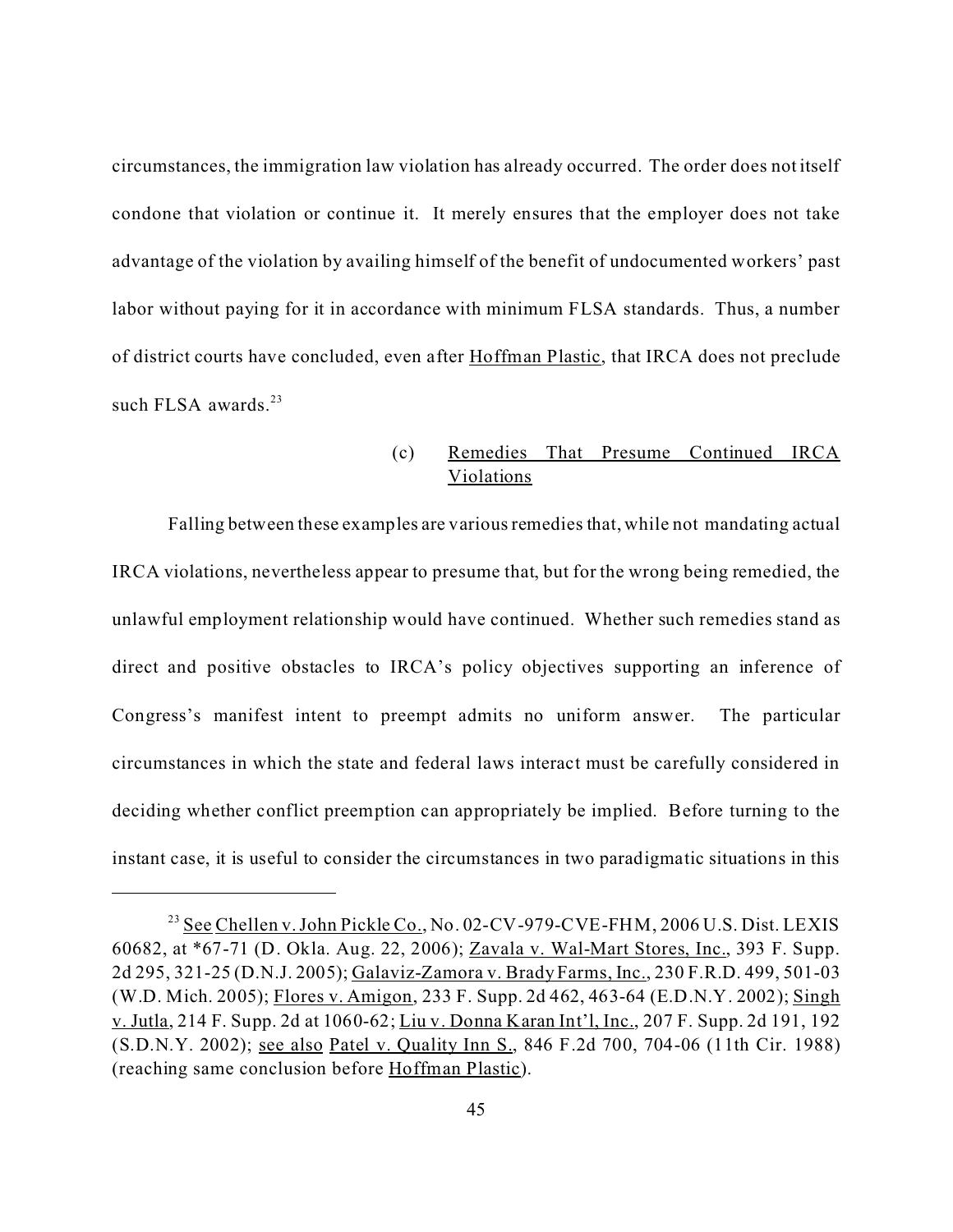circumstances, the immigration law violation has already occurred. The order does not itself condone that violation or continue it. It merely ensures that the employer does not take advantage of the violation by availing himself of the benefit of undocumented workers' past labor without paying for it in accordance with minimum FLSA standards. Thus, a number of district courts have concluded, even after Hoffman Plastic, that IRCA does not preclude such FLSA awards.[23]

(c) Remedies That Presume Continued IRCA Violations

Falling between these examples are various remedies that, while not mandating actual IRCA violations, nevertheless appear to presume that, but for the wrong being remedied, the unlawful employment relationship would have continued. Whether such remedies stand as direct and positive obstacles to IRCA's policy objectives supporting an inference of Congress's manifest intent to preempt admits no uniform answer. The particular circumstances in which the state and federal laws interact must be carefully considered in deciding whether conflict preemption can appropriately be implied. Before turning to the instant case, it is useful to consider the circumstances in two paradigmatic situations in this

---

[23] See Chellen v. John Pickle Co., No. 02-CV-979-CVE-FHM, 2006 U.S. Dist. LEXIS 60682, at *67-71 (D. Okla. Aug. 22, 2006); Zavala v. Wal-Mart Stores, Inc., 393 F. Supp. 2d 295, 321-25 (D.N.J. 2005); Galaviz-Zamora v. Brady Farms, Inc., 230 F.R.D. 499, 501-03 (W.D. Mich. 2005); Flores v. Amigon, 233 F. Supp. 2d 462, 463-64 (E.D.N.Y. 2002); Singh v. Jutla, 214 F. Supp. 2d at 1060-62; Liu v. Donna Karan Int'l, Inc., 207 F. Supp. 2d 191, 192 (S.D.N.Y. 2002); see also Patel v. Quality Inn S., 846 F.2d 700, 704-06 (11th Cir. 1988) (reaching same conclusion before Hoffman Plastic).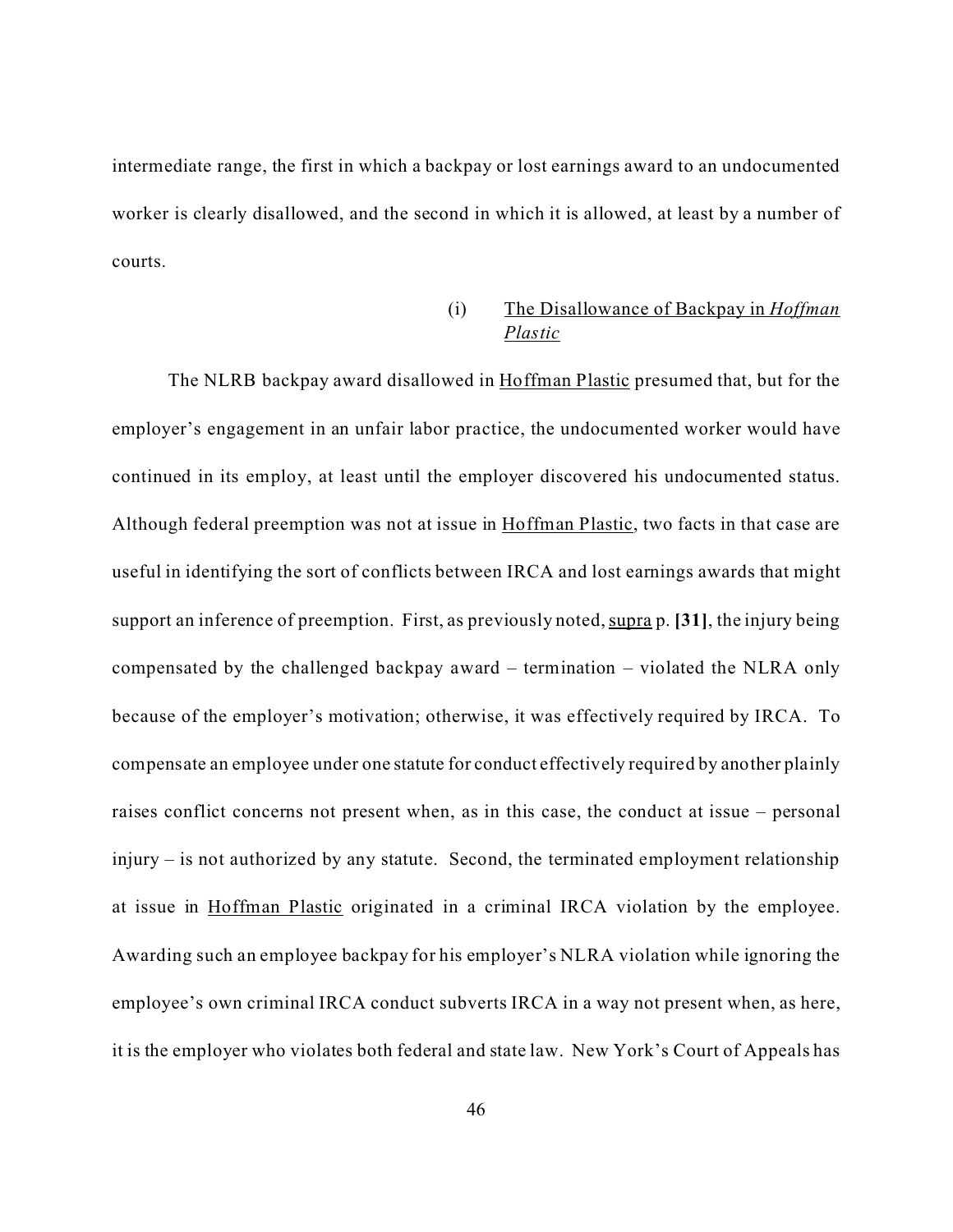intermediate range, the first in which a backpay or lost earnings award to an undocumented worker is clearly disallowed, and the second in which it is allowed, at least by a number of courts.

#### (i) The Disallowance of Backpay in *Hoffman Plastic*

The NLRB backpay award disallowed in Hoffman Plastic presumed that, but for the employer's engagement in an unfair labor practice, the undocumented worker would have continued in its employ, at least until the employer discovered his undocumented status. Although federal preemption was not at issue in Hoffman Plastic, two facts in that case are useful in identifying the sort of conflicts between IRCA and lost earnings awards that might support an inference of preemption. First, as previously noted, supra p. **[31]**, the injury being compensated by the challenged backpay award – termination – violated the NLRA only because of the employer's motivation; otherwise, it was effectively required by IRCA. To compensate an employee under one statute for conduct effectively required by another plainly raises conflict concerns not present when, as in this case, the conduct at issue – personal injury – is not authorized by any statute. Second, the terminated employment relationship at issue in Hoffman Plastic originated in a criminal IRCA violation by the employee. Awarding such an employee backpay for his employer's NLRA violation while ignoring the employee's own criminal IRCA conduct subverts IRCA in a way not present when, as here, it is the employer who violates both federal and state law. New York's Court of Appeals has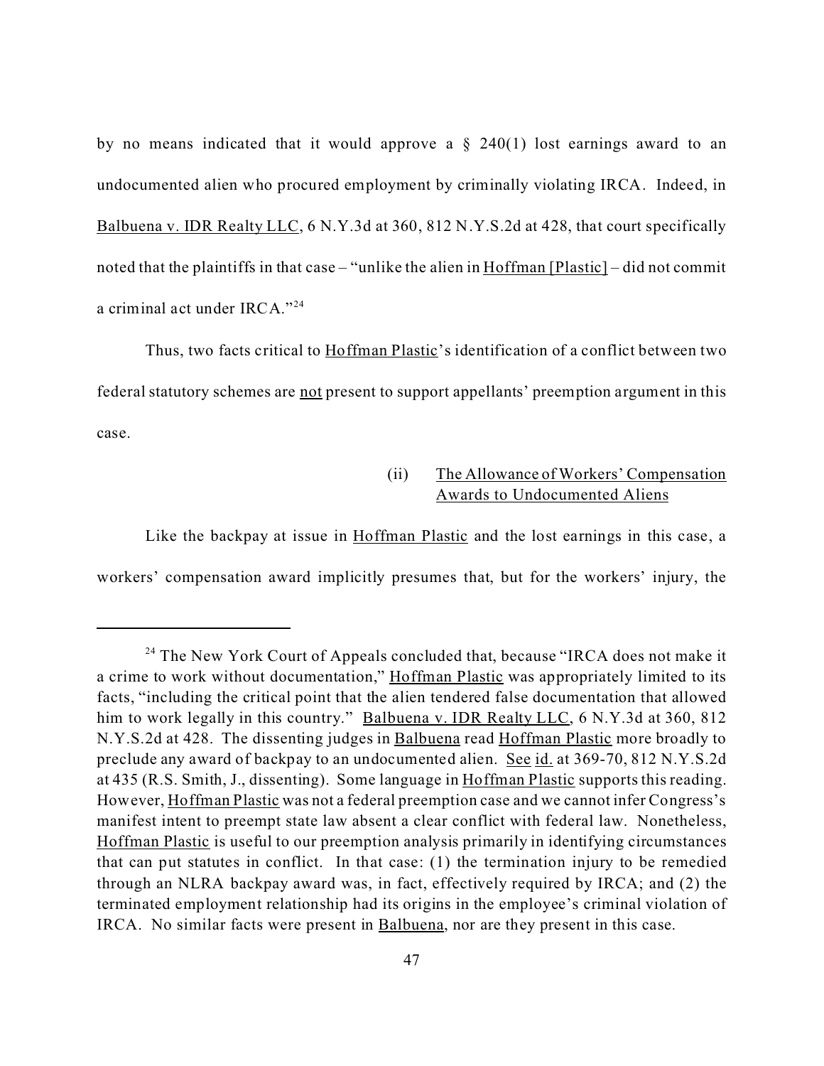by no means indicated that it would approve a § 240(1) lost earnings award to an undocumented alien who procured employment by criminally violating IRCA. Indeed, in Balbuena v. IDR Realty LLC, 6 N.Y.3d at 360, 812 N.Y.S.2d at 428, that court specifically noted that the plaintiffs in that case – "unlike the alien in Hoffman [Plastic] – did not commit a criminal act under IRCA."[24]

Thus, two facts critical to Hoffman Plastic's identification of a conflict between two federal statutory schemes are not present to support appellants' preemption argument in this case.

(ii) The Allowance of Workers' Compensation Awards to Undocumented Aliens

Like the backpay at issue in Hoffman Plastic and the lost earnings in this case, a workers' compensation award implicitly presumes that, but for the workers' injury, the

---

[24] The New York Court of Appeals concluded that, because "IRCA does not make it a crime to work without documentation," Hoffman Plastic was appropriately limited to its facts, "including the critical point that the alien tendered false documentation that allowed him to work legally in this country." Balbuena v. IDR Realty LLC, 6 N.Y.3d at 360, 812 N.Y.S.2d at 428. The dissenting judges in Balbuena read Hoffman Plastic more broadly to preclude any award of backpay to an undocumented alien. See id. at 369-70, 812 N.Y.S.2d at 435 (R.S. Smith, J., dissenting). Some language in Hoffman Plastic supports this reading. However, Hoffman Plastic was not a federal preemption case and we cannot infer Congress's manifest intent to preempt state law absent a clear conflict with federal law. Nonetheless, Hoffman Plastic is useful to our preemption analysis primarily in identifying circumstances that can put statutes in conflict. In that case: (1) the termination injury to be remedied through an NLRA backpay award was, in fact, effectively required by IRCA; and (2) the terminated employment relationship had its origins in the employee's criminal violation of IRCA. No similar facts were present in Balbuena, nor are they present in this case.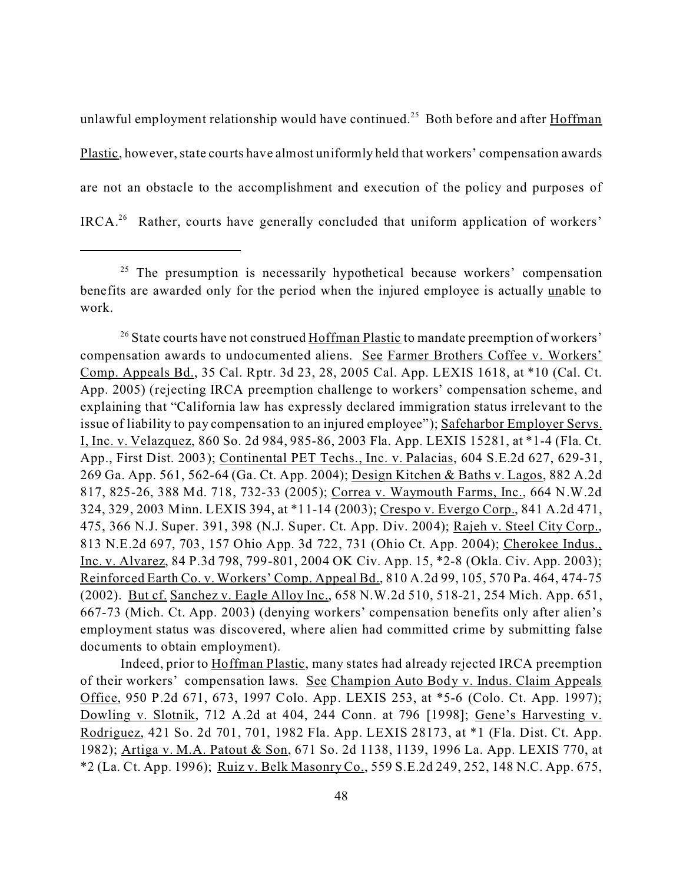unlawful employment relationship would have continued.[25] Both before and after Hoffman Plastic, however, state courts have almost uniformly held that workers' compensation awards are not an obstacle to the accomplishment and execution of the policy and purposes of IRCA.[26] Rather, courts have generally concluded that uniform application of workers'

---

[25] The presumption is necessarily hypothetical because workers' compensation benefits are awarded only for the period when the injured employee is actually unable to work.

[26] State courts have not construed Hoffman Plastic to mandate preemption of workers' compensation awards to undocumented aliens. See Farmer Brothers Coffee v. Workers' Comp. Appeals Bd., 35 Cal. Rptr. 3d 23, 28, 2005 Cal. App. LEXIS 1618, at *10 (Cal. Ct. App. 2005) (rejecting IRCA preemption challenge to workers' compensation scheme, and explaining that "California law has expressly declared immigration status irrelevant to the issue of liability to pay compensation to an injured employee"); Safeharbor Employer Servs. I, Inc. v. Velazquez, 860 So. 2d 984, 985-86, 2003 Fla. App. LEXIS 15281, at *1-4 (Fla. Ct. App., First Dist. 2003); Continental PET Techs., Inc. v. Palacias, 604 S.E.2d 627, 629-31, 269 Ga. App. 561, 562-64 (Ga. Ct. App. 2004); Design Kitchen & Baths v. Lagos, 882 A.2d 817, 825-26, 388 Md. 718, 732-33 (2005); Correa v. Waymouth Farms, Inc., 664 N.W.2d 324, 329, 2003 Minn. LEXIS 394, at *11-14 (2003); Crespo v. Evergo Corp., 841 A.2d 471, 475, 366 N.J. Super. 391, 398 (N.J. Super. Ct. App. Div. 2004); Rajeh v. Steel City Corp., 813 N.E.2d 697, 703, 157 Ohio App. 3d 722, 731 (Ohio Ct. App. 2004); Cherokee Indus., Inc. v. Alvarez, 84 P.3d 798, 799-801, 2004 OK Civ. App. 15, *2-8 (Okla. Civ. App. 2003); Reinforced Earth Co. v. Workers' Comp. Appeal Bd., 810 A.2d 99, 105, 570 Pa. 464, 474-75 (2002). But cf. Sanchez v. Eagle Alloy Inc., 658 N.W.2d 510, 518-21, 254 Mich. App. 651, 667-73 (Mich. Ct. App. 2003) (denying workers' compensation benefits only after alien's employment status was discovered, where alien had committed crime by submitting false documents to obtain employment).

Indeed, prior to Hoffman Plastic, many states had already rejected IRCA preemption of their workers' compensation laws. See Champion Auto Body v. Indus. Claim Appeals Office, 950 P.2d 671, 673, 1997 Colo. App. LEXIS 253, at *5-6 (Colo. Ct. App. 1997); Dowling v. Slotnik, 712 A.2d at 404, 244 Conn. at 796 [1998]; Gene's Harvesting v. Rodriguez, 421 So. 2d 701, 701, 1982 Fla. App. LEXIS 28173, at *1 (Fla. Dist. Ct. App. 1982); Artiga v. M.A. Patout & Son, 671 So. 2d 1138, 1139, 1996 La. App. LEXIS 770, at *2 (La. Ct. App. 1996); Ruiz v. Belk Masonry Co., 559 S.E.2d 249, 252, 148 N.C. App. 675,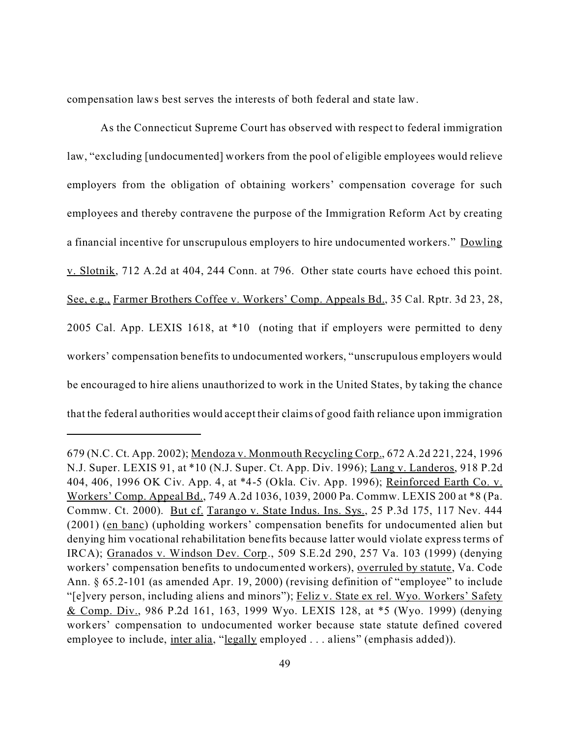compensation laws best serves the interests of both federal and state law.

As the Connecticut Supreme Court has observed with respect to federal immigration law, "excluding [undocumented] workers from the pool of eligible employees would relieve employers from the obligation of obtaining workers' compensation coverage for such employees and thereby contravene the purpose of the Immigration Reform Act by creating a financial incentive for unscrupulous employers to hire undocumented workers." Dowling v. Slotnik, 712 A.2d at 404, 244 Conn. at 796. Other state courts have echoed this point. See, e.g., Farmer Brothers Coffee v. Workers' Comp. Appeals Bd., 35 Cal. Rptr. 3d 23, 28, 2005 Cal. App. LEXIS 1618, at *10 (noting that if employers were permitted to deny workers' compensation benefits to undocumented workers, "unscrupulous employers would be encouraged to hire aliens unauthorized to work in the United States, by taking the chance that the federal authorities would accept their claims of good faith reliance upon immigration

---

679 (N.C. Ct. App. 2002); Mendoza v. Monmouth Recycling Corp., 672 A.2d 221, 224, 1996 N.J. Super. LEXIS 91, at *10 (N.J. Super. Ct. App. Div. 1996); Lang v. Landeros, 918 P.2d 404, 406, 1996 OK Civ. App. 4, at *4-5 (Okla. Civ. App. 1996); Reinforced Earth Co. v. Workers' Comp. Appeal Bd., 749 A.2d 1036, 1039, 2000 Pa. Commw. LEXIS 200 at *8 (Pa. Commw. Ct. 2000). But cf. Tarango v. State Indus. Ins. Sys., 25 P.3d 175, 117 Nev. 444 (2001) (en banc) (upholding workers' compensation benefits for undocumented alien but denying him vocational rehabilitation benefits because latter would violate express terms of IRCA); Granados v. Windson Dev. Corp., 509 S.E.2d 290, 257 Va. 103 (1999) (denying workers' compensation benefits to undocumented workers), overruled by statute, Va. Code Ann. § 65.2-101 (as amended Apr. 19, 2000) (revising definition of "employee" to include "[e]very person, including aliens and minors"); Feliz v. State ex rel. Wyo. Workers' Safety & Comp. Div., 986 P.2d 161, 163, 1999 Wyo. LEXIS 128, at *5 (Wyo. 1999) (denying workers' compensation to undocumented worker because state statute defined covered employee to include, inter alia, "legally employed . . . aliens" (emphasis added)).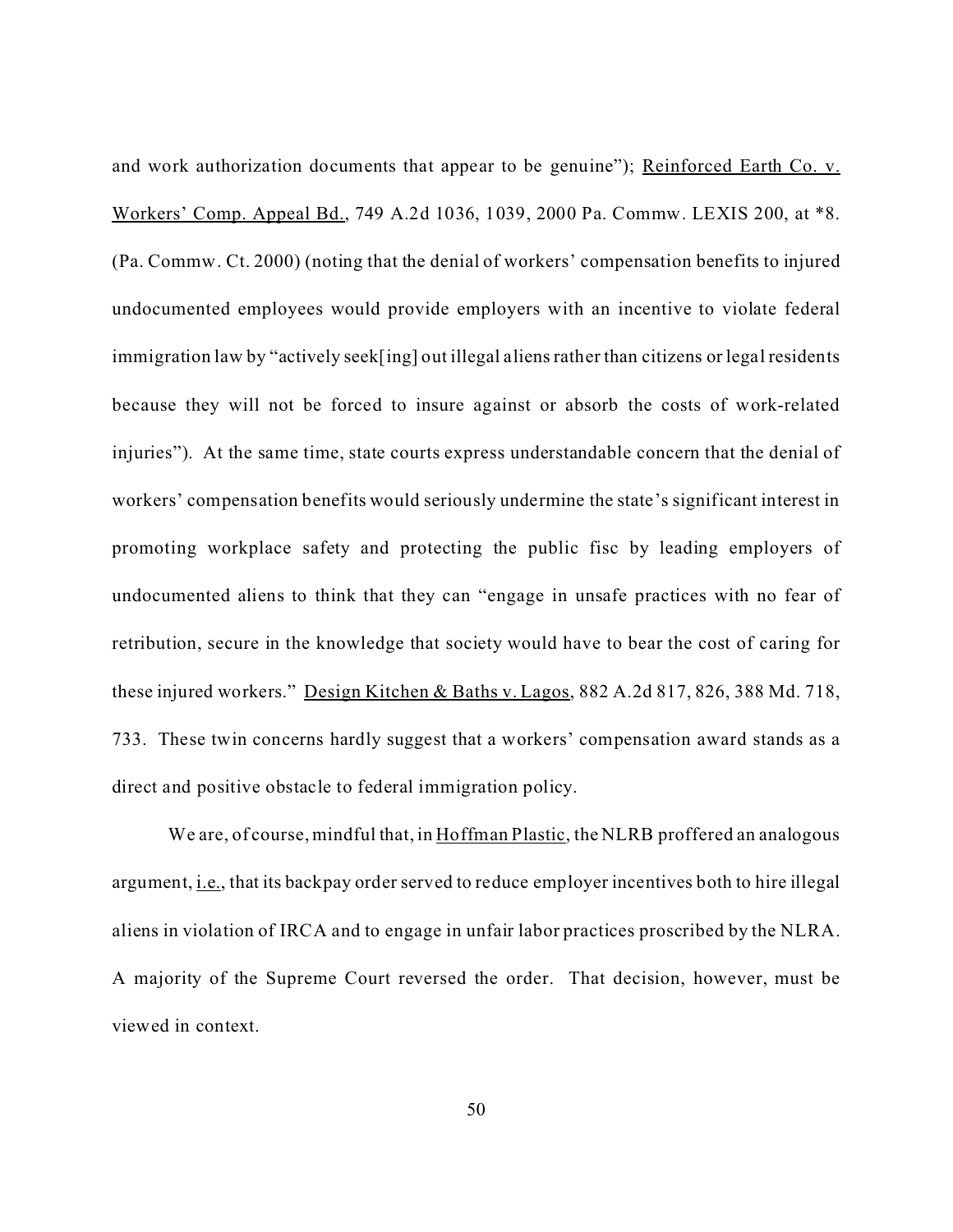and work authorization documents that appear to be genuine"); Reinforced Earth Co. v. Workers' Comp. Appeal Bd., 749 A.2d 1036, 1039, 2000 Pa. Commw. LEXIS 200, at *8. (Pa. Commw. Ct. 2000) (noting that the denial of workers' compensation benefits to injured undocumented employees would provide employers with an incentive to violate federal immigration law by "actively seek[ing] out illegal aliens rather than citizens or legal residents because they will not be forced to insure against or absorb the costs of work-related injuries"). At the same time, state courts express understandable concern that the denial of workers' compensation benefits would seriously undermine the state's significant interest in promoting workplace safety and protecting the public fisc by leading employers of undocumented aliens to think that they can "engage in unsafe practices with no fear of retribution, secure in the knowledge that society would have to bear the cost of caring for these injured workers." Design Kitchen & Baths v. Lagos, 882 A.2d 817, 826, 388 Md. 718, 733. These twin concerns hardly suggest that a workers' compensation award stands as a direct and positive obstacle to federal immigration policy.

We are, of course, mindful that, in Hoffman Plastic, the NLRB proffered an analogous argument, i.e., that its backpay order served to reduce employer incentives both to hire illegal aliens in violation of IRCA and to engage in unfair labor practices proscribed by the NLRA. A majority of the Supreme Court reversed the order. That decision, however, must be viewed in context.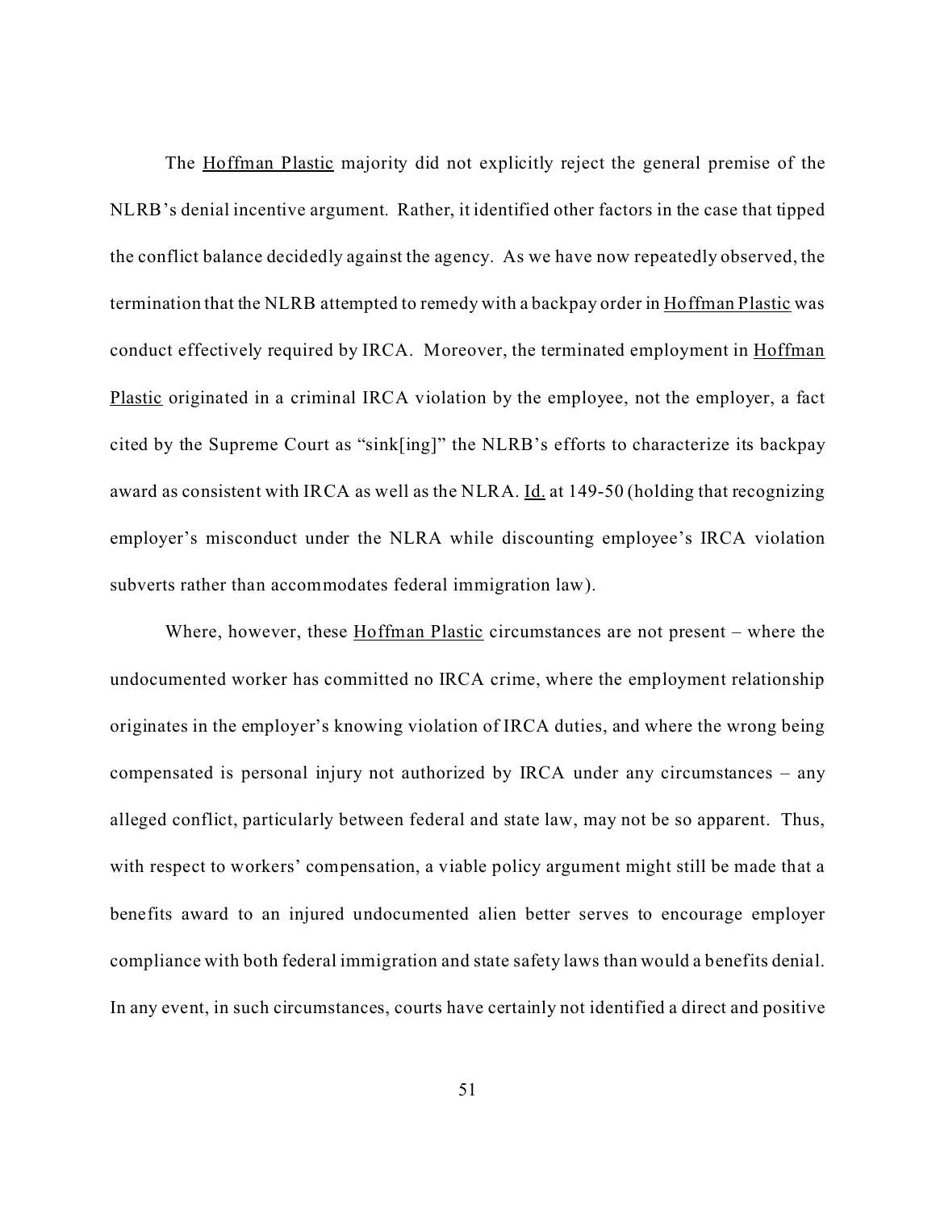The Hoffman Plastic majority did not explicitly reject the general premise of the NLRB's denial incentive argument. Rather, it identified other factors in the case that tipped the conflict balance decidedly against the agency. As we have now repeatedly observed, the termination that the NLRB attempted to remedy with a backpay order in Hoffman Plastic was conduct effectively required by IRCA. Moreover, the terminated employment in Hoffman Plastic originated in a criminal IRCA violation by the employee, not the employer, a fact cited by the Supreme Court as "sink[ing]" the NLRB's efforts to characterize its backpay award as consistent with IRCA as well as the NLRA. Id. at 149-50 (holding that recognizing employer's misconduct under the NLRA while discounting employee's IRCA violation subverts rather than accommodates federal immigration law).

Where, however, these Hoffman Plastic circumstances are not present – where the undocumented worker has committed no IRCA crime, where the employment relationship originates in the employer's knowing violation of IRCA duties, and where the wrong being compensated is personal injury not authorized by IRCA under any circumstances – any alleged conflict, particularly between federal and state law, may not be so apparent. Thus, with respect to workers' compensation, a viable policy argument might still be made that a benefits award to an injured undocumented alien better serves to encourage employer compliance with both federal immigration and state safety laws than would a benefits denial. In any event, in such circumstances, courts have certainly not identified a direct and positive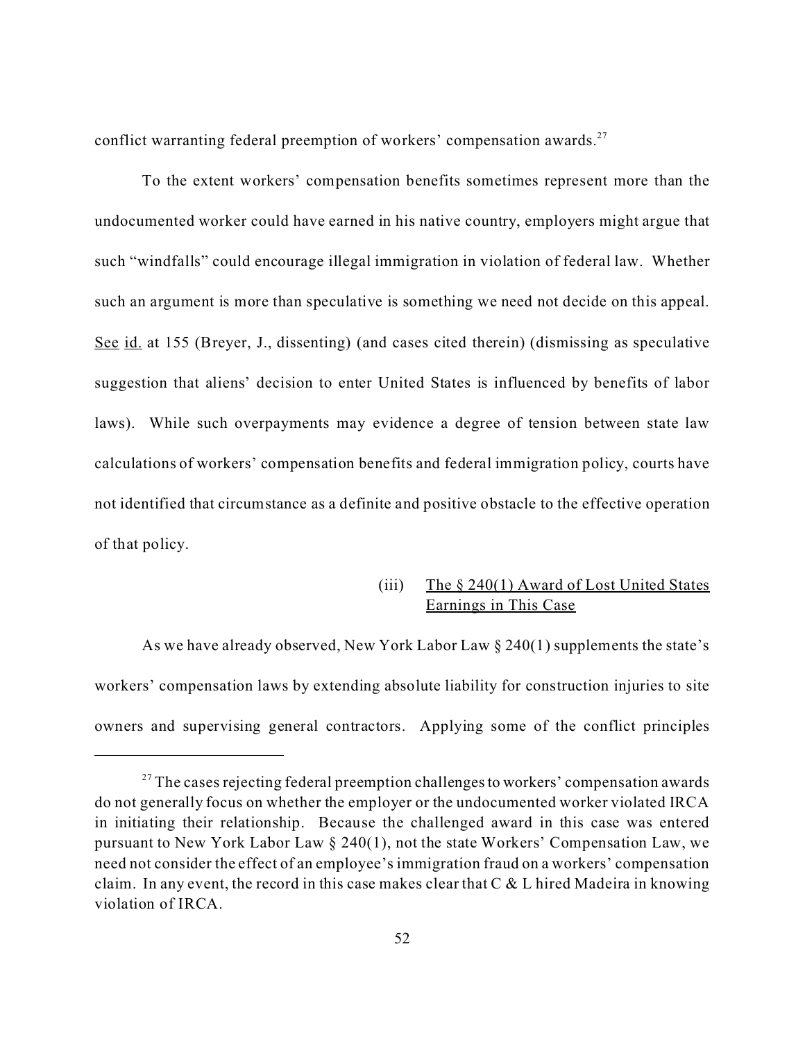conflict warranting federal preemption of workers' compensation awards.[27]

To the extent workers' compensation benefits sometimes represent more than the undocumented worker could have earned in his native country, employers might argue that such "windfalls" could encourage illegal immigration in violation of federal law. Whether such an argument is more than speculative is something we need not decide on this appeal. See id. at 155 (Breyer, J., dissenting) (and cases cited therein) (dismissing as speculative suggestion that aliens' decision to enter United States is influenced by benefits of labor laws). While such overpayments may evidence a degree of tension between state law calculations of workers' compensation benefits and federal immigration policy, courts have not identified that circumstance as a definite and positive obstacle to the effective operation of that policy.

(iii) The § 240(1) Award of Lost United States Earnings in This Case

As we have already observed, New York Labor Law § 240(1) supplements the state's workers' compensation laws by extending absolute liability for construction injuries to site owners and supervising general contractors. Applying some of the conflict principles

---

[27] The cases rejecting federal preemption challenges to workers' compensation awards do not generally focus on whether the employer or the undocumented worker violated IRCA in initiating their relationship. Because the challenged award in this case was entered pursuant to New York Labor Law § 240(1), not the state Workers' Compensation Law, we need not consider the effect of an employee's immigration fraud on a workers' compensation claim. In any event, the record in this case makes clear that C & L hired Madeira in knowing violation of IRCA.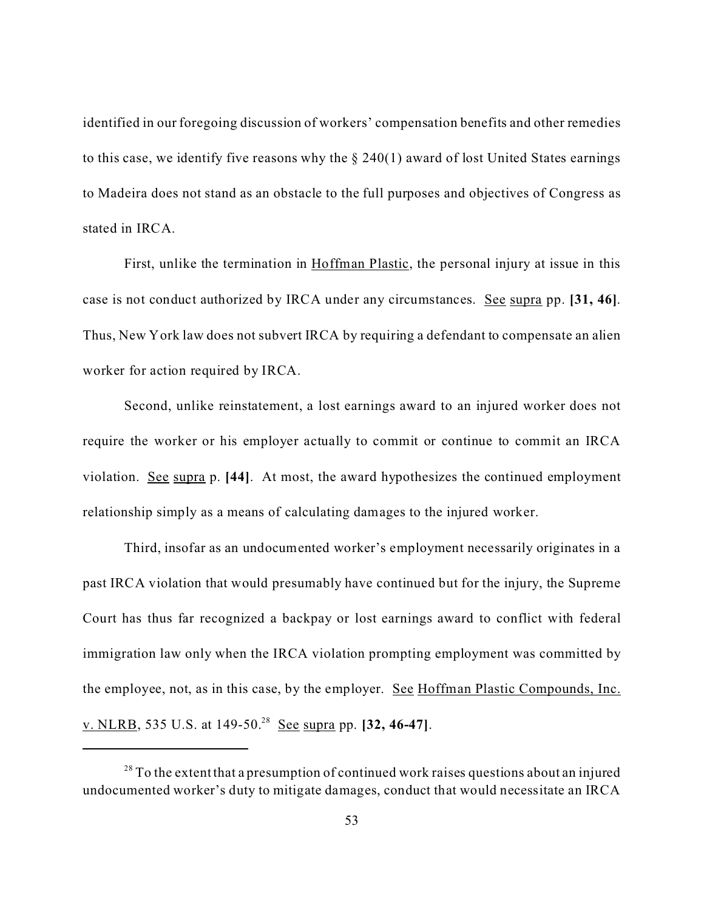identified in our foregoing discussion of workers' compensation benefits and other remedies to this case, we identify five reasons why the § 240(1) award of lost United States earnings to Madeira does not stand as an obstacle to the full purposes and objectives of Congress as stated in IRCA.

First, unlike the termination in Hoffman Plastic, the personal injury at issue in this case is not conduct authorized by IRCA under any circumstances. See supra pp. **[31, 46]**. Thus, New York law does not subvert IRCA by requiring a defendant to compensate an alien worker for action required by IRCA.

Second, unlike reinstatement, a lost earnings award to an injured worker does not require the worker or his employer actually to commit or continue to commit an IRCA violation. See supra p. **[44]**. At most, the award hypothesizes the continued employment relationship simply as a means of calculating damages to the injured worker.

Third, insofar as an undocumented worker's employment necessarily originates in a past IRCA violation that would presumably have continued but for the injury, the Supreme Court has thus far recognized a backpay or lost earnings award to conflict with federal immigration law only when the IRCA violation prompting employment was committed by the employee, not, as in this case, by the employer. See Hoffman Plastic Compounds, Inc. v. NLRB, 535 U.S. at 149-50.[28] See supra pp. **[32, 46-47]**.

---

[28] To the extent that a presumption of continued work raises questions about an injured undocumented worker's duty to mitigate damages, conduct that would necessitate an IRCA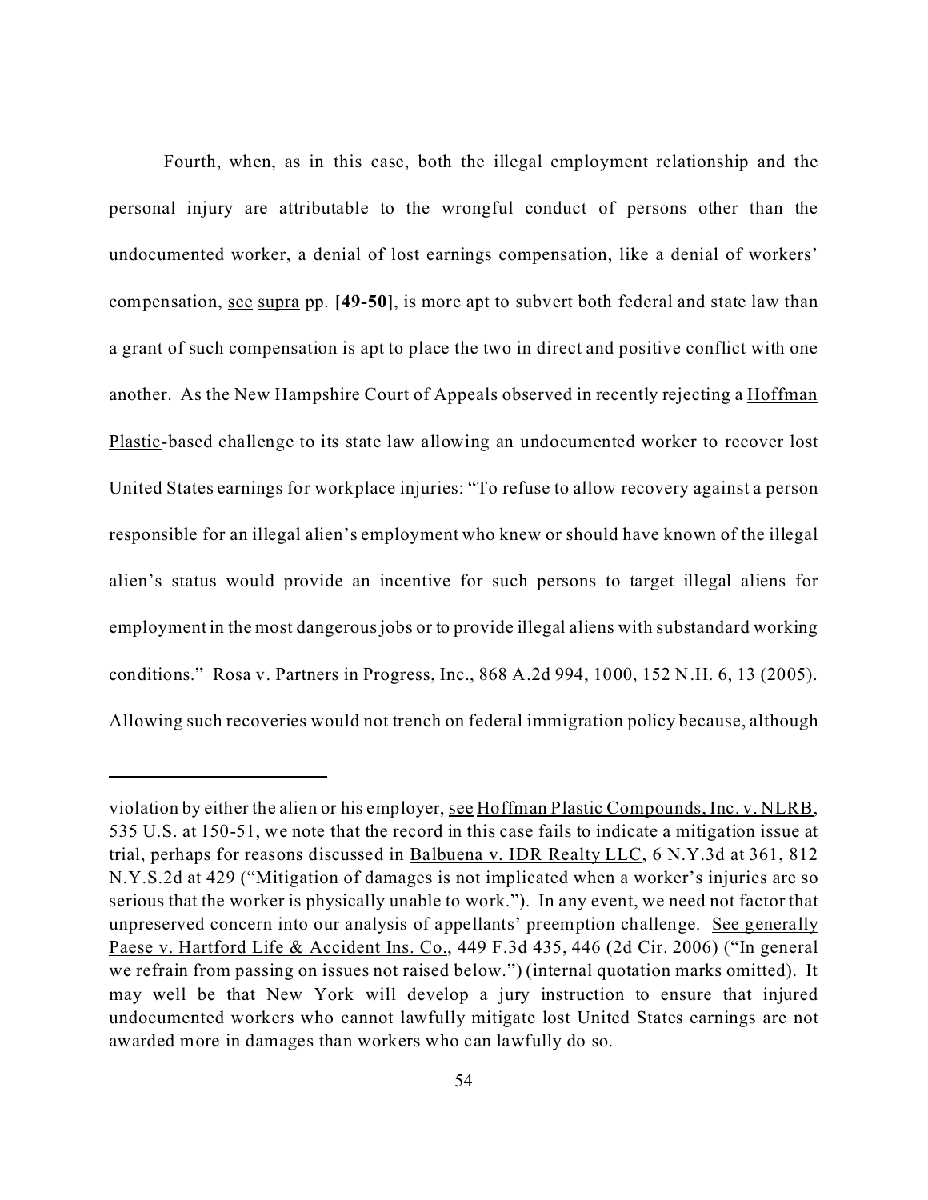Fourth, when, as in this case, both the illegal employment relationship and the personal injury are attributable to the wrongful conduct of persons other than the undocumented worker, a denial of lost earnings compensation, like a denial of workers' compensation, see supra pp. **[49-50]**, is more apt to subvert both federal and state law than a grant of such compensation is apt to place the two in direct and positive conflict with one another. As the New Hampshire Court of Appeals observed in recently rejecting a Hoffman Plastic-based challenge to its state law allowing an undocumented worker to recover lost United States earnings for workplace injuries: "To refuse to allow recovery against a person responsible for an illegal alien's employment who knew or should have known of the illegal alien's status would provide an incentive for such persons to target illegal aliens for employment in the most dangerous jobs or to provide illegal aliens with substandard working conditions." Rosa v. Partners in Progress, Inc., 868 A.2d 994, 1000, 152 N.H. 6, 13 (2005). Allowing such recoveries would not trench on federal immigration policy because, although

---

violation by either the alien or his employer, see Hoffman Plastic Compounds, Inc. v. NLRB, 535 U.S. at 150-51, we note that the record in this case fails to indicate a mitigation issue at trial, perhaps for reasons discussed in Balbuena v. IDR Realty LLC, 6 N.Y.3d at 361, 812 N.Y.S.2d at 429 ("Mitigation of damages is not implicated when a worker's injuries are so serious that the worker is physically unable to work."). In any event, we need not factor that unpreserved concern into our analysis of appellants' preemption challenge. See generally Paese v. Hartford Life & Accident Ins. Co., 449 F.3d 435, 446 (2d Cir. 2006) ("In general we refrain from passing on issues not raised below.") (internal quotation marks omitted). It may well be that New York will develop a jury instruction to ensure that injured undocumented workers who cannot lawfully mitigate lost United States earnings are not awarded more in damages than workers who can lawfully do so.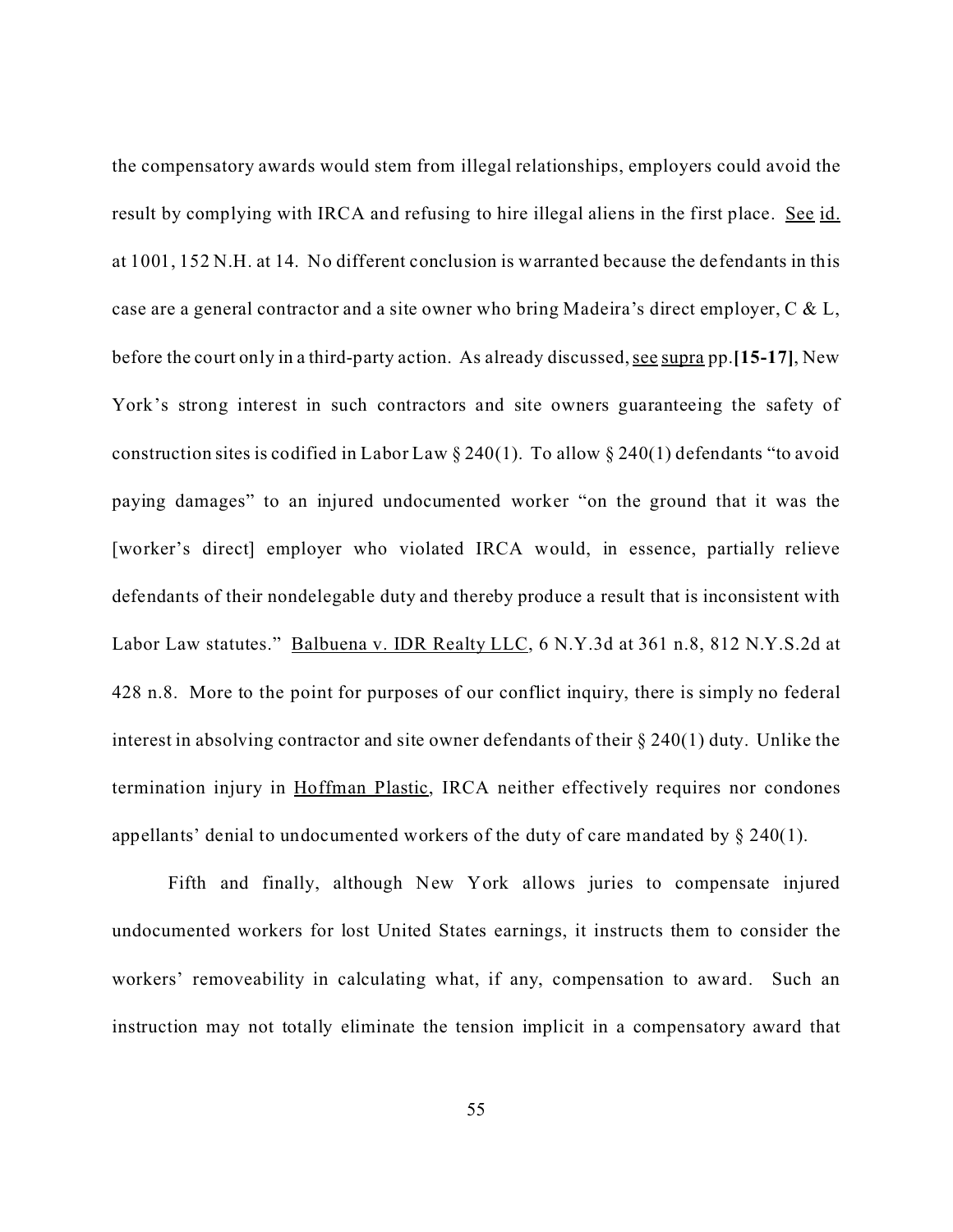the compensatory awards would stem from illegal relationships, employers could avoid the result by complying with IRCA and refusing to hire illegal aliens in the first place. See id. at 1001, 152 N.H. at 14. No different conclusion is warranted because the defendants in this case are a general contractor and a site owner who bring Madeira's direct employer, C & L, before the court only in a third-party action. As already discussed, see supra pp.**[15-17]**, New York's strong interest in such contractors and site owners guaranteeing the safety of construction sites is codified in Labor Law § 240(1). To allow § 240(1) defendants "to avoid paying damages" to an injured undocumented worker "on the ground that it was the [worker's direct] employer who violated IRCA would, in essence, partially relieve defendants of their nondelegable duty and thereby produce a result that is inconsistent with Labor Law statutes." Balbuena v. IDR Realty LLC, 6 N.Y.3d at 361 n.8, 812 N.Y.S.2d at 428 n.8. More to the point for purposes of our conflict inquiry, there is simply no federal interest in absolving contractor and site owner defendants of their § 240(1) duty. Unlike the termination injury in Hoffman Plastic, IRCA neither effectively requires nor condones appellants' denial to undocumented workers of the duty of care mandated by § 240(1).

Fifth and finally, although New York allows juries to compensate injured undocumented workers for lost United States earnings, it instructs them to consider the workers' removeability in calculating what, if any, compensation to award. Such an instruction may not totally eliminate the tension implicit in a compensatory award that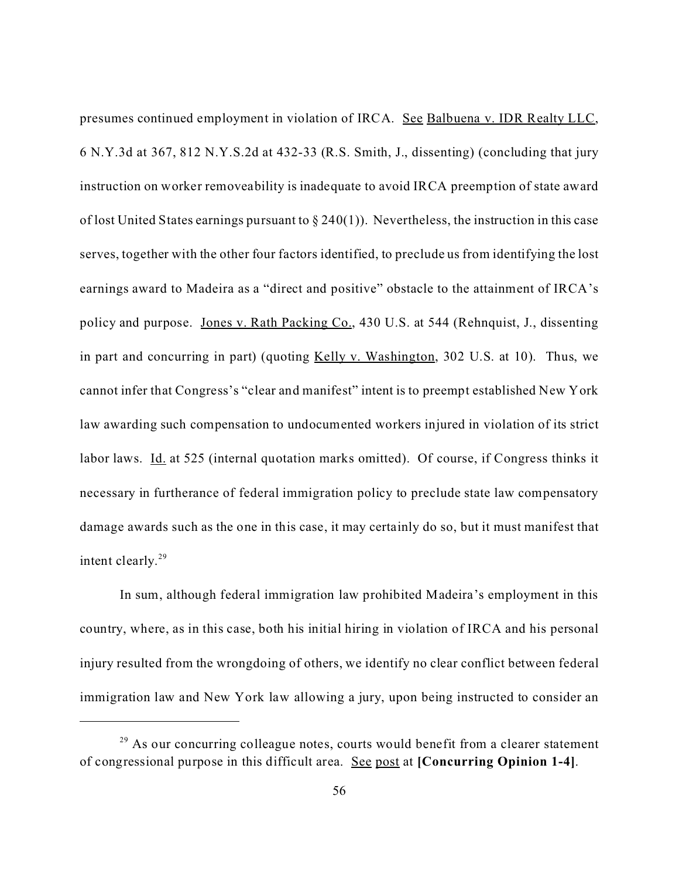presumes continued employment in violation of IRCA. See Balbuena v. IDR Realty LLC, 6 N.Y.3d at 367, 812 N.Y.S.2d at 432-33 (R.S. Smith, J., dissenting) (concluding that jury instruction on worker removeability is inadequate to avoid IRCA preemption of state award of lost United States earnings pursuant to § 240(1)). Nevertheless, the instruction in this case serves, together with the other four factors identified, to preclude us from identifying the lost earnings award to Madeira as a "direct and positive" obstacle to the attainment of IRCA's policy and purpose. Jones v. Rath Packing Co., 430 U.S. at 544 (Rehnquist, J., dissenting in part and concurring in part) (quoting Kelly v. Washington, 302 U.S. at 10). Thus, we cannot infer that Congress's "clear and manifest" intent is to preempt established New York law awarding such compensation to undocumented workers injured in violation of its strict labor laws. Id. at 525 (internal quotation marks omitted). Of course, if Congress thinks it necessary in furtherance of federal immigration policy to preclude state law compensatory damage awards such as the one in this case, it may certainly do so, but it must manifest that intent clearly.[29]

In sum, although federal immigration law prohibited Madeira's employment in this country, where, as in this case, both his initial hiring in violation of IRCA and his personal injury resulted from the wrongdoing of others, we identify no clear conflict between federal immigration law and New York law allowing a jury, upon being instructed to consider an

---

[29] As our concurring colleague notes, courts would benefit from a clearer statement of congressional purpose in this difficult area. See post at **[Concurring Opinion 1-4]**.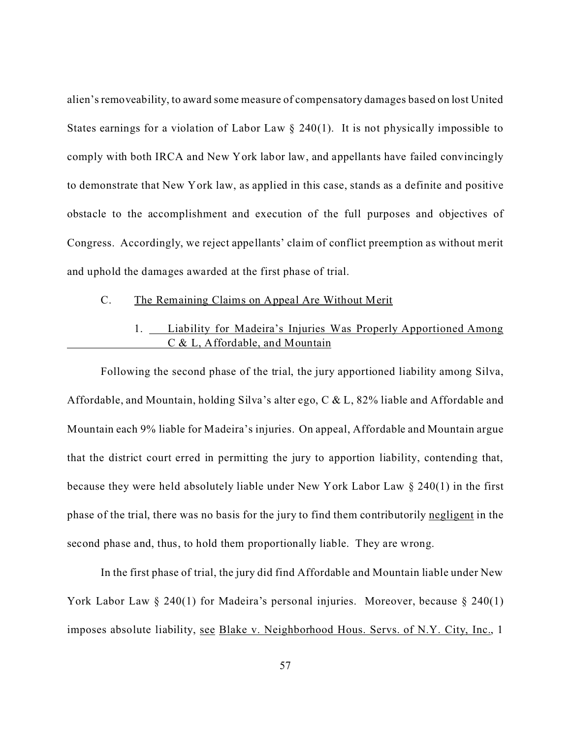alien's removeability, to award some measure of compensatory damages based on lost United States earnings for a violation of Labor Law § 240(1). It is not physically impossible to comply with both IRCA and New York labor law, and appellants have failed convincingly to demonstrate that New York law, as applied in this case, stands as a definite and positive obstacle to the accomplishment and execution of the full purposes and objectives of Congress. Accordingly, we reject appellants' claim of conflict preemption as without merit and uphold the damages awarded at the first phase of trial.

### C. The Remaining Claims on Appeal Are Without Merit

#### 1. Liability for Madeira's Injuries Was Properly Apportioned Among C & L, Affordable, and Mountain

Following the second phase of the trial, the jury apportioned liability among Silva, Affordable, and Mountain, holding Silva's alter ego, C & L, 82% liable and Affordable and Mountain each 9% liable for Madeira's injuries. On appeal, Affordable and Mountain argue that the district court erred in permitting the jury to apportion liability, contending that, because they were held absolutely liable under New York Labor Law § 240(1) in the first phase of the trial, there was no basis for the jury to find them contributorily negligent in the second phase and, thus, to hold them proportionally liable. They are wrong.

In the first phase of trial, the jury did find Affordable and Mountain liable under New York Labor Law § 240(1) for Madeira's personal injuries. Moreover, because § 240(1) imposes absolute liability, see Blake v. Neighborhood Hous. Servs. of N.Y. City, Inc., 1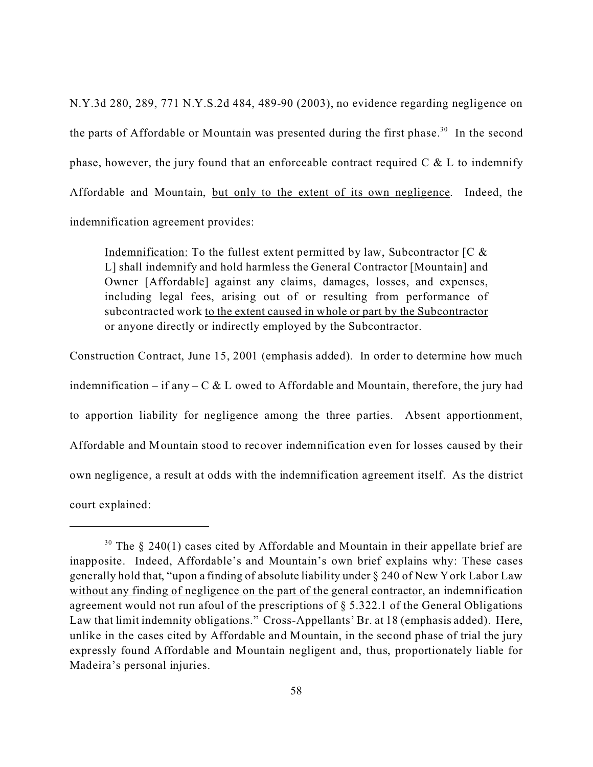N.Y.3d 280, 289, 771 N.Y.S.2d 484, 489-90 (2003), no evidence regarding negligence on the parts of Affordable or Mountain was presented during the first phase.[30] In the second phase, however, the jury found that an enforceable contract required C & L to indemnify Affordable and Mountain, <u>but only to the extent of its own negligence</u>. Indeed, the indemnification agreement provides:

> <u>Indemnification:</u> To the fullest extent permitted by law, Subcontractor [C & L] shall indemnify and hold harmless the General Contractor [Mountain] and Owner [Affordable] against any claims, damages, losses, and expenses, including legal fees, arising out of or resulting from performance of subcontracted work <u>to the extent caused in whole or part by the Subcontractor</u> or anyone directly or indirectly employed by the Subcontractor.

Construction Contract, June 15, 2001 (emphasis added). In order to determine how much indemnification – if any – C & L owed to Affordable and Mountain, therefore, the jury had to apportion liability for negligence among the three parties. Absent apportionment, Affordable and Mountain stood to recover indemnification even for losses caused by their own negligence, a result at odds with the indemnification agreement itself. As the district court explained:

---

[30] The § 240(1) cases cited by Affordable and Mountain in their appellate brief are inapposite. Indeed, Affordable's and Mountain's own brief explains why: These cases generally hold that, "upon a finding of absolute liability under § 240 of New York Labor Law <u>without any finding of negligence on the part of the general contractor</u>, an indemnification agreement would not run afoul of the prescriptions of § 5.322.1 of the General Obligations Law that limit indemnity obligations." Cross-Appellants' Br. at 18 (emphasis added). Here, unlike in the cases cited by Affordable and Mountain, in the second phase of trial the jury expressly found Affordable and Mountain negligent and, thus, proportionately liable for Madeira's personal injuries.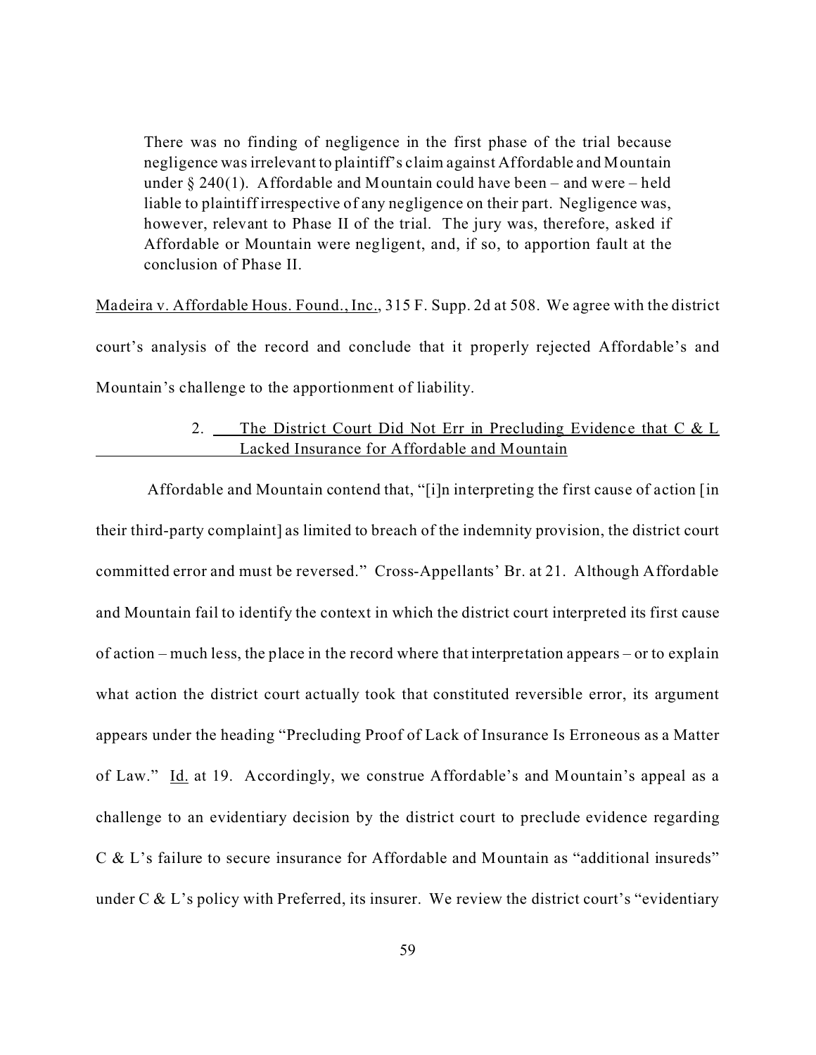> There was no finding of negligence in the first phase of the trial because negligence was irrelevant to plaintiff's claim against Affordable and Mountain under § 240(1). Affordable and Mountain could have been – and were – held liable to plaintiff irrespective of any negligence on their part. Negligence was, however, relevant to Phase II of the trial. The jury was, therefore, asked if Affordable or Mountain were negligent, and, if so, to apportion fault at the conclusion of Phase II.

Madeira v. Affordable Hous. Found., Inc., 315 F. Supp. 2d at 508. We agree with the district court's analysis of the record and conclude that it properly rejected Affordable's and Mountain's challenge to the apportionment of liability.

### 2. The District Court Did Not Err in Precluding Evidence that C & L Lacked Insurance for Affordable and Mountain

Affordable and Mountain contend that, "[i]n interpreting the first cause of action [in their third-party complaint] as limited to breach of the indemnity provision, the district court committed error and must be reversed." Cross-Appellants' Br. at 21. Although Affordable and Mountain fail to identify the context in which the district court interpreted its first cause of action – much less, the place in the record where that interpretation appears – or to explain what action the district court actually took that constituted reversible error, its argument appears under the heading "Precluding Proof of Lack of Insurance Is Erroneous as a Matter of Law." Id. at 19. Accordingly, we construe Affordable's and Mountain's appeal as a challenge to an evidentiary decision by the district court to preclude evidence regarding C & L's failure to secure insurance for Affordable and Mountain as "additional insureds" under C & L's policy with Preferred, its insurer. We review the district court's "evidentiary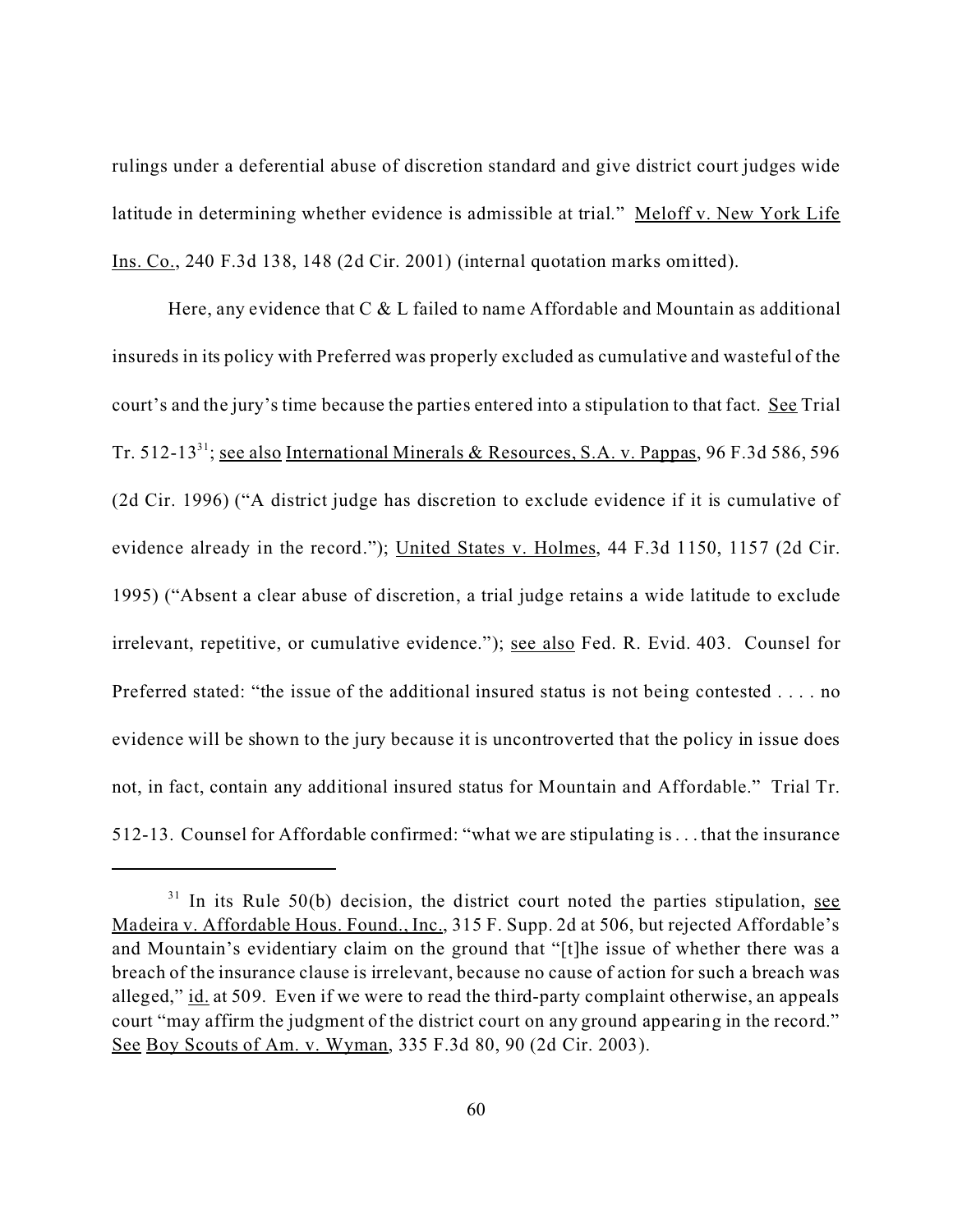rulings under a deferential abuse of discretion standard and give district court judges wide latitude in determining whether evidence is admissible at trial." Meloff v. New York Life Ins. Co., 240 F.3d 138, 148 (2d Cir. 2001) (internal quotation marks omitted).

Here, any evidence that C & L failed to name Affordable and Mountain as additional insureds in its policy with Preferred was properly excluded as cumulative and wasteful of the court's and the jury's time because the parties entered into a stipulation to that fact. See Trial Tr. 512-13[31]; see also International Minerals & Resources, S.A. v. Pappas, 96 F.3d 586, 596 (2d Cir. 1996) ("A district judge has discretion to exclude evidence if it is cumulative of evidence already in the record."); United States v. Holmes, 44 F.3d 1150, 1157 (2d Cir. 1995) ("Absent a clear abuse of discretion, a trial judge retains a wide latitude to exclude irrelevant, repetitive, or cumulative evidence."); see also Fed. R. Evid. 403. Counsel for Preferred stated: "the issue of the additional insured status is not being contested . . . . no evidence will be shown to the jury because it is uncontroverted that the policy in issue does not, in fact, contain any additional insured status for Mountain and Affordable." Trial Tr. 512-13. Counsel for Affordable confirmed: "what we are stipulating is . . . that the insurance

---

[31] In its Rule 50(b) decision, the district court noted the parties stipulation, see Madeira v. Affordable Hous. Found., Inc., 315 F. Supp. 2d at 506, but rejected Affordable's and Mountain's evidentiary claim on the ground that "[t]he issue of whether there was a breach of the insurance clause is irrelevant, because no cause of action for such a breach was alleged," id. at 509. Even if we were to read the third-party complaint otherwise, an appeals court "may affirm the judgment of the district court on any ground appearing in the record." See Boy Scouts of Am. v. Wyman, 335 F.3d 80, 90 (2d Cir. 2003).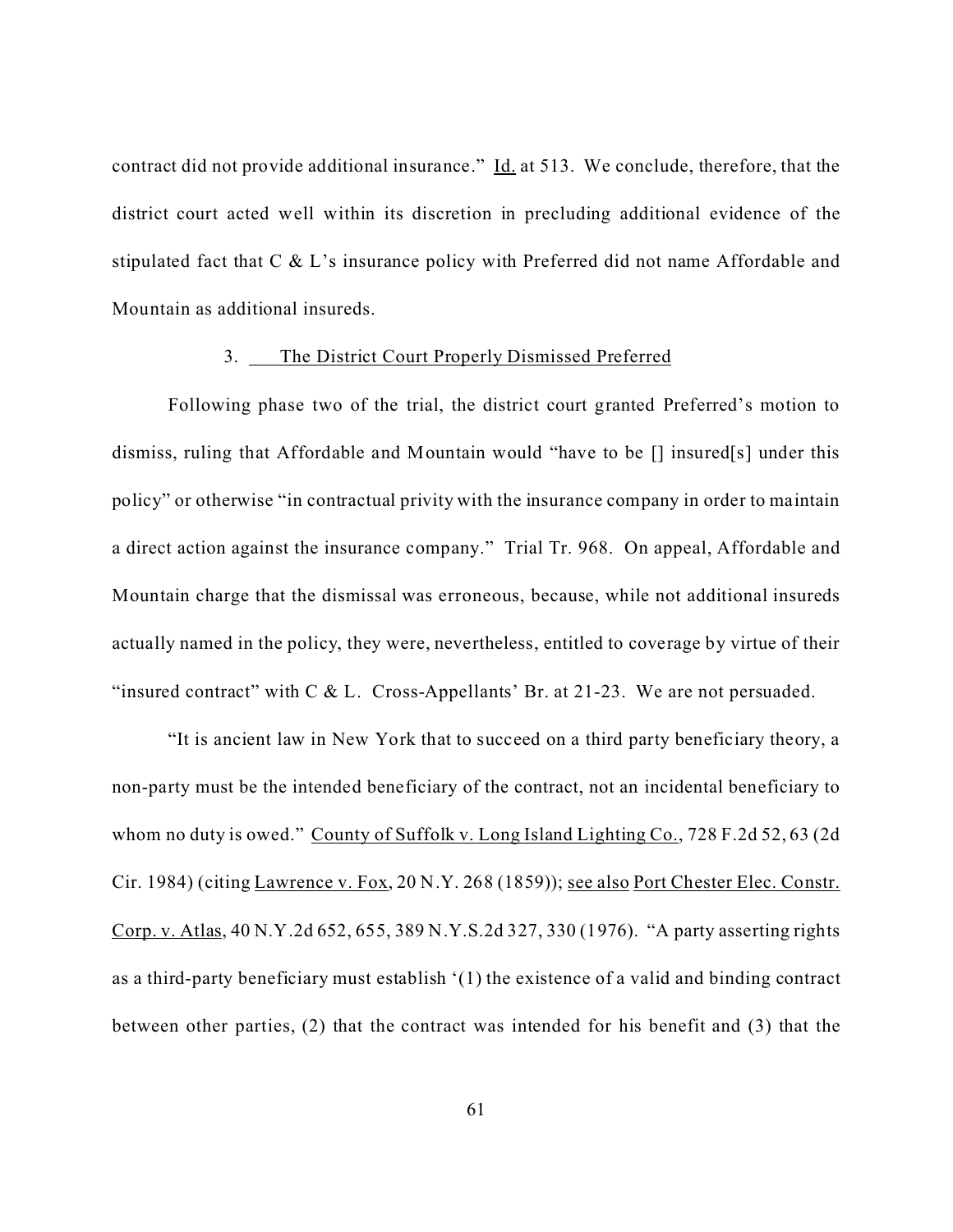contract did not provide additional insurance." Id. at 513. We conclude, therefore, that the district court acted well within its discretion in precluding additional evidence of the stipulated fact that C & L's insurance policy with Preferred did not name Affordable and Mountain as additional insureds.

### 3. The District Court Properly Dismissed Preferred

Following phase two of the trial, the district court granted Preferred's motion to dismiss, ruling that Affordable and Mountain would "have to be [] insured[s] under this policy" or otherwise "in contractual privity with the insurance company in order to maintain a direct action against the insurance company." Trial Tr. 968. On appeal, Affordable and Mountain charge that the dismissal was erroneous, because, while not additional insureds actually named in the policy, they were, nevertheless, entitled to coverage by virtue of their "insured contract" with C & L. Cross-Appellants' Br. at 21-23. We are not persuaded.

"It is ancient law in New York that to succeed on a third party beneficiary theory, a non-party must be the intended beneficiary of the contract, not an incidental beneficiary to whom no duty is owed." County of Suffolk v. Long Island Lighting Co., 728 F.2d 52, 63 (2d Cir. 1984) (citing Lawrence v. Fox, 20 N.Y. 268 (1859)); see also Port Chester Elec. Constr. Corp. v. Atlas, 40 N.Y.2d 652, 655, 389 N.Y.S.2d 327, 330 (1976). "A party asserting rights as a third-party beneficiary must establish '(1) the existence of a valid and binding contract between other parties, (2) that the contract was intended for his benefit and (3) that the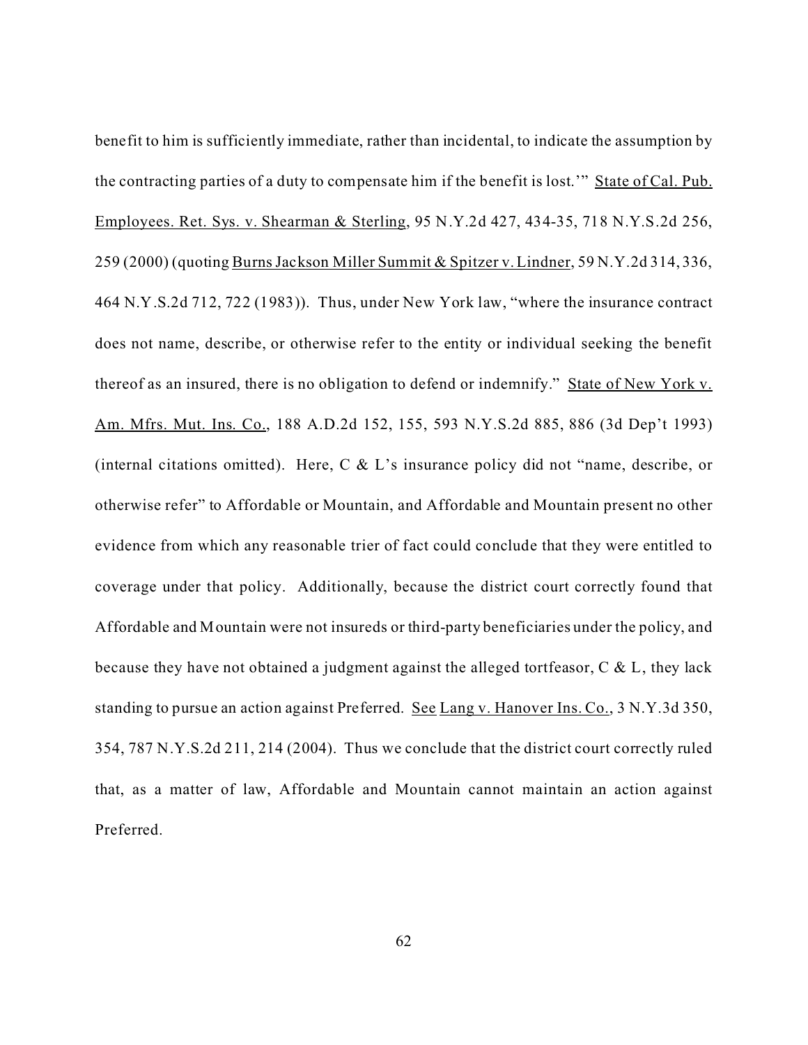benefit to him is sufficiently immediate, rather than incidental, to indicate the assumption by the contracting parties of a duty to compensate him if the benefit is lost.'" State of Cal. Pub. Employees. Ret. Sys. v. Shearman & Sterling, 95 N.Y.2d 427, 434-35, 718 N.Y.S.2d 256, 259 (2000) (quoting Burns Jackson Miller Summit & Spitzer v. Lindner, 59 N.Y.2d 314, 336, 464 N.Y.S.2d 712, 722 (1983)). Thus, under New York law, "where the insurance contract does not name, describe, or otherwise refer to the entity or individual seeking the benefit thereof as an insured, there is no obligation to defend or indemnify." State of New York v. Am. Mfrs. Mut. Ins. Co., 188 A.D.2d 152, 155, 593 N.Y.S.2d 885, 886 (3d Dep't 1993) (internal citations omitted). Here, C & L's insurance policy did not "name, describe, or otherwise refer" to Affordable or Mountain, and Affordable and Mountain present no other evidence from which any reasonable trier of fact could conclude that they were entitled to coverage under that policy. Additionally, because the district court correctly found that Affordable and Mountain were not insureds or third-party beneficiaries under the policy, and because they have not obtained a judgment against the alleged tortfeasor, C & L, they lack standing to pursue an action against Preferred. See Lang v. Hanover Ins. Co., 3 N.Y.3d 350, 354, 787 N.Y.S.2d 211, 214 (2004). Thus we conclude that the district court correctly ruled that, as a matter of law, Affordable and Mountain cannot maintain an action against Preferred.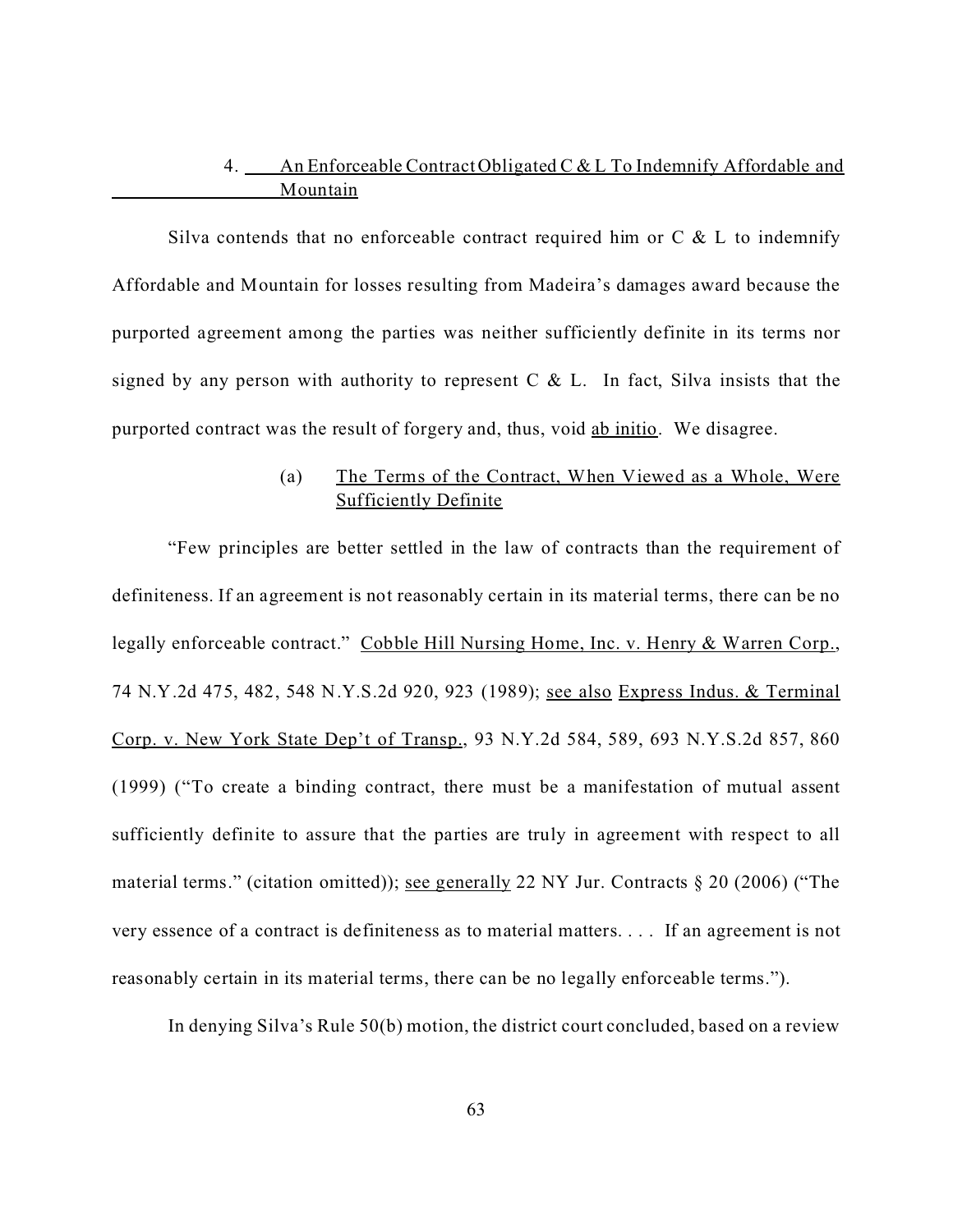### 4. An Enforceable Contract Obligated C & L To Indemnify Affordable and Mountain

Silva contends that no enforceable contract required him or C & L to indemnify Affordable and Mountain for losses resulting from Madeira's damages award because the purported agreement among the parties was neither sufficiently definite in its terms nor signed by any person with authority to represent C & L. In fact, Silva insists that the purported contract was the result of forgery and, thus, void ab initio. We disagree.

#### (a) The Terms of the Contract, When Viewed as a Whole, Were Sufficiently Definite

"Few principles are better settled in the law of contracts than the requirement of definiteness. If an agreement is not reasonably certain in its material terms, there can be no legally enforceable contract." Cobble Hill Nursing Home, Inc. v. Henry & Warren Corp., 74 N.Y.2d 475, 482, 548 N.Y.S.2d 920, 923 (1989); see also Express Indus. & Terminal Corp. v. New York State Dep't of Transp., 93 N.Y.2d 584, 589, 693 N.Y.S.2d 857, 860 (1999) ("To create a binding contract, there must be a manifestation of mutual assent sufficiently definite to assure that the parties are truly in agreement with respect to all material terms." (citation omitted)); see generally 22 NY Jur. Contracts § 20 (2006) ("The very essence of a contract is definiteness as to material matters. . . . If an agreement is not reasonably certain in its material terms, there can be no legally enforceable terms.").

In denying Silva's Rule 50(b) motion, the district court concluded, based on a review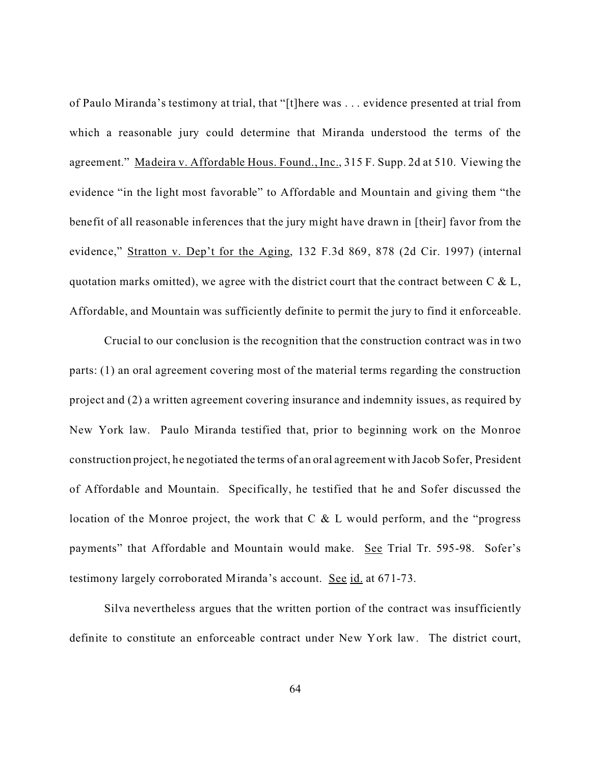of Paulo Miranda's testimony at trial, that "[t]here was . . . evidence presented at trial from which a reasonable jury could determine that Miranda understood the terms of the agreement." Madeira v. Affordable Hous. Found., Inc., 315 F. Supp. 2d at 510. Viewing the evidence "in the light most favorable" to Affordable and Mountain and giving them "the benefit of all reasonable inferences that the jury might have drawn in [their] favor from the evidence," Stratton v. Dep't for the Aging, 132 F.3d 869, 878 (2d Cir. 1997) (internal quotation marks omitted), we agree with the district court that the contract between C & L, Affordable, and Mountain was sufficiently definite to permit the jury to find it enforceable.

Crucial to our conclusion is the recognition that the construction contract was in two parts: (1) an oral agreement covering most of the material terms regarding the construction project and (2) a written agreement covering insurance and indemnity issues, as required by New York law. Paulo Miranda testified that, prior to beginning work on the Monroe construction project, he negotiated the terms of an oral agreement with Jacob Sofer, President of Affordable and Mountain. Specifically, he testified that he and Sofer discussed the location of the Monroe project, the work that C & L would perform, and the "progress payments" that Affordable and Mountain would make. See Trial Tr. 595-98. Sofer's testimony largely corroborated Miranda's account. See id. at 671-73.

Silva nevertheless argues that the written portion of the contract was insufficiently definite to constitute an enforceable contract under New York law. The district court,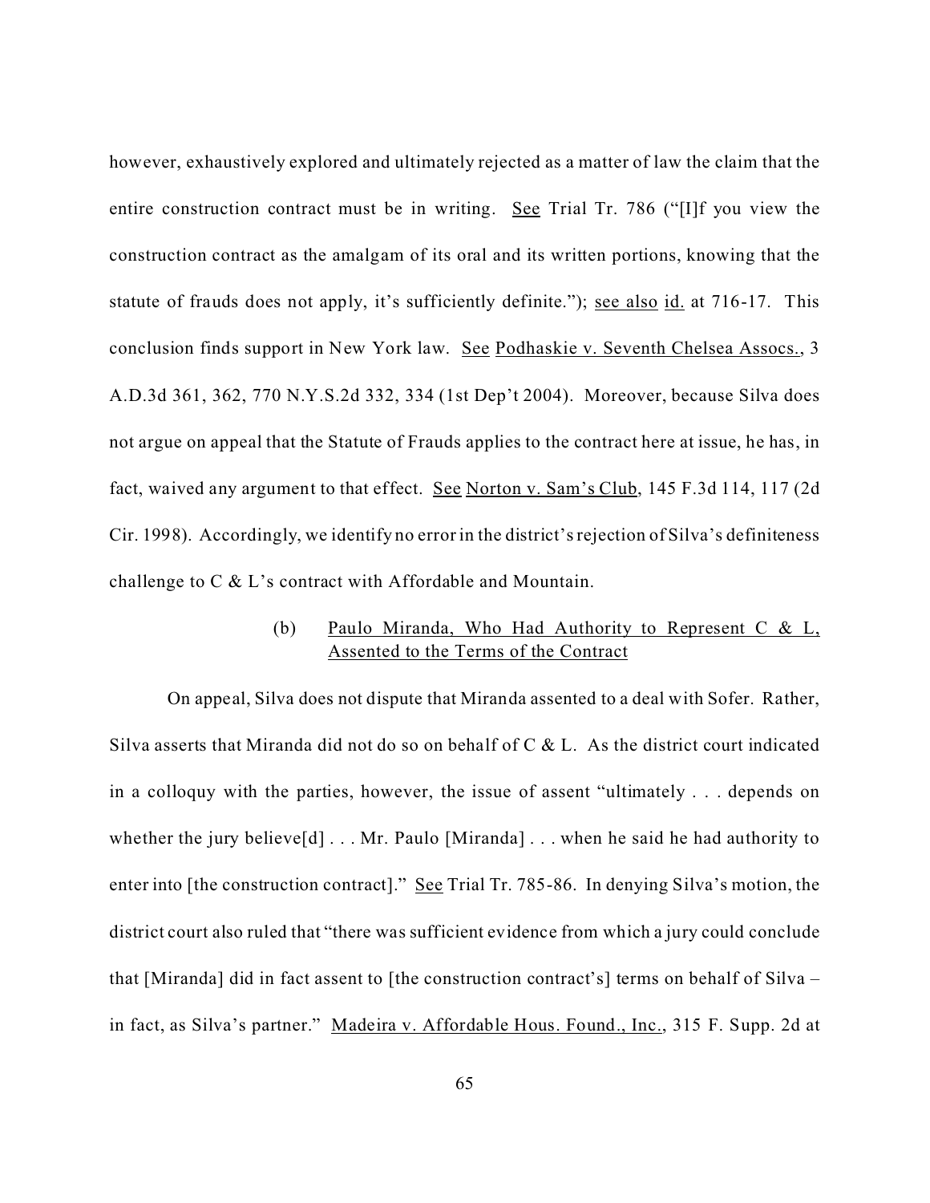however, exhaustively explored and ultimately rejected as a matter of law the claim that the entire construction contract must be in writing. See Trial Tr. 786 ("[I]f you view the construction contract as the amalgam of its oral and its written portions, knowing that the statute of frauds does not apply, it's sufficiently definite."); see also id. at 716-17. This conclusion finds support in New York law. See Podhaskie v. Seventh Chelsea Assocs., 3 A.D.3d 361, 362, 770 N.Y.S.2d 332, 334 (1st Dep't 2004). Moreover, because Silva does not argue on appeal that the Statute of Frauds applies to the contract here at issue, he has, in fact, waived any argument to that effect. See Norton v. Sam's Club, 145 F.3d 114, 117 (2d Cir. 1998). Accordingly, we identify no error in the district's rejection of Silva's definiteness challenge to C & L's contract with Affordable and Mountain.

(b) Paulo Miranda, Who Had Authority to Represent C & L, Assented to the Terms of the Contract

On appeal, Silva does not dispute that Miranda assented to a deal with Sofer. Rather, Silva asserts that Miranda did not do so on behalf of C & L. As the district court indicated in a colloquy with the parties, however, the issue of assent "ultimately . . . depends on whether the jury believe[d] . . . Mr. Paulo [Miranda] . . . when he said he had authority to enter into [the construction contract]." See Trial Tr. 785-86. In denying Silva's motion, the district court also ruled that "there was sufficient evidence from which a jury could conclude that [Miranda] did in fact assent to [the construction contract's] terms on behalf of Silva – in fact, as Silva's partner." Madeira v. Affordable Hous. Found., Inc., 315 F. Supp. 2d at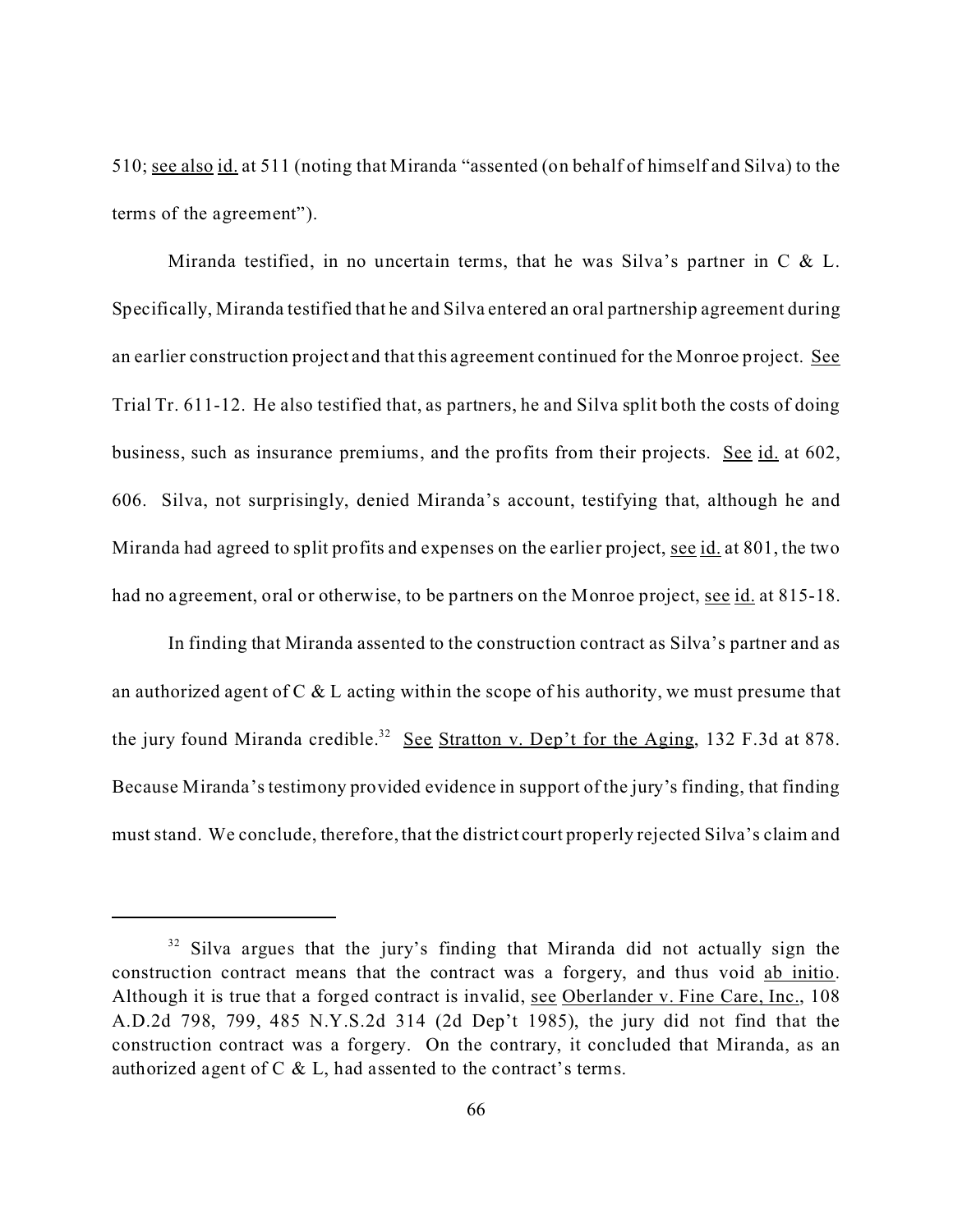510; see also id. at 511 (noting that Miranda "assented (on behalf of himself and Silva) to the terms of the agreement").

Miranda testified, in no uncertain terms, that he was Silva's partner in C & L. Specifically, Miranda testified that he and Silva entered an oral partnership agreement during an earlier construction project and that this agreement continued for the Monroe project. See Trial Tr. 611-12. He also testified that, as partners, he and Silva split both the costs of doing business, such as insurance premiums, and the profits from their projects. See id. at 602, 606. Silva, not surprisingly, denied Miranda's account, testifying that, although he and Miranda had agreed to split profits and expenses on the earlier project, see id. at 801, the two had no agreement, oral or otherwise, to be partners on the Monroe project, see id. at 815-18.

In finding that Miranda assented to the construction contract as Silva's partner and as an authorized agent of C & L acting within the scope of his authority, we must presume that the jury found Miranda credible.[32] See Stratton v. Dep't for the Aging, 132 F.3d at 878. Because Miranda's testimony provided evidence in support of the jury's finding, that finding must stand. We conclude, therefore, that the district court properly rejected Silva's claim and

---

[32] Silva argues that the jury's finding that Miranda did not actually sign the construction contract means that the contract was a forgery, and thus void ab initio. Although it is true that a forged contract is invalid, see Oberlander v. Fine Care, Inc., 108 A.D.2d 798, 799, 485 N.Y.S.2d 314 (2d Dep't 1985), the jury did not find that the construction contract was a forgery. On the contrary, it concluded that Miranda, as an authorized agent of C & L, had assented to the contract's terms.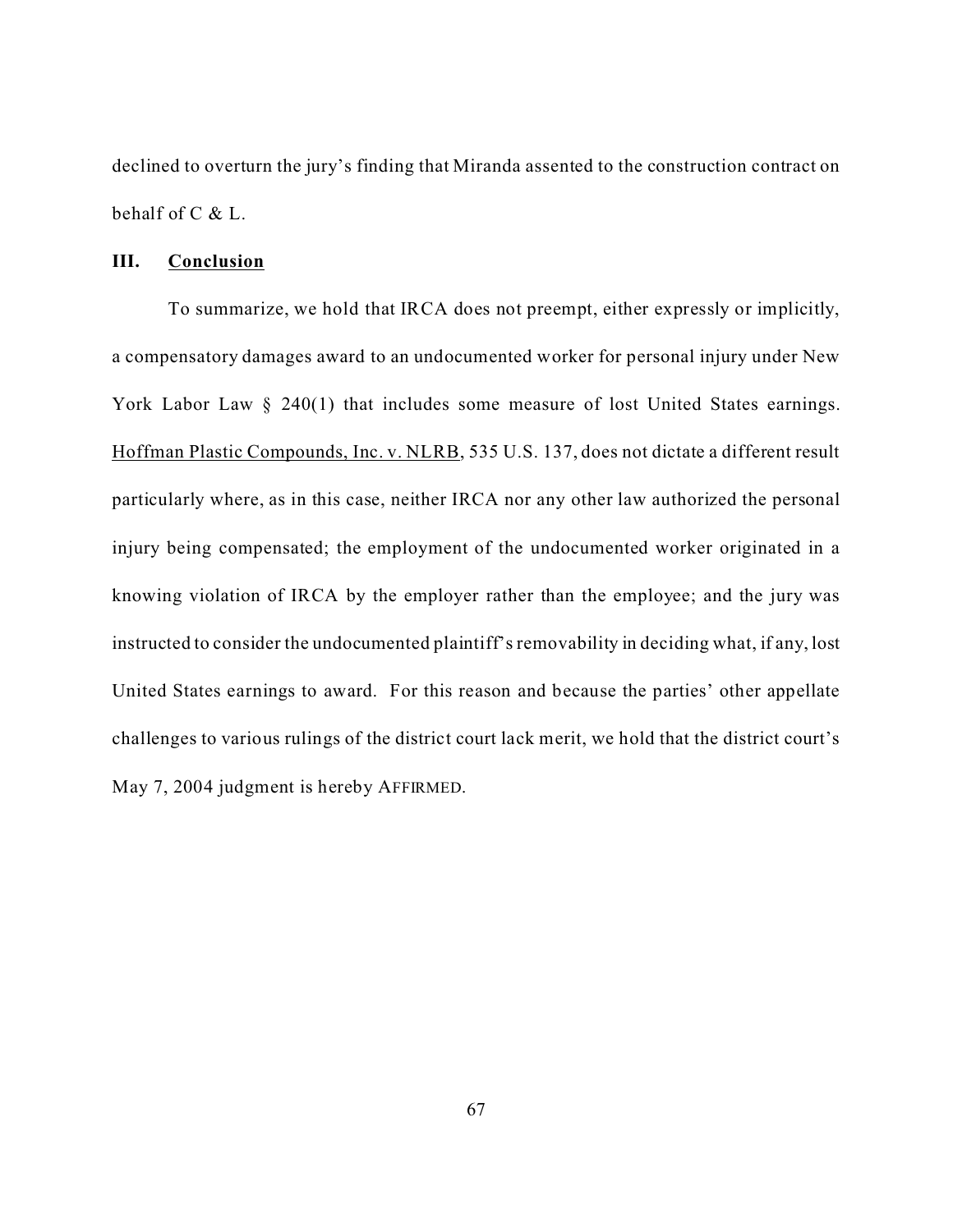declined to overturn the jury's finding that Miranda assented to the construction contract on behalf of C & L.

## III. Conclusion

To summarize, we hold that IRCA does not preempt, either expressly or implicitly, a compensatory damages award to an undocumented worker for personal injury under New York Labor Law § 240(1) that includes some measure of lost United States earnings. Hoffman Plastic Compounds, Inc. v. NLRB, 535 U.S. 137, does not dictate a different result particularly where, as in this case, neither IRCA nor any other law authorized the personal injury being compensated; the employment of the undocumented worker originated in a knowing violation of IRCA by the employer rather than the employee; and the jury was instructed to consider the undocumented plaintiff's removability in deciding what, if any, lost United States earnings to award. For this reason and because the parties' other appellate challenges to various rulings of the district court lack merit, we hold that the district court's May 7, 2004 judgment is hereby AFFIRMED.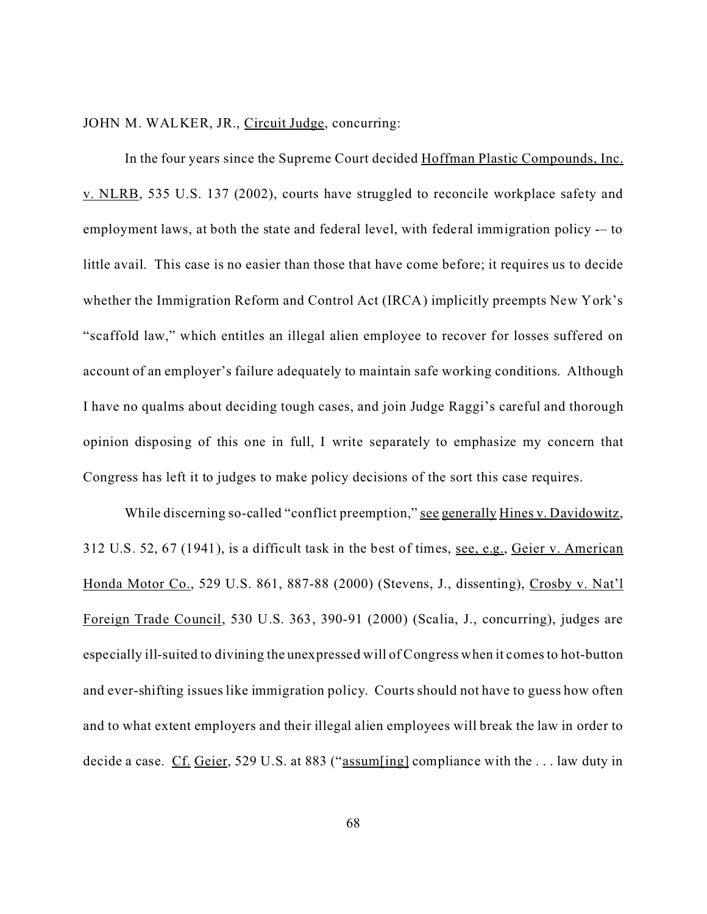JOHN M. WALKER, JR., Circuit Judge, concurring:

In the four years since the Supreme Court decided Hoffman Plastic Compounds, Inc. v. NLRB, 535 U.S. 137 (2002), courts have struggled to reconcile workplace safety and employment laws, at both the state and federal level, with federal immigration policy -– to little avail. This case is no easier than those that have come before; it requires us to decide whether the Immigration Reform and Control Act (IRCA) implicitly preempts New York's "scaffold law," which entitles an illegal alien employee to recover for losses suffered on account of an employer's failure adequately to maintain safe working conditions. Although I have no qualms about deciding tough cases, and join Judge Raggi's careful and thorough opinion disposing of this one in full, I write separately to emphasize my concern that Congress has left it to judges to make policy decisions of the sort this case requires.

While discerning so-called "conflict preemption," see generally Hines v. Davidowitz, 312 U.S. 52, 67 (1941), is a difficult task in the best of times, see, e.g., Geier v. American Honda Motor Co., 529 U.S. 861, 887-88 (2000) (Stevens, J., dissenting), Crosby v. Nat'l Foreign Trade Council, 530 U.S. 363, 390-91 (2000) (Scalia, J., concurring), judges are especially ill-suited to divining the unexpressed will of Congress when it comes to hot-button and ever-shifting issues like immigration policy. Courts should not have to guess how often and to what extent employers and their illegal alien employees will break the law in order to decide a case. Cf. Geier, 529 U.S. at 883 ("assum[ing] compliance with the . . . law duty in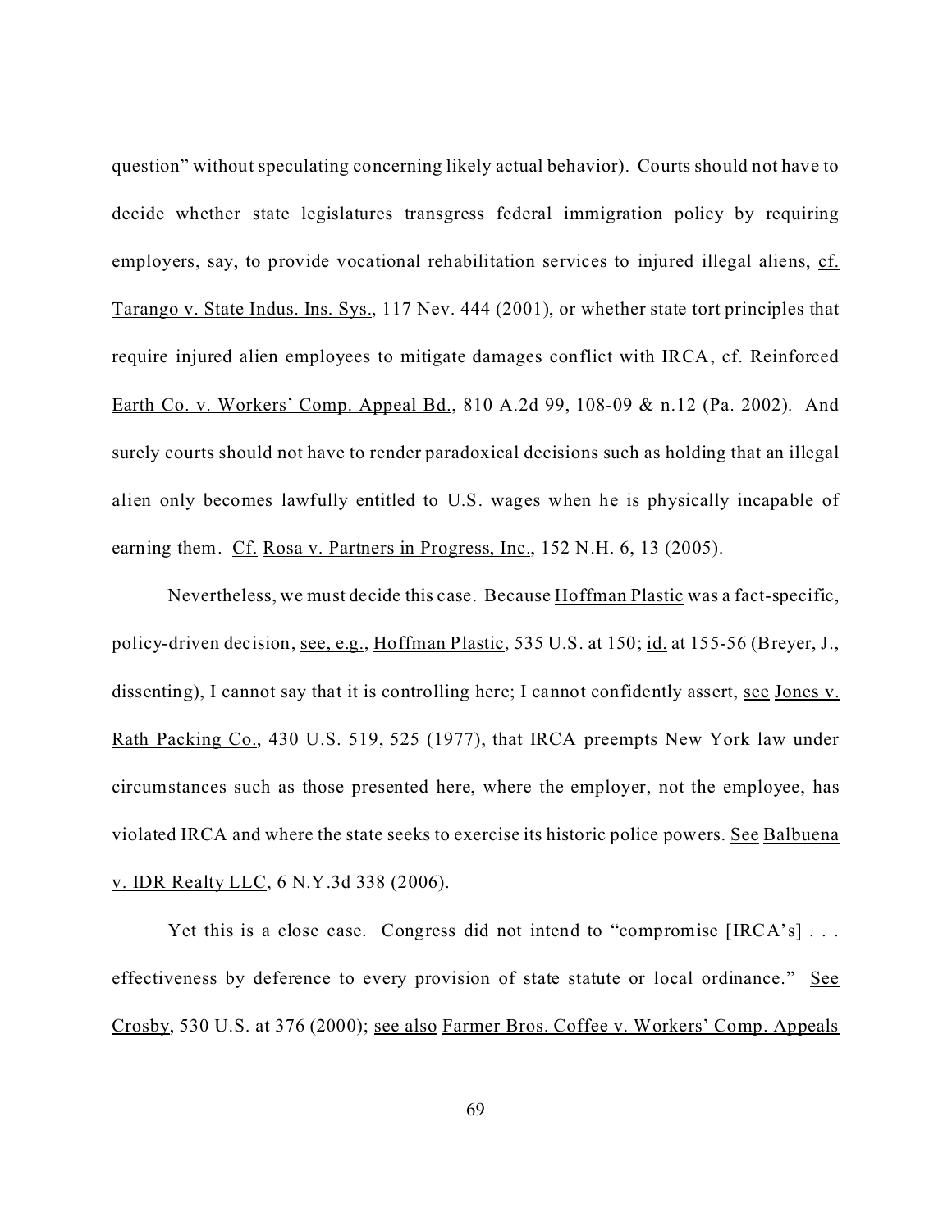question" without speculating concerning likely actual behavior). Courts should not have to decide whether state legislatures transgress federal immigration policy by requiring employers, say, to provide vocational rehabilitation services to injured illegal aliens, cf. Tarango v. State Indus. Ins. Sys., 117 Nev. 444 (2001), or whether state tort principles that require injured alien employees to mitigate damages conflict with IRCA, cf. Reinforced Earth Co. v. Workers' Comp. Appeal Bd., 810 A.2d 99, 108-09 & n.12 (Pa. 2002). And surely courts should not have to render paradoxical decisions such as holding that an illegal alien only becomes lawfully entitled to U.S. wages when he is physically incapable of earning them. Cf. Rosa v. Partners in Progress, Inc., 152 N.H. 6, 13 (2005).

Nevertheless, we must decide this case. Because Hoffman Plastic was a fact-specific, policy-driven decision, see, e.g., Hoffman Plastic, 535 U.S. at 150; id. at 155-56 (Breyer, J., dissenting), I cannot say that it is controlling here; I cannot confidently assert, see Jones v. Rath Packing Co., 430 U.S. 519, 525 (1977), that IRCA preempts New York law under circumstances such as those presented here, where the employer, not the employee, has violated IRCA and where the state seeks to exercise its historic police powers. See Balbuena v. IDR Realty LLC, 6 N.Y.3d 338 (2006).

Yet this is a close case. Congress did not intend to "compromise [IRCA's] . . . effectiveness by deference to every provision of state statute or local ordinance." See Crosby, 530 U.S. at 376 (2000); see also Farmer Bros. Coffee v. Workers' Comp. Appeals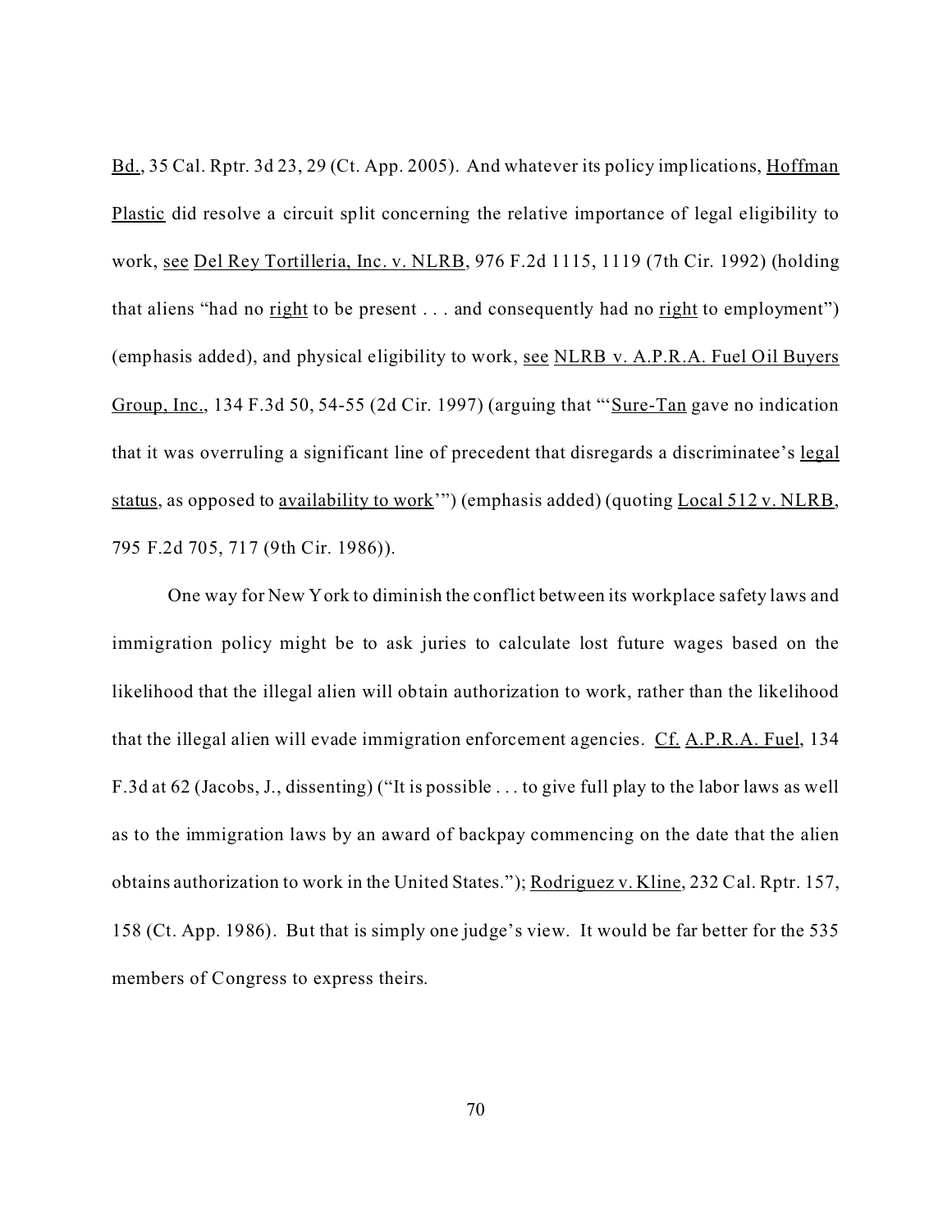Bd., 35 Cal. Rptr. 3d 23, 29 (Ct. App. 2005). And whatever its policy implications, Hoffman Plastic did resolve a circuit split concerning the relative importance of legal eligibility to work, see Del Rey Tortilleria, Inc. v. NLRB, 976 F.2d 1115, 1119 (7th Cir. 1992) (holding that aliens "had no right to be present . . . and consequently had no right to employment") (emphasis added), and physical eligibility to work, see NLRB v. A.P.R.A. Fuel Oil Buyers Group, Inc., 134 F.3d 50, 54-55 (2d Cir. 1997) (arguing that "'Sure-Tan gave no indication that it was overruling a significant line of precedent that disregards a discriminatee's legal status, as opposed to availability to work'") (emphasis added) (quoting Local 512 v. NLRB, 795 F.2d 705, 717 (9th Cir. 1986)).

One way for New York to diminish the conflict between its workplace safety laws and immigration policy might be to ask juries to calculate lost future wages based on the likelihood that the illegal alien will obtain authorization to work, rather than the likelihood that the illegal alien will evade immigration enforcement agencies. Cf. A.P.R.A. Fuel, 134 F.3d at 62 (Jacobs, J., dissenting) ("It is possible . . . to give full play to the labor laws as well as to the immigration laws by an award of backpay commencing on the date that the alien obtains authorization to work in the United States."); Rodriguez v. Kline, 232 Cal. Rptr. 157, 158 (Ct. App. 1986). But that is simply one judge's view. It would be far better for the 535 members of Congress to express theirs.